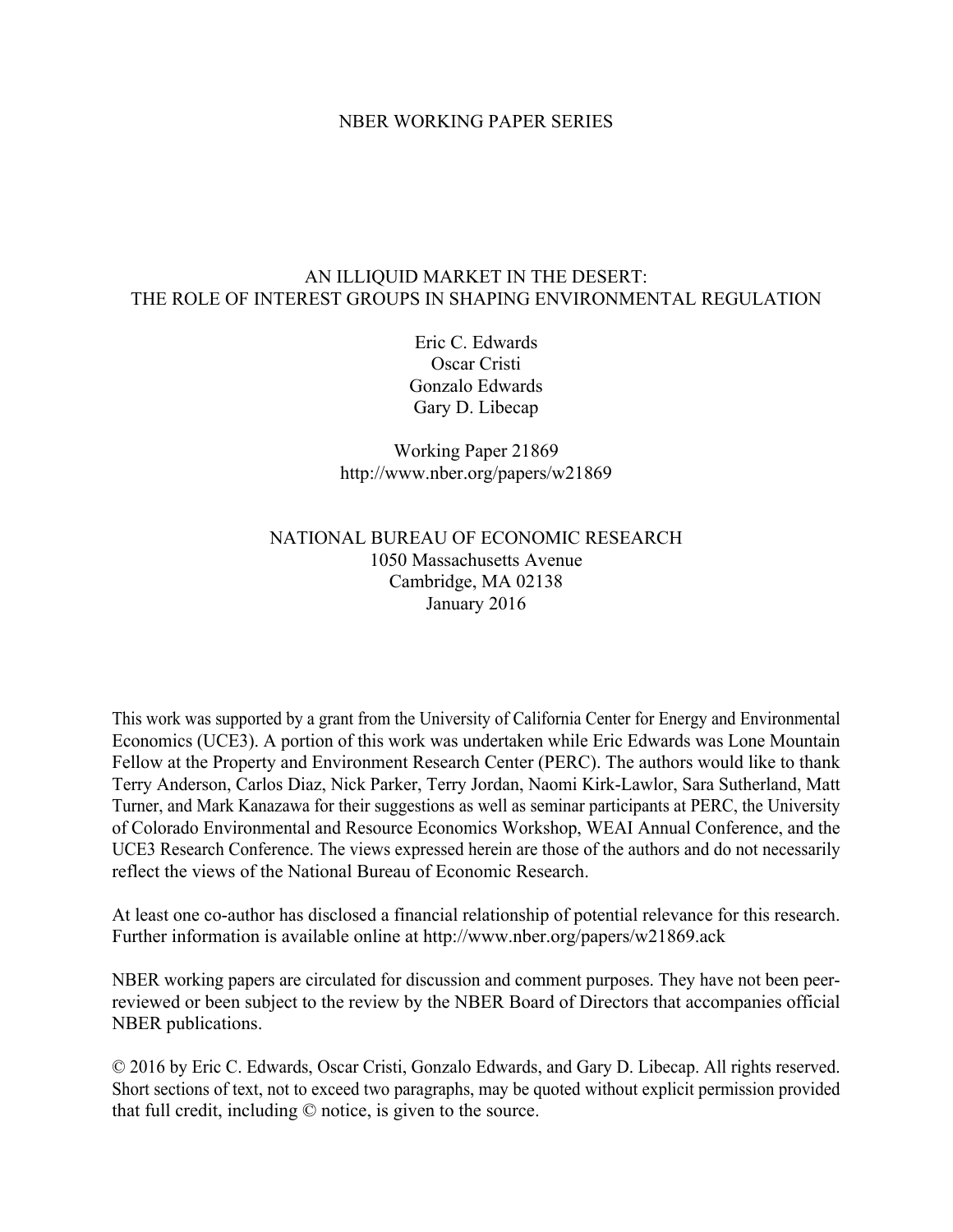NBER WORKING PAPER SERIES

# AN ILLIQUID MARKET IN THE DESERT: THE ROLE OF INTEREST GROUPS IN SHAPING ENVIRONMENTAL REGULATION

Eric C. Edwards
Oscar Cristi
Gonzalo Edwards
Gary D. Libecap

Working Paper 21869
http://www.nber.org/papers/w21869

NATIONAL BUREAU OF ECONOMIC RESEARCH
1050 Massachusetts Avenue
Cambridge, MA 02138
January 2016

This work was supported by a grant from the University of California Center for Energy and Environmental Economics (UCE3). A portion of this work was undertaken while Eric Edwards was Lone Mountain Fellow at the Property and Environment Research Center (PERC). The authors would like to thank Terry Anderson, Carlos Diaz, Nick Parker, Terry Jordan, Naomi Kirk-Lawlor, Sara Sutherland, Matt Turner, and Mark Kanazawa for their suggestions as well as seminar participants at PERC, the University of Colorado Environmental and Resource Economics Workshop, WEAI Annual Conference, and the UCE3 Research Conference. The views expressed herein are those of the authors and do not necessarily reflect the views of the National Bureau of Economic Research.

At least one co-author has disclosed a financial relationship of potential relevance for this research. Further information is available online at http://www.nber.org/papers/w21869.ack

NBER working papers are circulated for discussion and comment purposes. They have not been peer-reviewed or been subject to the review by the NBER Board of Directors that accompanies official NBER publications.

© 2016 by Eric C. Edwards, Oscar Cristi, Gonzalo Edwards, and Gary D. Libecap. All rights reserved. Short sections of text, not to exceed two paragraphs, may be quoted without explicit permission provided that full credit, including © notice, is given to the source.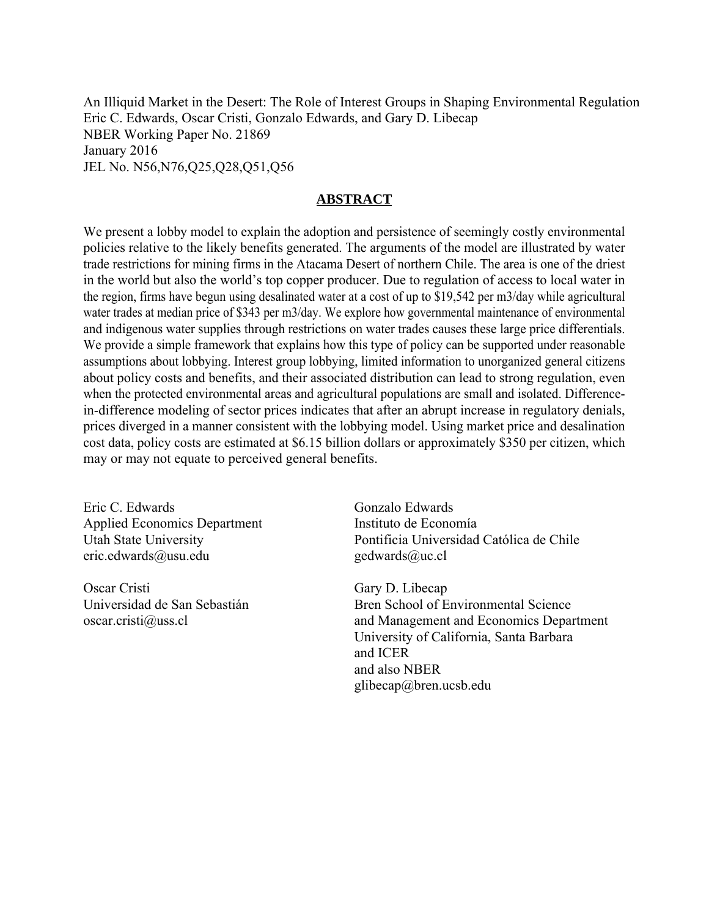An Illiquid Market in the Desert: The Role of Interest Groups in Shaping Environmental Regulation
Eric C. Edwards, Oscar Cristi, Gonzalo Edwards, and Gary D. Libecap
NBER Working Paper No. 21869
January 2016
JEL No. N56,N76,Q25,Q28,Q51,Q56

## ABSTRACT

We present a lobby model to explain the adoption and persistence of seemingly costly environmental policies relative to the likely benefits generated. The arguments of the model are illustrated by water trade restrictions for mining firms in the Atacama Desert of northern Chile. The area is one of the driest in the world but also the world's top copper producer. Due to regulation of access to local water in the region, firms have begun using desalinated water at a cost of up to $19,542 per m3/day while agricultural water trades at median price of $343 per m3/day. We explore how governmental maintenance of environmental and indigenous water supplies through restrictions on water trades causes these large price differentials. We provide a simple framework that explains how this type of policy can be supported under reasonable assumptions about lobbying. Interest group lobbying, limited information to unorganized general citizens about policy costs and benefits, and their associated distribution can lead to strong regulation, even when the protected environmental areas and agricultural populations are small and isolated. Difference-in-difference modeling of sector prices indicates that after an abrupt increase in regulatory denials, prices diverged in a manner consistent with the lobbying model. Using market price and desalination cost data, policy costs are estimated at $6.15 billion dollars or approximately $350 per citizen, which may or may not equate to perceived general benefits.

Eric C. Edwards
Applied Economics Department
Utah State University
eric.edwards@usu.edu

Oscar Cristi
Universidad de San Sebastián
oscar.cristi@uss.cl

Gonzalo Edwards
Instituto de Economía
Pontificia Universidad Católica de Chile
gedwards@uc.cl

Gary D. Libecap
Bren School of Environmental Science
and Management and Economics Department
University of California, Santa Barbara
and ICER
and also NBER
glibecap@bren.ucsb.edu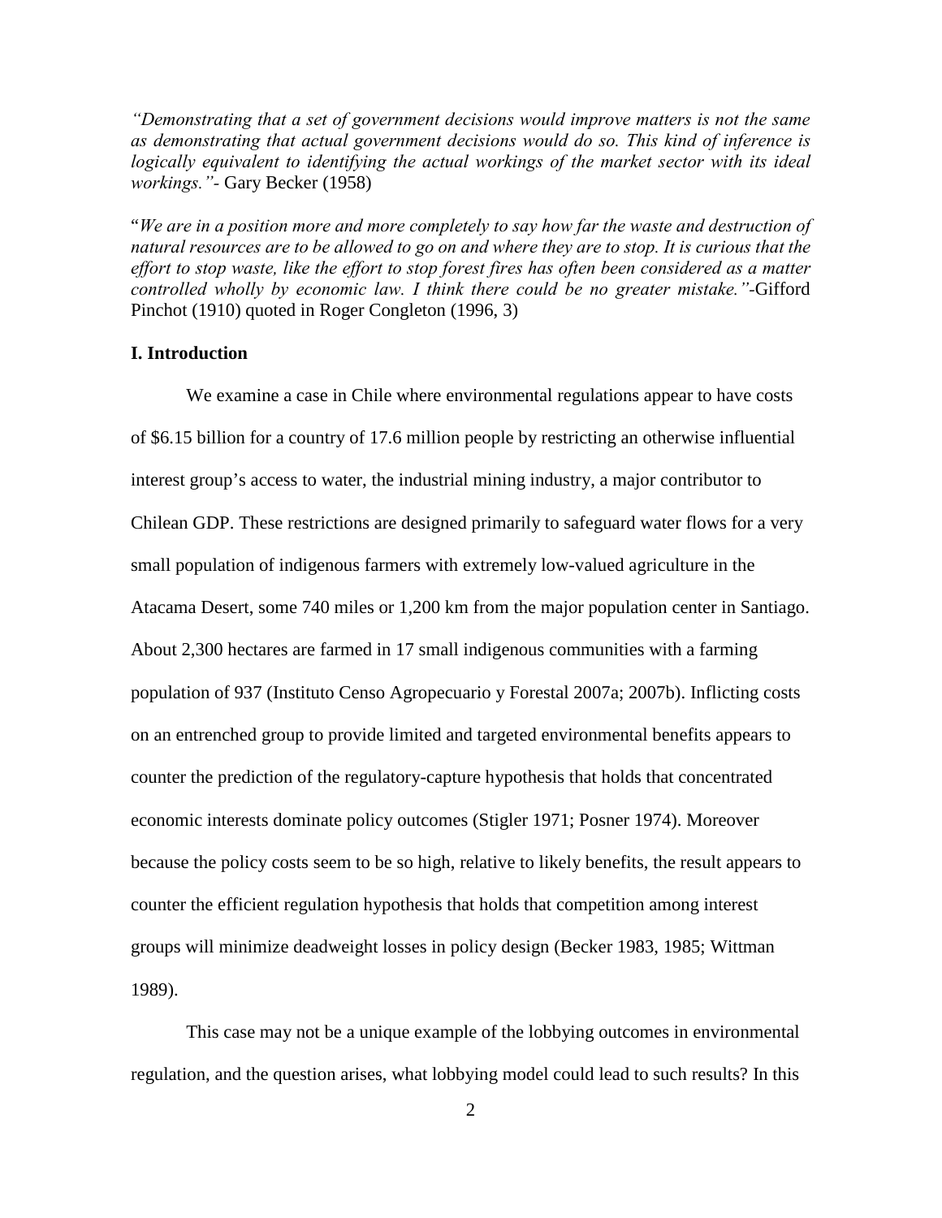*"Demonstrating that a set of government decisions would improve matters is not the same as demonstrating that actual government decisions would do so. This kind of inference is logically equivalent to identifying the actual workings of the market sector with its ideal workings."*- Gary Becker (1958)

"*We are in a position more and more completely to say how far the waste and destruction of natural resources are to be allowed to go on and where they are to stop. It is curious that the effort to stop waste, like the effort to stop forest fires has often been considered as a matter controlled wholly by economic law. I think there could be no greater mistake."*-Gifford Pinchot (1910) quoted in Roger Congleton (1996, 3)

## I. Introduction

We examine a case in Chile where environmental regulations appear to have costs of \$6.15 billion for a country of 17.6 million people by restricting an otherwise influential interest group's access to water, the industrial mining industry, a major contributor to Chilean GDP. These restrictions are designed primarily to safeguard water flows for a very small population of indigenous farmers with extremely low-valued agriculture in the Atacama Desert, some 740 miles or 1,200 km from the major population center in Santiago. About 2,300 hectares are farmed in 17 small indigenous communities with a farming population of 937 (Instituto Censo Agropecuario y Forestal 2007a; 2007b). Inflicting costs on an entrenched group to provide limited and targeted environmental benefits appears to counter the prediction of the regulatory-capture hypothesis that holds that concentrated economic interests dominate policy outcomes (Stigler 1971; Posner 1974). Moreover because the policy costs seem to be so high, relative to likely benefits, the result appears to counter the efficient regulation hypothesis that holds that competition among interest groups will minimize deadweight losses in policy design (Becker 1983, 1985; Wittman 1989).

This case may not be a unique example of the lobbying outcomes in environmental regulation, and the question arises, what lobbying model could lead to such results? In this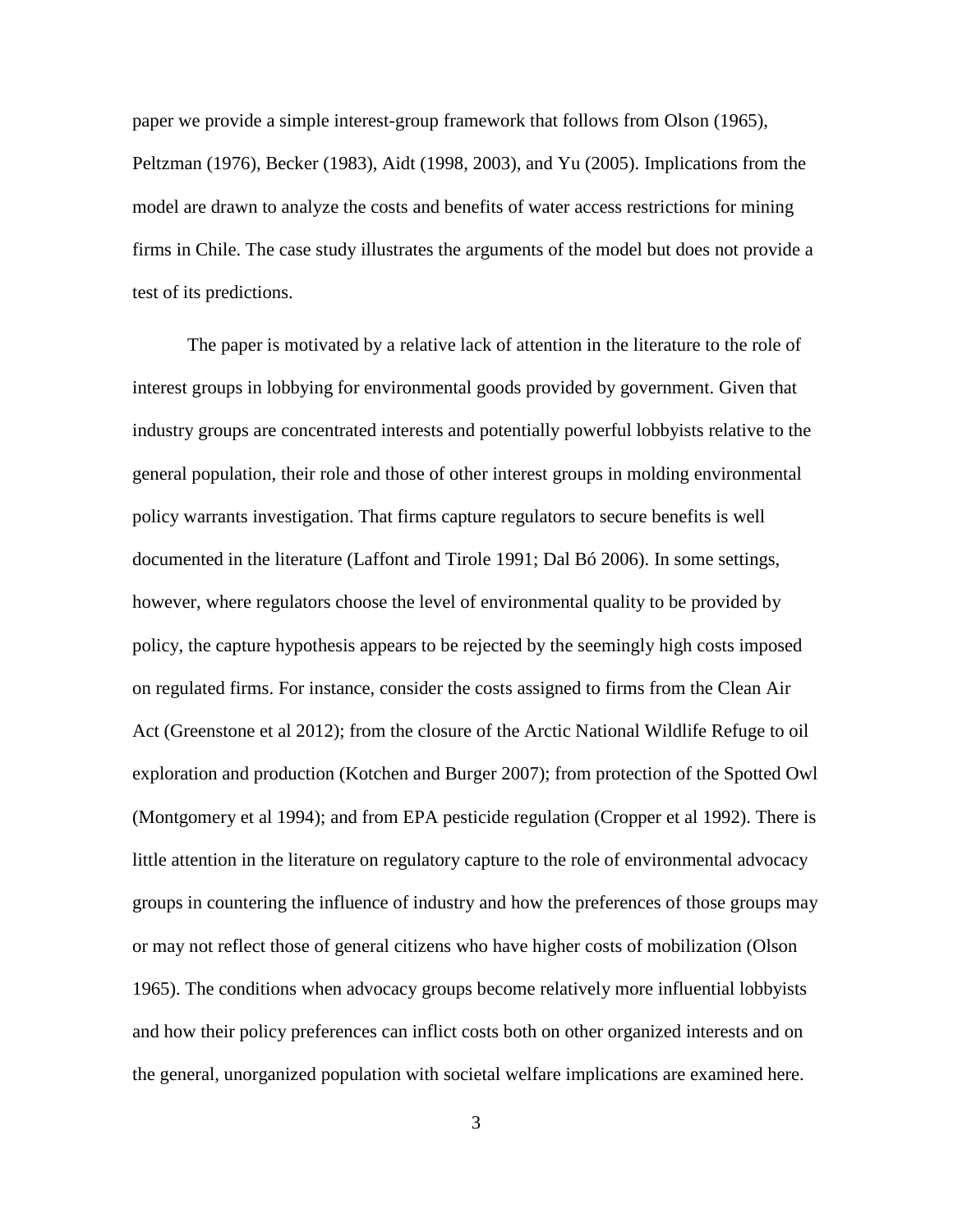paper we provide a simple interest-group framework that follows from Olson (1965), Peltzman (1976), Becker (1983), Aidt (1998, 2003), and Yu (2005). Implications from the model are drawn to analyze the costs and benefits of water access restrictions for mining firms in Chile. The case study illustrates the arguments of the model but does not provide a test of its predictions.

The paper is motivated by a relative lack of attention in the literature to the role of interest groups in lobbying for environmental goods provided by government. Given that industry groups are concentrated interests and potentially powerful lobbyists relative to the general population, their role and those of other interest groups in molding environmental policy warrants investigation. That firms capture regulators to secure benefits is well documented in the literature (Laffont and Tirole 1991; Dal Bó 2006). In some settings, however, where regulators choose the level of environmental quality to be provided by policy, the capture hypothesis appears to be rejected by the seemingly high costs imposed on regulated firms. For instance, consider the costs assigned to firms from the Clean Air Act (Greenstone et al 2012); from the closure of the Arctic National Wildlife Refuge to oil exploration and production (Kotchen and Burger 2007); from protection of the Spotted Owl (Montgomery et al 1994); and from EPA pesticide regulation (Cropper et al 1992). There is little attention in the literature on regulatory capture to the role of environmental advocacy groups in countering the influence of industry and how the preferences of those groups may or may not reflect those of general citizens who have higher costs of mobilization (Olson 1965). The conditions when advocacy groups become relatively more influential lobbyists and how their policy preferences can inflict costs both on other organized interests and on the general, unorganized population with societal welfare implications are examined here.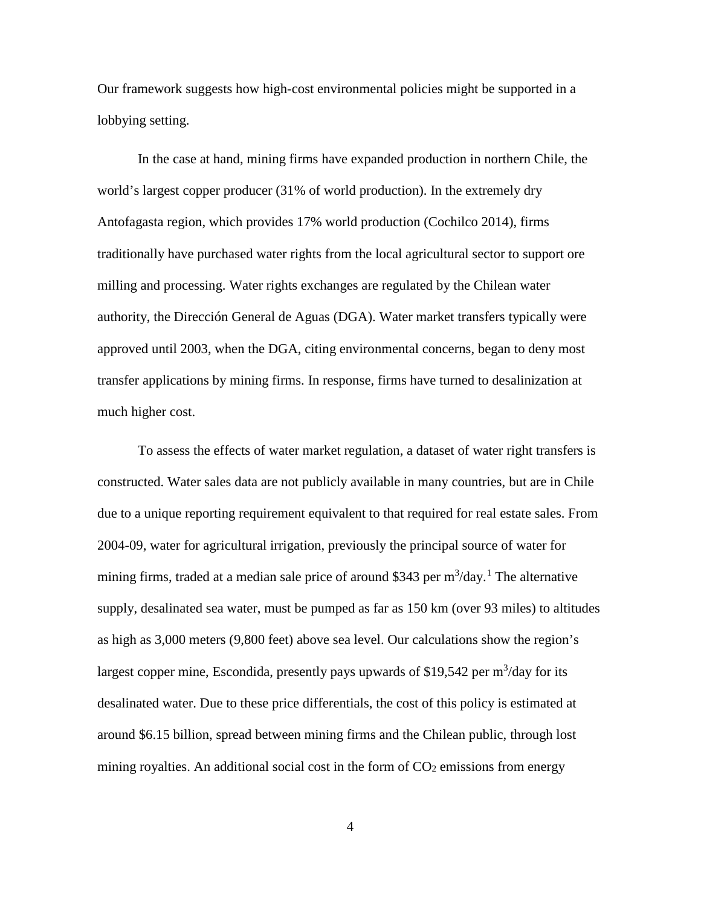Our framework suggests how high-cost environmental policies might be supported in a lobbying setting.

In the case at hand, mining firms have expanded production in northern Chile, the world's largest copper producer (31% of world production). In the extremely dry Antofagasta region, which provides 17% world production (Cochilco 2014), firms traditionally have purchased water rights from the local agricultural sector to support ore milling and processing. Water rights exchanges are regulated by the Chilean water authority, the Dirección General de Aguas (DGA). Water market transfers typically were approved until 2003, when the DGA, citing environmental concerns, began to deny most transfer applications by mining firms. In response, firms have turned to desalinization at much higher cost.

To assess the effects of water market regulation, a dataset of water right transfers is constructed. Water sales data are not publicly available in many countries, but are in Chile due to a unique reporting requirement equivalent to that required for real estate sales. From 2004-09, water for agricultural irrigation, previously the principal source of water for mining firms, traded at a median sale price of around \$343 per $m^3$/day.[1] The alternative supply, desalinated sea water, must be pumped as far as 150 km (over 93 miles) to altitudes as high as 3,000 meters (9,800 feet) above sea level. Our calculations show the region's largest copper mine, Escondida, presently pays upwards of \$19,542 per $m^3$/day for its desalinated water. Due to these price differentials, the cost of this policy is estimated at around \$6.15 billion, spread between mining firms and the Chilean public, through lost mining royalties. An additional social cost in the form of $CO_2$ emissions from energy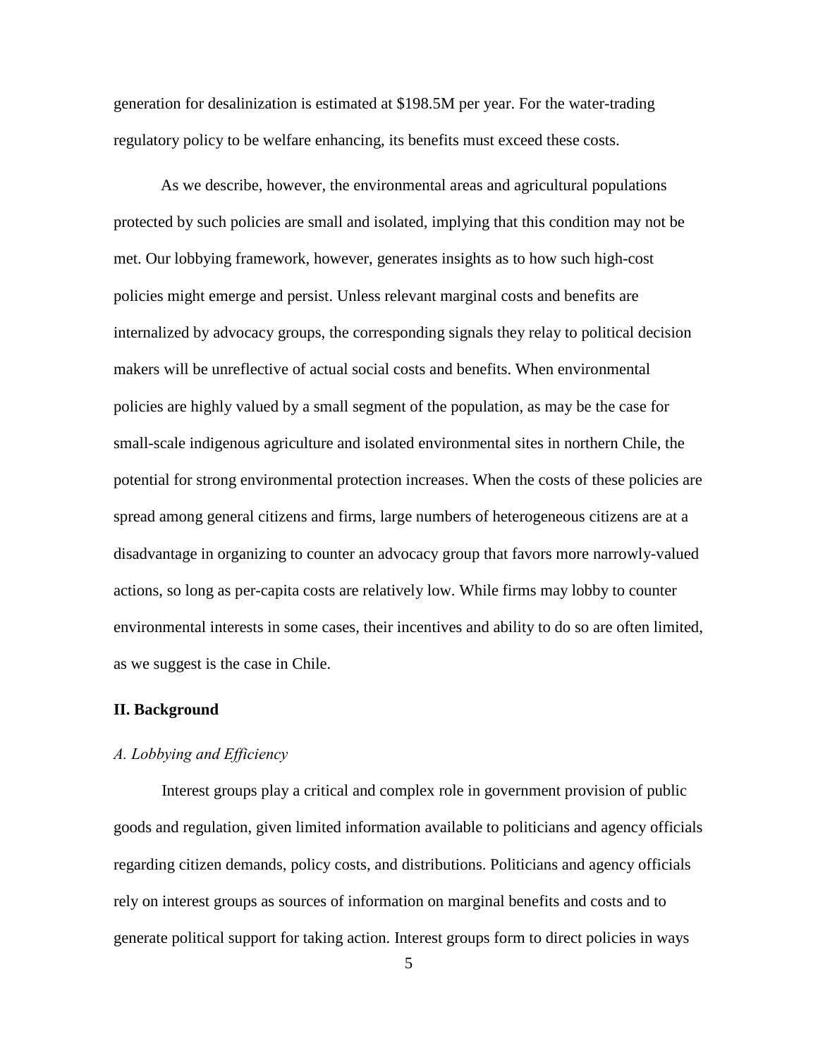generation for desalinization is estimated at $198.5M per year. For the water-trading regulatory policy to be welfare enhancing, its benefits must exceed these costs.

As we describe, however, the environmental areas and agricultural populations protected by such policies are small and isolated, implying that this condition may not be met. Our lobbying framework, however, generates insights as to how such high-cost policies might emerge and persist. Unless relevant marginal costs and benefits are internalized by advocacy groups, the corresponding signals they relay to political decision makers will be unreflective of actual social costs and benefits. When environmental policies are highly valued by a small segment of the population, as may be the case for small-scale indigenous agriculture and isolated environmental sites in northern Chile, the potential for strong environmental protection increases. When the costs of these policies are spread among general citizens and firms, large numbers of heterogeneous citizens are at a disadvantage in organizing to counter an advocacy group that favors more narrowly-valued actions, so long as per-capita costs are relatively low. While firms may lobby to counter environmental interests in some cases, their incentives and ability to do so are often limited, as we suggest is the case in Chile.

## II. Background

### *A. Lobbying and Efficiency*

Interest groups play a critical and complex role in government provision of public goods and regulation, given limited information available to politicians and agency officials regarding citizen demands, policy costs, and distributions. Politicians and agency officials rely on interest groups as sources of information on marginal benefits and costs and to generate political support for taking action. Interest groups form to direct policies in ways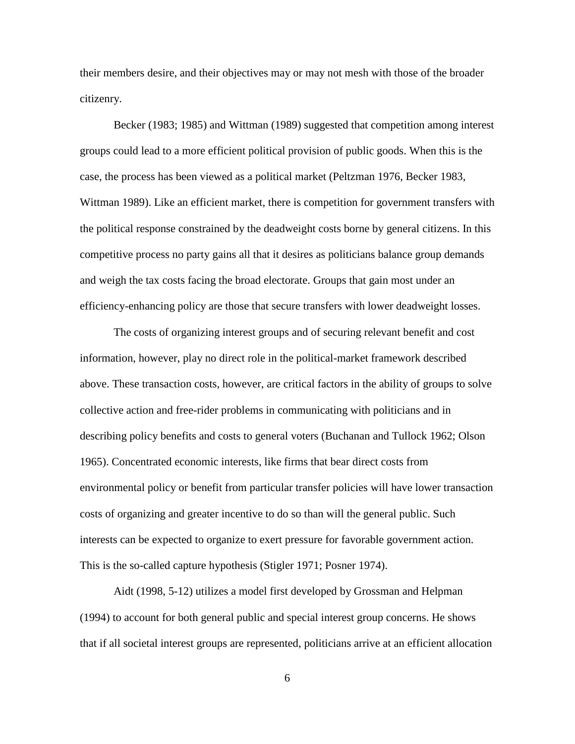their members desire, and their objectives may or may not mesh with those of the broader citizenry.

Becker (1983; 1985) and Wittman (1989) suggested that competition among interest groups could lead to a more efficient political provision of public goods. When this is the case, the process has been viewed as a political market (Peltzman 1976, Becker 1983, Wittman 1989). Like an efficient market, there is competition for government transfers with the political response constrained by the deadweight costs borne by general citizens. In this competitive process no party gains all that it desires as politicians balance group demands and weigh the tax costs facing the broad electorate. Groups that gain most under an efficiency-enhancing policy are those that secure transfers with lower deadweight losses.

The costs of organizing interest groups and of securing relevant benefit and cost information, however, play no direct role in the political-market framework described above. These transaction costs, however, are critical factors in the ability of groups to solve collective action and free-rider problems in communicating with politicians and in describing policy benefits and costs to general voters (Buchanan and Tullock 1962; Olson 1965). Concentrated economic interests, like firms that bear direct costs from environmental policy or benefit from particular transfer policies will have lower transaction costs of organizing and greater incentive to do so than will the general public. Such interests can be expected to organize to exert pressure for favorable government action. This is the so-called capture hypothesis (Stigler 1971; Posner 1974).

Aidt (1998, 5-12) utilizes a model first developed by Grossman and Helpman (1994) to account for both general public and special interest group concerns. He shows that if all societal interest groups are represented, politicians arrive at an efficient allocation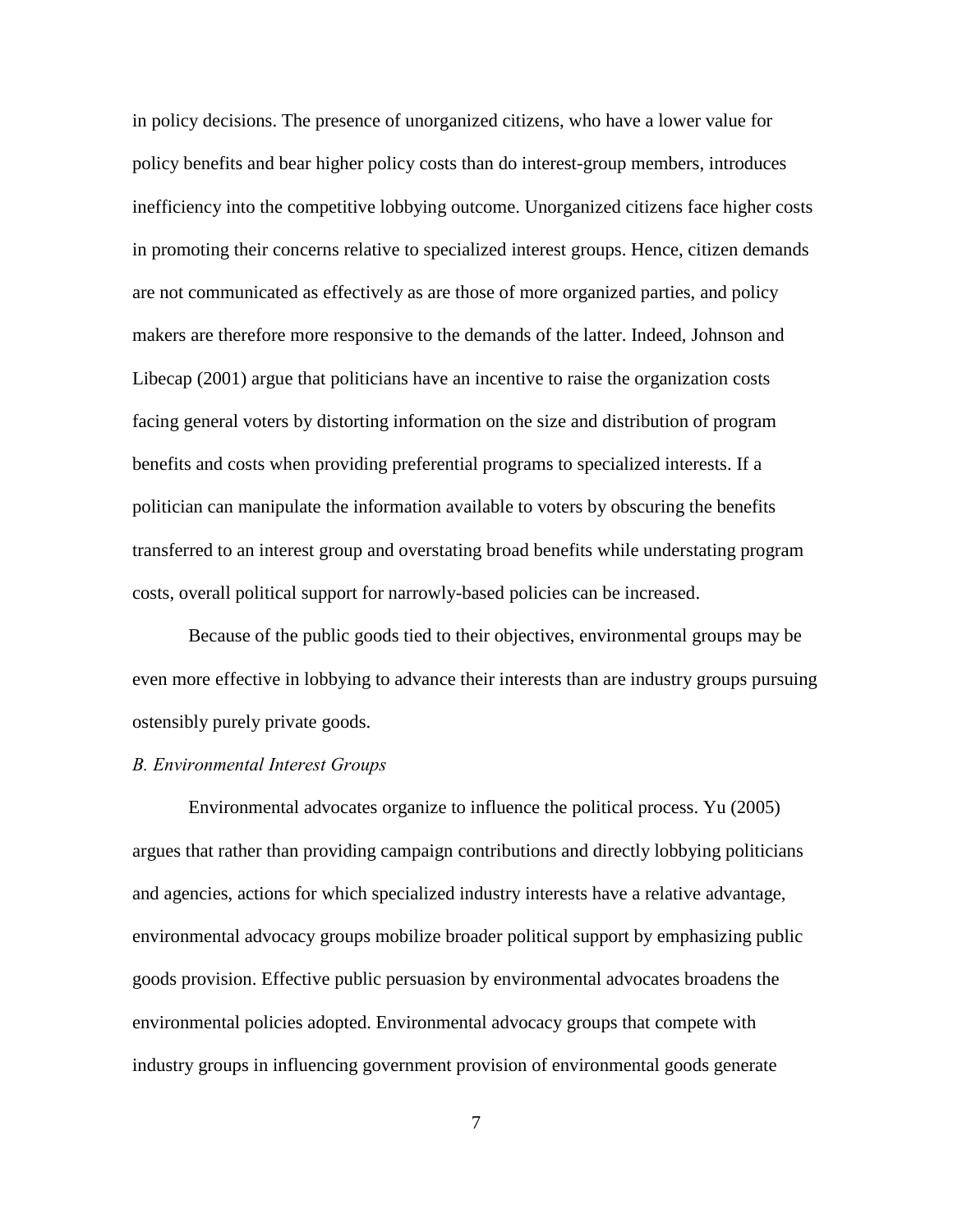in policy decisions. The presence of unorganized citizens, who have a lower value for policy benefits and bear higher policy costs than do interest-group members, introduces inefficiency into the competitive lobbying outcome. Unorganized citizens face higher costs in promoting their concerns relative to specialized interest groups. Hence, citizen demands are not communicated as effectively as are those of more organized parties, and policy makers are therefore more responsive to the demands of the latter. Indeed, Johnson and Libecap (2001) argue that politicians have an incentive to raise the organization costs facing general voters by distorting information on the size and distribution of program benefits and costs when providing preferential programs to specialized interests. If a politician can manipulate the information available to voters by obscuring the benefits transferred to an interest group and overstating broad benefits while understating program costs, overall political support for narrowly-based policies can be increased.

Because of the public goods tied to their objectives, environmental groups may be even more effective in lobbying to advance their interests than are industry groups pursuing ostensibly purely private goods.

### *B. Environmental Interest Groups*

Environmental advocates organize to influence the political process. Yu (2005) argues that rather than providing campaign contributions and directly lobbying politicians and agencies, actions for which specialized industry interests have a relative advantage, environmental advocacy groups mobilize broader political support by emphasizing public goods provision. Effective public persuasion by environmental advocates broadens the environmental policies adopted. Environmental advocacy groups that compete with industry groups in influencing government provision of environmental goods generate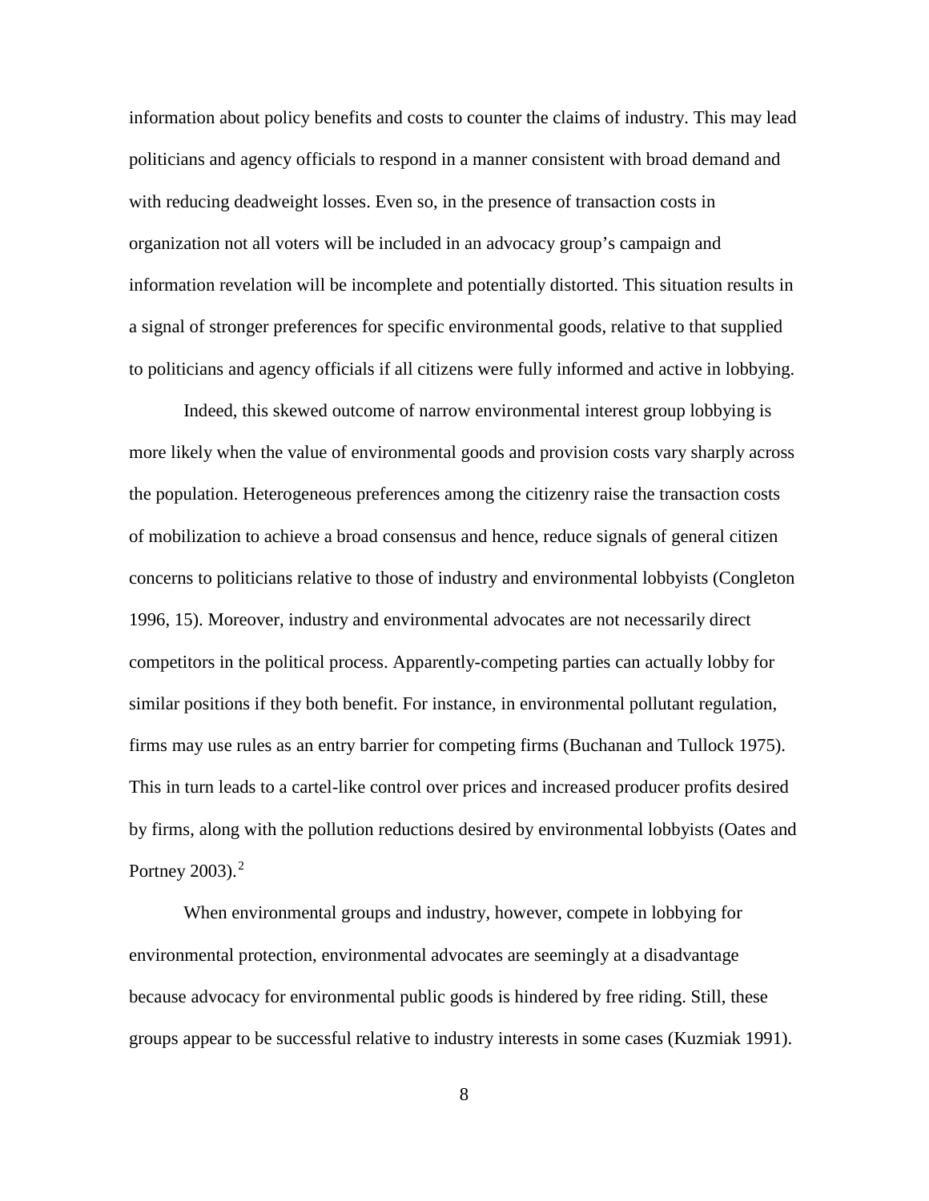information about policy benefits and costs to counter the claims of industry. This may lead politicians and agency officials to respond in a manner consistent with broad demand and with reducing deadweight losses. Even so, in the presence of transaction costs in organization not all voters will be included in an advocacy group's campaign and information revelation will be incomplete and potentially distorted. This situation results in a signal of stronger preferences for specific environmental goods, relative to that supplied to politicians and agency officials if all citizens were fully informed and active in lobbying.

Indeed, this skewed outcome of narrow environmental interest group lobbying is more likely when the value of environmental goods and provision costs vary sharply across the population. Heterogeneous preferences among the citizenry raise the transaction costs of mobilization to achieve a broad consensus and hence, reduce signals of general citizen concerns to politicians relative to those of industry and environmental lobbyists (Congleton 1996, 15). Moreover, industry and environmental advocates are not necessarily direct competitors in the political process. Apparently-competing parties can actually lobby for similar positions if they both benefit. For instance, in environmental pollutant regulation, firms may use rules as an entry barrier for competing firms (Buchanan and Tullock 1975). This in turn leads to a cartel-like control over prices and increased producer profits desired by firms, along with the pollution reductions desired by environmental lobbyists (Oates and Portney 2003).[2]

When environmental groups and industry, however, compete in lobbying for environmental protection, environmental advocates are seemingly at a disadvantage because advocacy for environmental public goods is hindered by free riding. Still, these groups appear to be successful relative to industry interests in some cases (Kuzmiak 1991).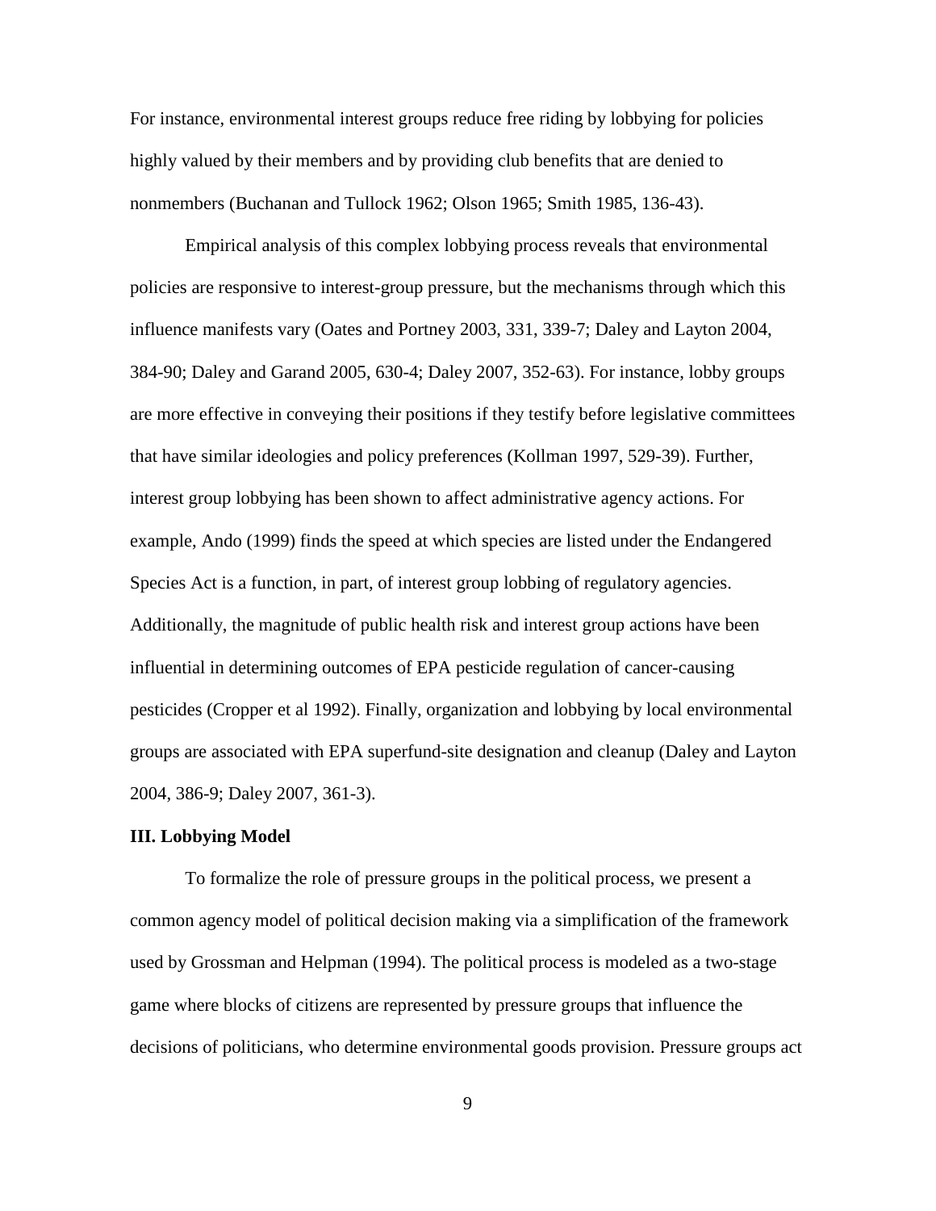For instance, environmental interest groups reduce free riding by lobbying for policies highly valued by their members and by providing club benefits that are denied to nonmembers (Buchanan and Tullock 1962; Olson 1965; Smith 1985, 136-43).

Empirical analysis of this complex lobbying process reveals that environmental policies are responsive to interest-group pressure, but the mechanisms through which this influence manifests vary (Oates and Portney 2003, 331, 339-7; Daley and Layton 2004, 384-90; Daley and Garand 2005, 630-4; Daley 2007, 352-63). For instance, lobby groups are more effective in conveying their positions if they testify before legislative committees that have similar ideologies and policy preferences (Kollman 1997, 529-39). Further, interest group lobbying has been shown to affect administrative agency actions. For example, Ando (1999) finds the speed at which species are listed under the Endangered Species Act is a function, in part, of interest group lobbing of regulatory agencies. Additionally, the magnitude of public health risk and interest group actions have been influential in determining outcomes of EPA pesticide regulation of cancer-causing pesticides (Cropper et al 1992). Finally, organization and lobbying by local environmental groups are associated with EPA superfund-site designation and cleanup (Daley and Layton 2004, 386-9; Daley 2007, 361-3).

## III. Lobbying Model

To formalize the role of pressure groups in the political process, we present a common agency model of political decision making via a simplification of the framework used by Grossman and Helpman (1994). The political process is modeled as a two-stage game where blocks of citizens are represented by pressure groups that influence the decisions of politicians, who determine environmental goods provision. Pressure groups act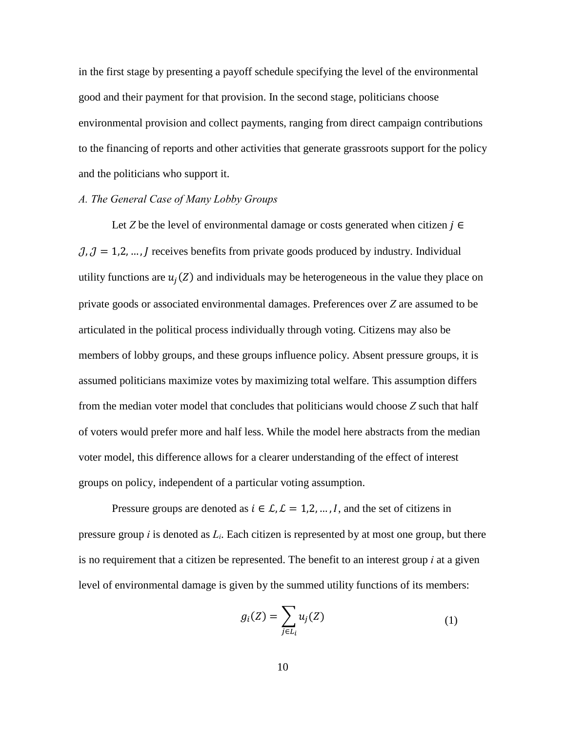in the first stage by presenting a payoff schedule specifying the level of the environmental good and their payment for that provision. In the second stage, politicians choose environmental provision and collect payments, ranging from direct campaign contributions to the financing of reports and other activities that generate grassroots support for the policy and the politicians who support it.

*A. The General Case of Many Lobby Groups*

Let *Z* be the level of environmental damage or costs generated when citizen $j \in \mathcal{J}, \mathcal{J} = 1,2, \dots, J$ receives benefits from private goods produced by industry. Individual utility functions are $u_j(Z)$ and individuals may be heterogeneous in the value they place on private goods or associated environmental damages. Preferences over *Z* are assumed to be articulated in the political process individually through voting. Citizens may also be members of lobby groups, and these groups influence policy. Absent pressure groups, it is assumed politicians maximize votes by maximizing total welfare. This assumption differs from the median voter model that concludes that politicians would choose *Z* such that half of voters would prefer more and half less. While the model here abstracts from the median voter model, this difference allows for a clearer understanding of the effect of interest groups on policy, independent of a particular voting assumption.

Pressure groups are denoted as $i \in \mathcal{L}, \mathcal{L} = 1,2, \dots, I$, and the set of citizens in pressure group *i* is denoted as $L_i$. Each citizen is represented by at most one group, but there is no requirement that a citizen be represented. The benefit to an interest group *i* at a given level of environmental damage is given by the summed utility functions of its members:

$$g_i(Z) = \sum_{j \in L_i} u_j(Z) \tag{1}$$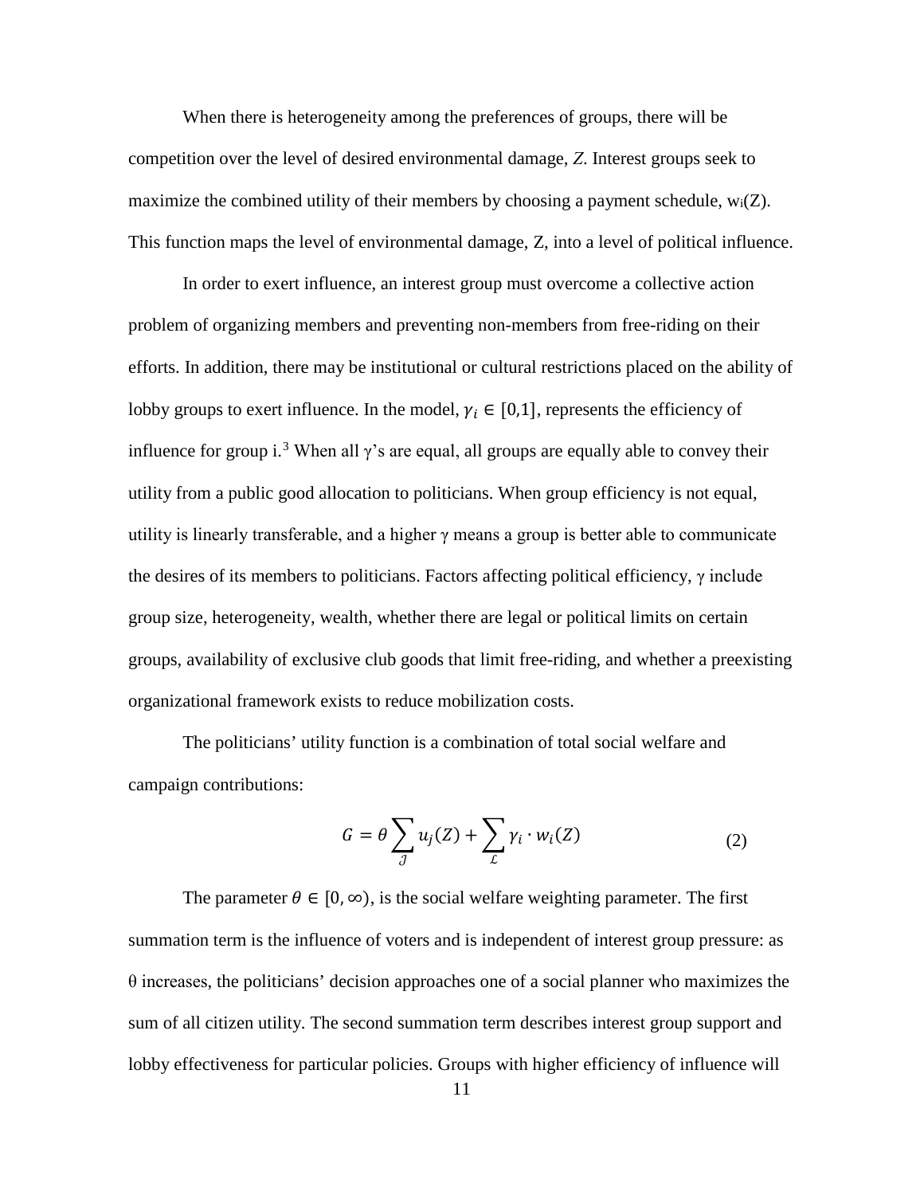When there is heterogeneity among the preferences of groups, there will be competition over the level of desired environmental damage, *Z*. Interest groups seek to maximize the combined utility of their members by choosing a payment schedule, $w_i(Z)$. This function maps the level of environmental damage, Z, into a level of political influence.

In order to exert influence, an interest group must overcome a collective action problem of organizing members and preventing non-members from free-riding on their efforts. In addition, there may be institutional or cultural restrictions placed on the ability of lobby groups to exert influence. In the model, $\gamma_i \in [0,1]$, represents the efficiency of influence for group i.[3] When all $\gamma$'s are equal, all groups are equally able to convey their utility from a public good allocation to politicians. When group efficiency is not equal, utility is linearly transferable, and a higher $\gamma$ means a group is better able to communicate the desires of its members to politicians. Factors affecting political efficiency, $\gamma$ include group size, heterogeneity, wealth, whether there are legal or political limits on certain groups, availability of exclusive club goods that limit free-riding, and whether a preexisting organizational framework exists to reduce mobilization costs.

The politicians' utility function is a combination of total social welfare and campaign contributions:

$$G = \theta \sum_{\mathcal{J}} u_j(Z) + \sum_{\mathcal{L}} \gamma_i \cdot w_i(Z) \tag{2}$$

The parameter $\theta \in [0, \infty)$, is the social welfare weighting parameter. The first summation term is the influence of voters and is independent of interest group pressure: as $\theta$ increases, the politicians' decision approaches one of a social planner who maximizes the sum of all citizen utility. The second summation term describes interest group support and lobby effectiveness for particular policies. Groups with higher efficiency of influence will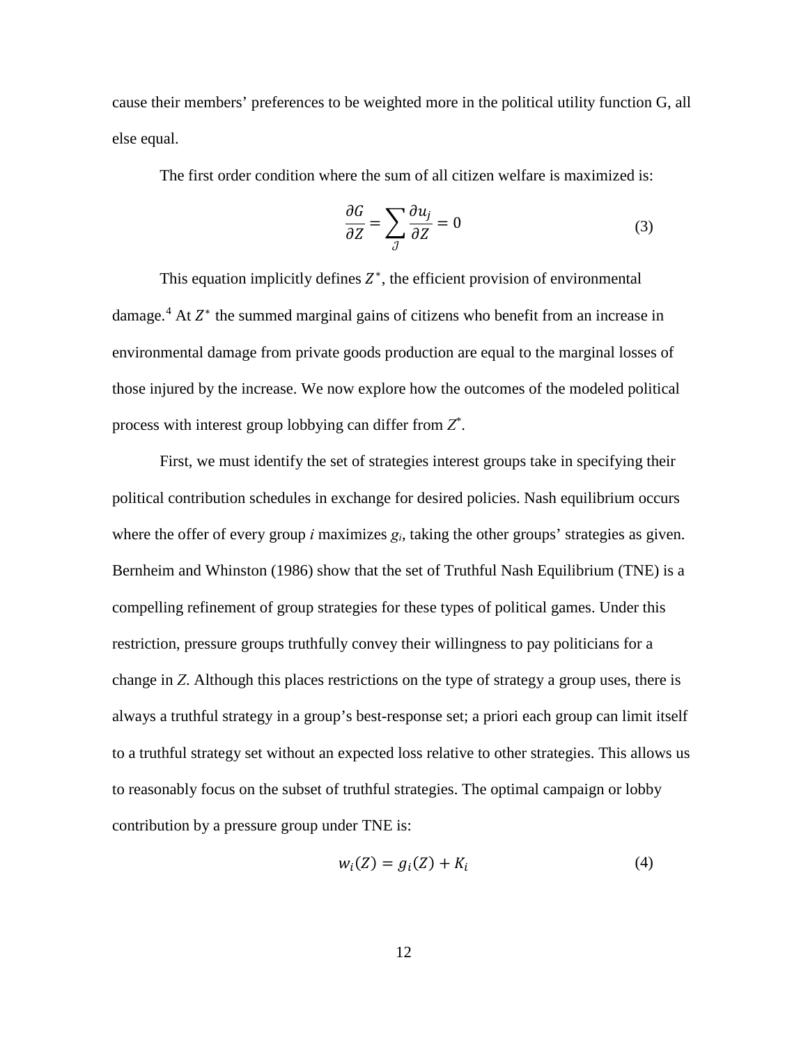cause their members' preferences to be weighted more in the political utility function G, all else equal.

The first order condition where the sum of all citizen welfare is maximized is:

$$\frac{\partial G}{\partial Z} = \sum_{\mathcal{J}} \frac{\partial u_j}{\partial Z} = 0 \tag{3}$$

This equation implicitly defines $Z^*$, the efficient provision of environmental damage.[4] At $Z^*$ the summed marginal gains of citizens who benefit from an increase in environmental damage from private goods production are equal to the marginal losses of those injured by the increase. We now explore how the outcomes of the modeled political process with interest group lobbying can differ from $Z^*$.

First, we must identify the set of strategies interest groups take in specifying their political contribution schedules in exchange for desired policies. Nash equilibrium occurs where the offer of every group $i$ maximizes $g_i$, taking the other groups' strategies as given. Bernheim and Whinston (1986) show that the set of Truthful Nash Equilibrium (TNE) is a compelling refinement of group strategies for these types of political games. Under this restriction, pressure groups truthfully convey their willingness to pay politicians for a change in $Z$. Although this places restrictions on the type of strategy a group uses, there is always a truthful strategy in a group's best-response set; a priori each group can limit itself to a truthful strategy set without an expected loss relative to other strategies. This allows us to reasonably focus on the subset of truthful strategies. The optimal campaign or lobby contribution by a pressure group under TNE is:

$$w_i(Z) = g_i(Z) + K_i \tag{4}$$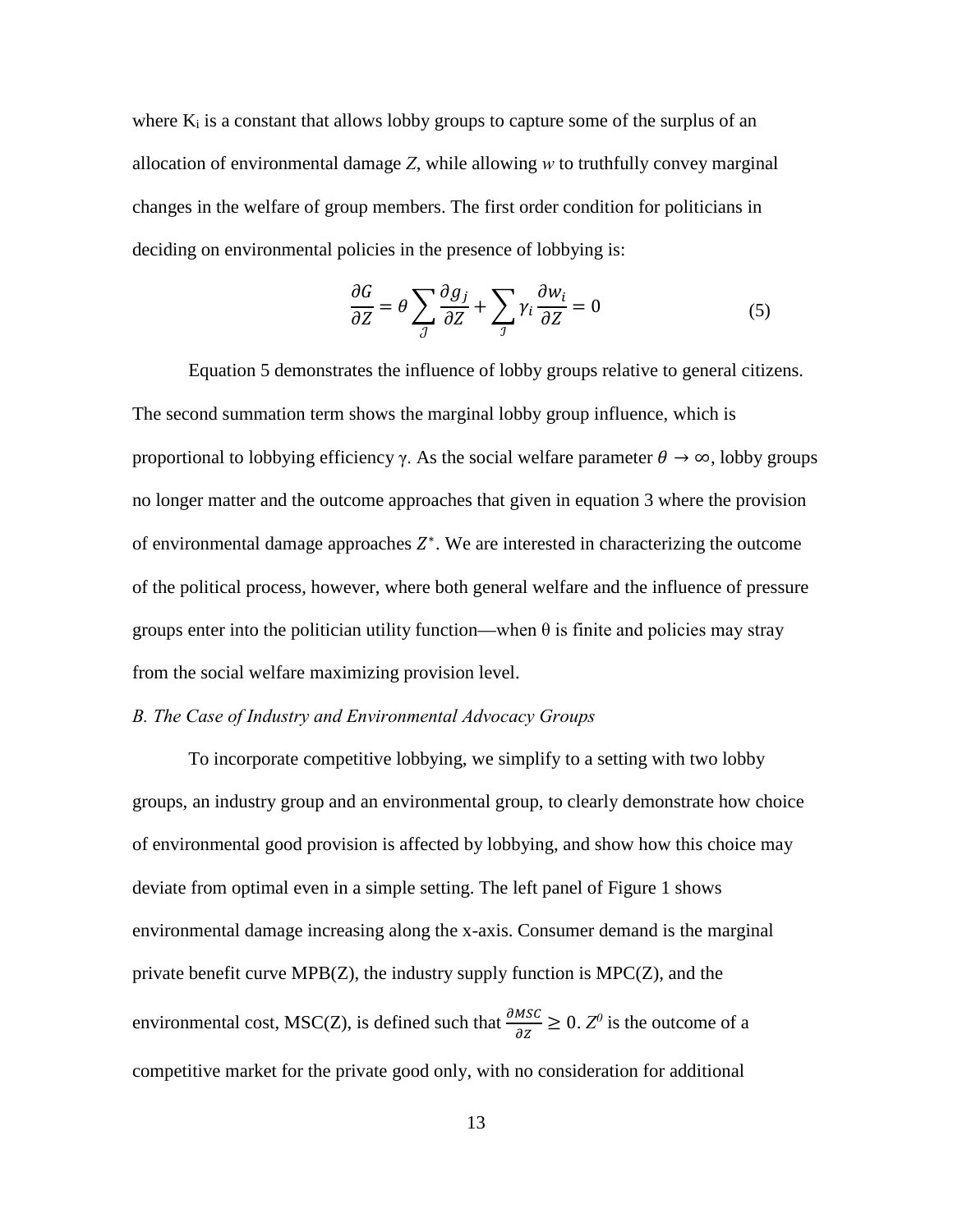where $K_i$ is a constant that allows lobby groups to capture some of the surplus of an allocation of environmental damage *Z*, while allowing *w* to truthfully convey marginal changes in the welfare of group members. The first order condition for politicians in deciding on environmental policies in the presence of lobbying is:

$$\frac{\partial G}{\partial Z} = \theta \sum_{\mathcal{J}} \frac{\partial g_j}{\partial Z} + \sum_{\mathcal{I}} \gamma_i \frac{\partial w_i}{\partial Z} = 0 \tag{5}$$

Equation 5 demonstrates the influence of lobby groups relative to general citizens. The second summation term shows the marginal lobby group influence, which is proportional to lobbying efficiency γ. As the social welfare parameter $\theta \rightarrow \infty$, lobby groups no longer matter and the outcome approaches that given in equation 3 where the provision of environmental damage approaches $Z^*$. We are interested in characterizing the outcome of the political process, however, where both general welfare and the influence of pressure groups enter into the politician utility function—when θ is finite and policies may stray from the social welfare maximizing provision level.

*B. The Case of Industry and Environmental Advocacy Groups*

To incorporate competitive lobbying, we simplify to a setting with two lobby groups, an industry group and an environmental group, to clearly demonstrate how choice of environmental good provision is affected by lobbying, and show how this choice may deviate from optimal even in a simple setting. The left panel of Figure 1 shows environmental damage increasing along the x-axis. Consumer demand is the marginal private benefit curve MPB(Z), the industry supply function is MPC(Z), and the environmental cost, MSC(Z), is defined such that $\frac{\partial MSC}{\partial Z} \geq 0$. $Z^0$ is the outcome of a competitive market for the private good only, with no consideration for additional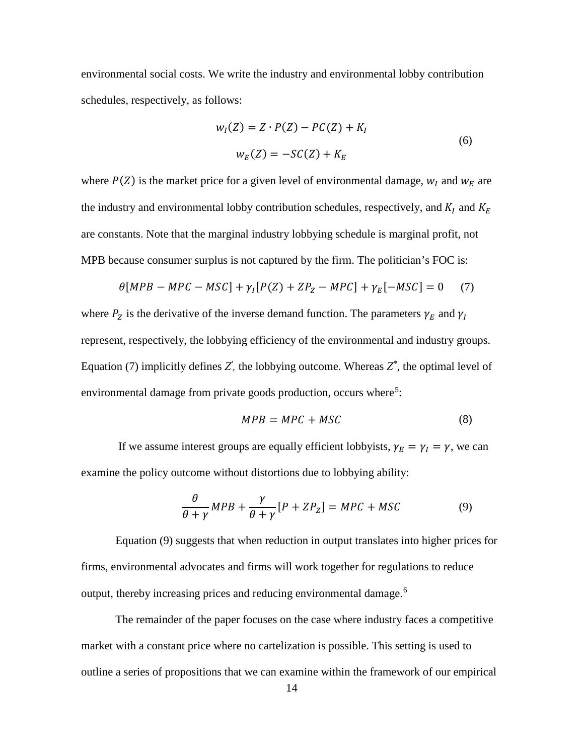environmental social costs. We write the industry and environmental lobby contribution schedules, respectively, as follows:

$$
\begin{aligned}
w_I(Z) &= Z \cdot P(Z) - PC(Z) + K_I \\
w_E(Z) &= -SC(Z) + K_E
\end{aligned}
\tag{6}
$$

where $P(Z)$ is the market price for a given level of environmental damage, $w_I$ and $w_E$ are the industry and environmental lobby contribution schedules, respectively, and $K_I$ and $K_E$ are constants. Note that the marginal industry lobbying schedule is marginal profit, not MPB because consumer surplus is not captured by the firm. The politician's FOC is:

$$
\theta[MPB - MPC - MSC] + \gamma_I[P(Z) + ZP_Z - MPC] + \gamma_E[-MSC] = 0 \tag{7}
$$

where $P_Z$ is the derivative of the inverse demand function. The parameters $\gamma_E$ and $\gamma_I$ represent, respectively, the lobbying efficiency of the environmental and industry groups. Equation (7) implicitly defines $Z'$, the lobbying outcome. Whereas $Z^*$, the optimal level of environmental damage from private goods production, occurs where[5]:

$$
MPB = MPC + MSC \tag{8}
$$

If we assume interest groups are equally efficient lobbyists, $\gamma_E = \gamma_I = \gamma$, we can examine the policy outcome without distortions due to lobbying ability:

$$
\frac{\theta}{\theta + \gamma} MPB + \frac{\gamma}{\theta + \gamma}[P + ZP_Z] = MPC + MSC \tag{9}
$$

Equation (9) suggests that when reduction in output translates into higher prices for firms, environmental advocates and firms will work together for regulations to reduce output, thereby increasing prices and reducing environmental damage.[6]

The remainder of the paper focuses on the case where industry faces a competitive market with a constant price where no cartelization is possible. This setting is used to outline a series of propositions that we can examine within the framework of our empirical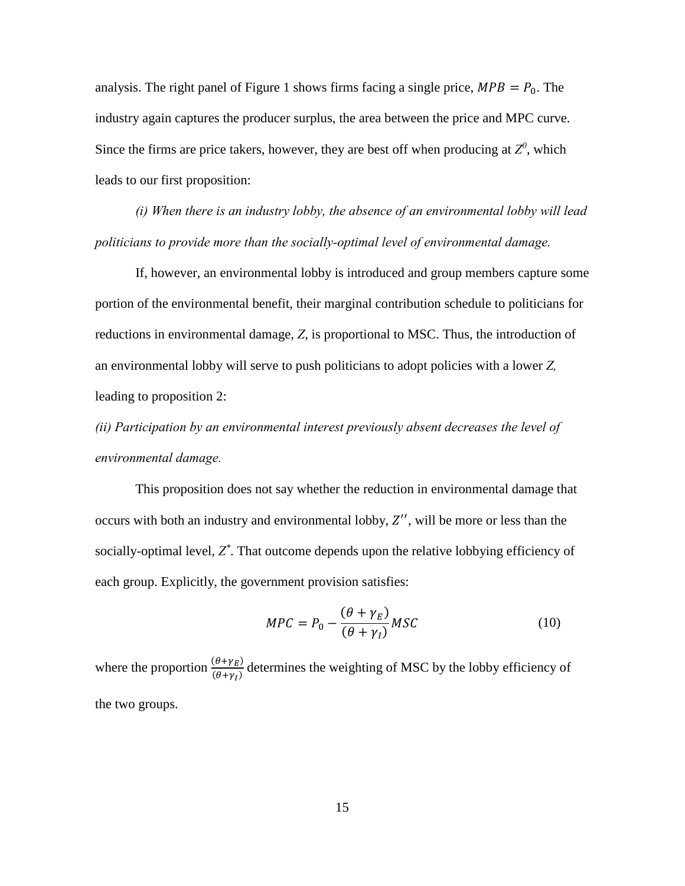analysis. The right panel of Figure 1 shows firms facing a single price, $MPB = P_0$. The industry again captures the producer surplus, the area between the price and MPC curve. Since the firms are price takers, however, they are best off when producing at $Z^0$, which leads to our first proposition:

*(i) When there is an industry lobby, the absence of an environmental lobby will lead politicians to provide more than the socially-optimal level of environmental damage.*

If, however, an environmental lobby is introduced and group members capture some portion of the environmental benefit, their marginal contribution schedule to politicians for reductions in environmental damage, *Z*, is proportional to MSC. Thus, the introduction of an environmental lobby will serve to push politicians to adopt policies with a lower *Z*, leading to proposition 2:

*(ii) Participation by an environmental interest previously absent decreases the level of environmental damage.*

This proposition does not say whether the reduction in environmental damage that occurs with both an industry and environmental lobby, $Z''$, will be more or less than the socially-optimal level, $Z^*$. That outcome depends upon the relative lobbying efficiency of each group. Explicitly, the government provision satisfies:

$$MPC = P_0 - \frac{(\theta + \gamma_E)}{(\theta + \gamma_I)} MSC \tag{10}$$

where the proportion $\frac{(\theta+\gamma_E)}{(\theta+\gamma_I)}$ determines the weighting of MSC by the lobby efficiency of the two groups.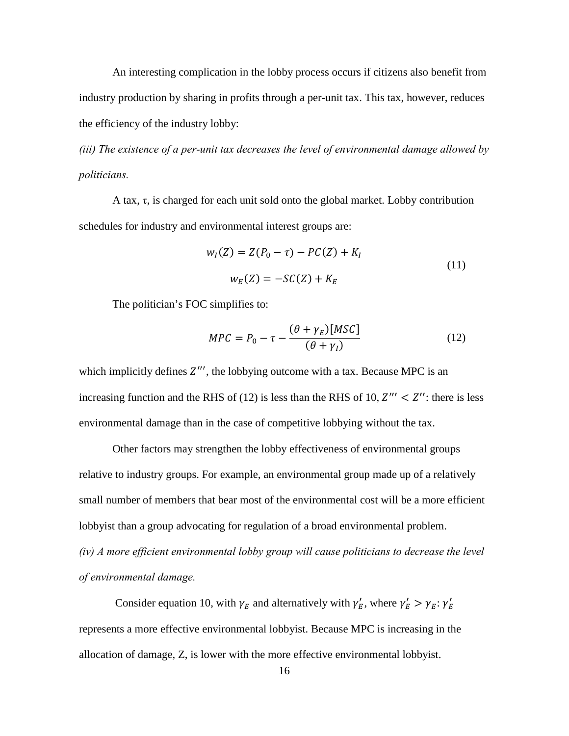An interesting complication in the lobby process occurs if citizens also benefit from industry production by sharing in profits through a per-unit tax. This tax, however, reduces the efficiency of the industry lobby:

*(iii) The existence of a per-unit tax decreases the level of environmental damage allowed by politicians.*

A tax, $\tau$, is charged for each unit sold onto the global market. Lobby contribution schedules for industry and environmental interest groups are:

$$
\begin{gathered}
w_I(Z) = Z(P_0 - \tau) - PC(Z) + K_I \\
w_E(Z) = -SC(Z) + K_E
\end{gathered}
\tag{11}
$$

The politician's FOC simplifies to:

$$
MPC = P_0 - \tau - \frac{(\theta + \gamma_E)[MSC]}{(\theta + \gamma_I)}
\tag{12}
$$

which implicitly defines $Z'''$, the lobbying outcome with a tax. Because MPC is an increasing function and the RHS of (12) is less than the RHS of 10, $Z''' < Z''$: there is less environmental damage than in the case of competitive lobbying without the tax.

Other factors may strengthen the lobby effectiveness of environmental groups relative to industry groups. For example, an environmental group made up of a relatively small number of members that bear most of the environmental cost will be a more efficient lobbyist than a group advocating for regulation of a broad environmental problem.

*(iv) A more efficient environmental lobby group will cause politicians to decrease the level of environmental damage.*

Consider equation 10, with $\gamma_E$ and alternatively with $\gamma_E'$, where $\gamma_E' > \gamma_E$: $\gamma_E'$ represents a more effective environmental lobbyist. Because MPC is increasing in the allocation of damage, Z, is lower with the more effective environmental lobbyist.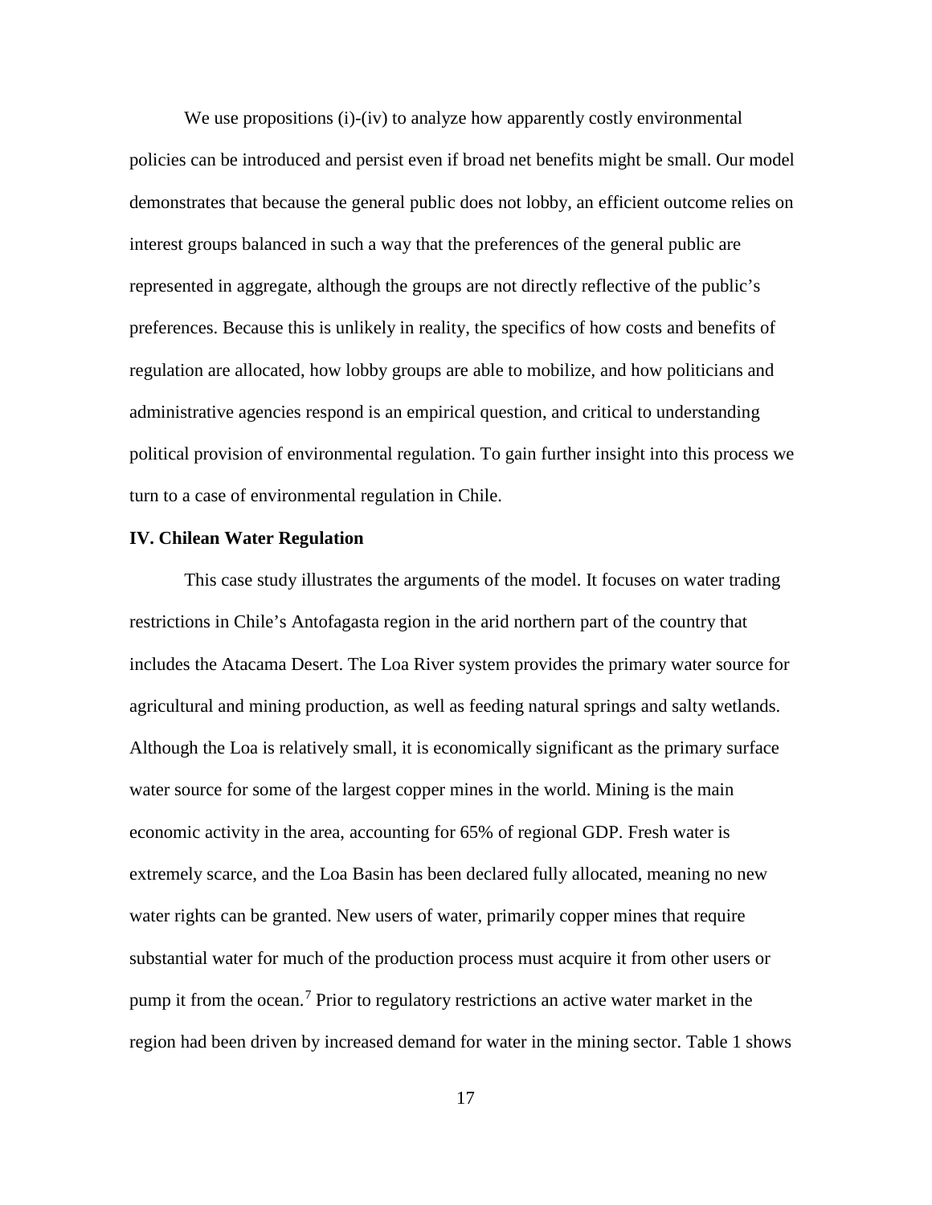We use propositions (i)-(iv) to analyze how apparently costly environmental policies can be introduced and persist even if broad net benefits might be small. Our model demonstrates that because the general public does not lobby, an efficient outcome relies on interest groups balanced in such a way that the preferences of the general public are represented in aggregate, although the groups are not directly reflective of the public's preferences. Because this is unlikely in reality, the specifics of how costs and benefits of regulation are allocated, how lobby groups are able to mobilize, and how politicians and administrative agencies respond is an empirical question, and critical to understanding political provision of environmental regulation. To gain further insight into this process we turn to a case of environmental regulation in Chile.

## IV. Chilean Water Regulation

This case study illustrates the arguments of the model. It focuses on water trading restrictions in Chile's Antofagasta region in the arid northern part of the country that includes the Atacama Desert. The Loa River system provides the primary water source for agricultural and mining production, as well as feeding natural springs and salty wetlands. Although the Loa is relatively small, it is economically significant as the primary surface water source for some of the largest copper mines in the world. Mining is the main economic activity in the area, accounting for 65% of regional GDP. Fresh water is extremely scarce, and the Loa Basin has been declared fully allocated, meaning no new water rights can be granted. New users of water, primarily copper mines that require substantial water for much of the production process must acquire it from other users or pump it from the ocean.[7] Prior to regulatory restrictions an active water market in the region had been driven by increased demand for water in the mining sector. Table 1 shows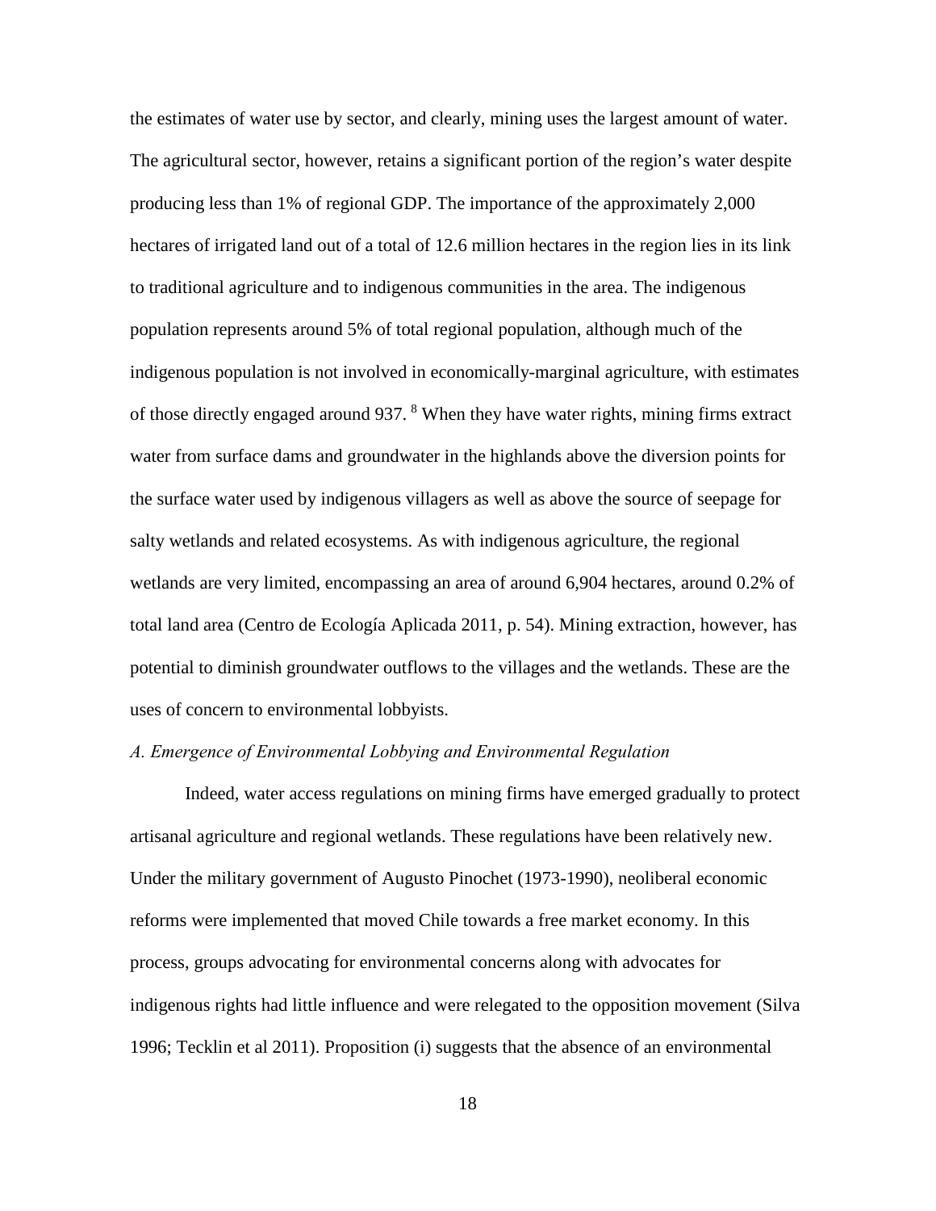the estimates of water use by sector, and clearly, mining uses the largest amount of water. The agricultural sector, however, retains a significant portion of the region's water despite producing less than 1% of regional GDP. The importance of the approximately 2,000 hectares of irrigated land out of a total of 12.6 million hectares in the region lies in its link to traditional agriculture and to indigenous communities in the area. The indigenous population represents around 5% of total regional population, although much of the indigenous population is not involved in economically-marginal agriculture, with estimates of those directly engaged around 937. [8] When they have water rights, mining firms extract water from surface dams and groundwater in the highlands above the diversion points for the surface water used by indigenous villagers as well as above the source of seepage for salty wetlands and related ecosystems. As with indigenous agriculture, the regional wetlands are very limited, encompassing an area of around 6,904 hectares, around 0.2% of total land area (Centro de Ecología Aplicada 2011, p. 54). Mining extraction, however, has potential to diminish groundwater outflows to the villages and the wetlands. These are the uses of concern to environmental lobbyists.

*A. Emergence of Environmental Lobbying and Environmental Regulation*

Indeed, water access regulations on mining firms have emerged gradually to protect artisanal agriculture and regional wetlands. These regulations have been relatively new. Under the military government of Augusto Pinochet (1973-1990), neoliberal economic reforms were implemented that moved Chile towards a free market economy. In this process, groups advocating for environmental concerns along with advocates for indigenous rights had little influence and were relegated to the opposition movement (Silva 1996; Tecklin et al 2011). Proposition (i) suggests that the absence of an environmental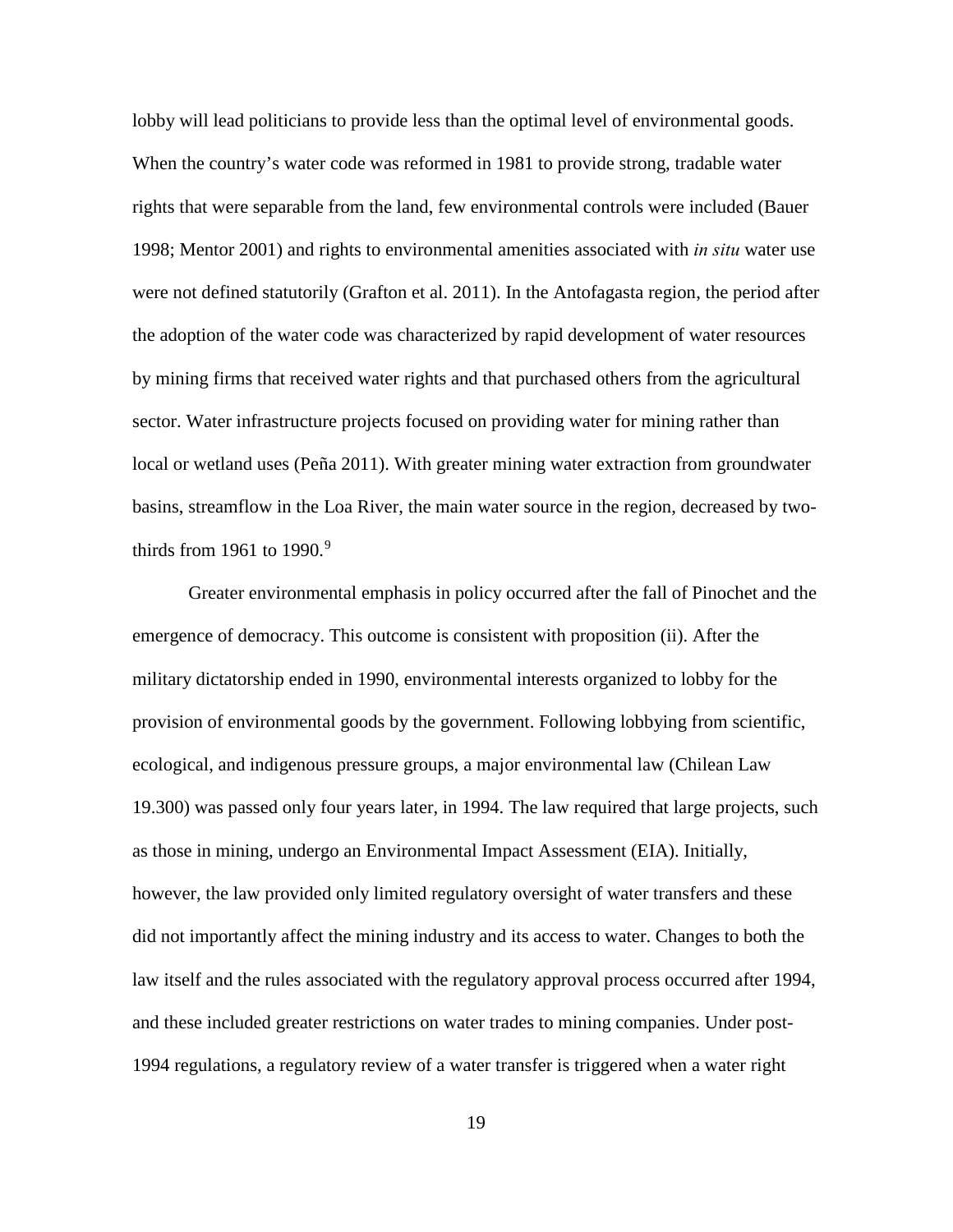lobby will lead politicians to provide less than the optimal level of environmental goods. When the country's water code was reformed in 1981 to provide strong, tradable water rights that were separable from the land, few environmental controls were included (Bauer 1998; Mentor 2001) and rights to environmental amenities associated with *in situ* water use were not defined statutorily (Grafton et al. 2011). In the Antofagasta region, the period after the adoption of the water code was characterized by rapid development of water resources by mining firms that received water rights and that purchased others from the agricultural sector. Water infrastructure projects focused on providing water for mining rather than local or wetland uses (Peña 2011). With greater mining water extraction from groundwater basins, streamflow in the Loa River, the main water source in the region, decreased by two-thirds from 1961 to 1990.[9]

Greater environmental emphasis in policy occurred after the fall of Pinochet and the emergence of democracy. This outcome is consistent with proposition (ii). After the military dictatorship ended in 1990, environmental interests organized to lobby for the provision of environmental goods by the government. Following lobbying from scientific, ecological, and indigenous pressure groups, a major environmental law (Chilean Law 19.300) was passed only four years later, in 1994. The law required that large projects, such as those in mining, undergo an Environmental Impact Assessment (EIA). Initially, however, the law provided only limited regulatory oversight of water transfers and these did not importantly affect the mining industry and its access to water. Changes to both the law itself and the rules associated with the regulatory approval process occurred after 1994, and these included greater restrictions on water trades to mining companies. Under post-1994 regulations, a regulatory review of a water transfer is triggered when a water right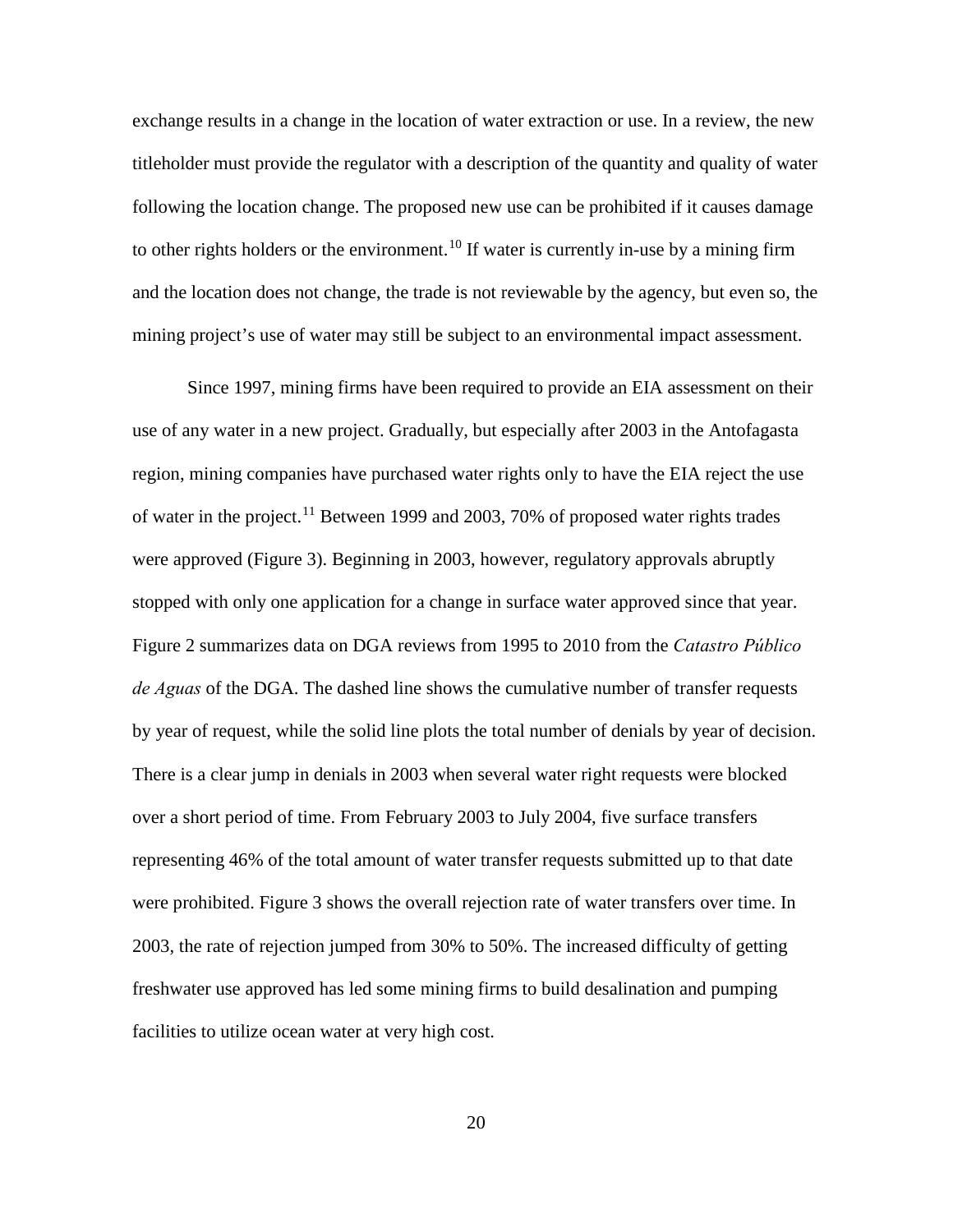exchange results in a change in the location of water extraction or use. In a review, the new titleholder must provide the regulator with a description of the quantity and quality of water following the location change. The proposed new use can be prohibited if it causes damage to other rights holders or the environment.[10] If water is currently in-use by a mining firm and the location does not change, the trade is not reviewable by the agency, but even so, the mining project's use of water may still be subject to an environmental impact assessment.

Since 1997, mining firms have been required to provide an EIA assessment on their use of any water in a new project. Gradually, but especially after 2003 in the Antofagasta region, mining companies have purchased water rights only to have the EIA reject the use of water in the project.[11] Between 1999 and 2003, 70% of proposed water rights trades were approved (Figure 3). Beginning in 2003, however, regulatory approvals abruptly stopped with only one application for a change in surface water approved since that year. Figure 2 summarizes data on DGA reviews from 1995 to 2010 from the *Catastro Público de Aguas* of the DGA. The dashed line shows the cumulative number of transfer requests by year of request, while the solid line plots the total number of denials by year of decision. There is a clear jump in denials in 2003 when several water right requests were blocked over a short period of time. From February 2003 to July 2004, five surface transfers representing 46% of the total amount of water transfer requests submitted up to that date were prohibited. Figure 3 shows the overall rejection rate of water transfers over time. In 2003, the rate of rejection jumped from 30% to 50%. The increased difficulty of getting freshwater use approved has led some mining firms to build desalination and pumping facilities to utilize ocean water at very high cost.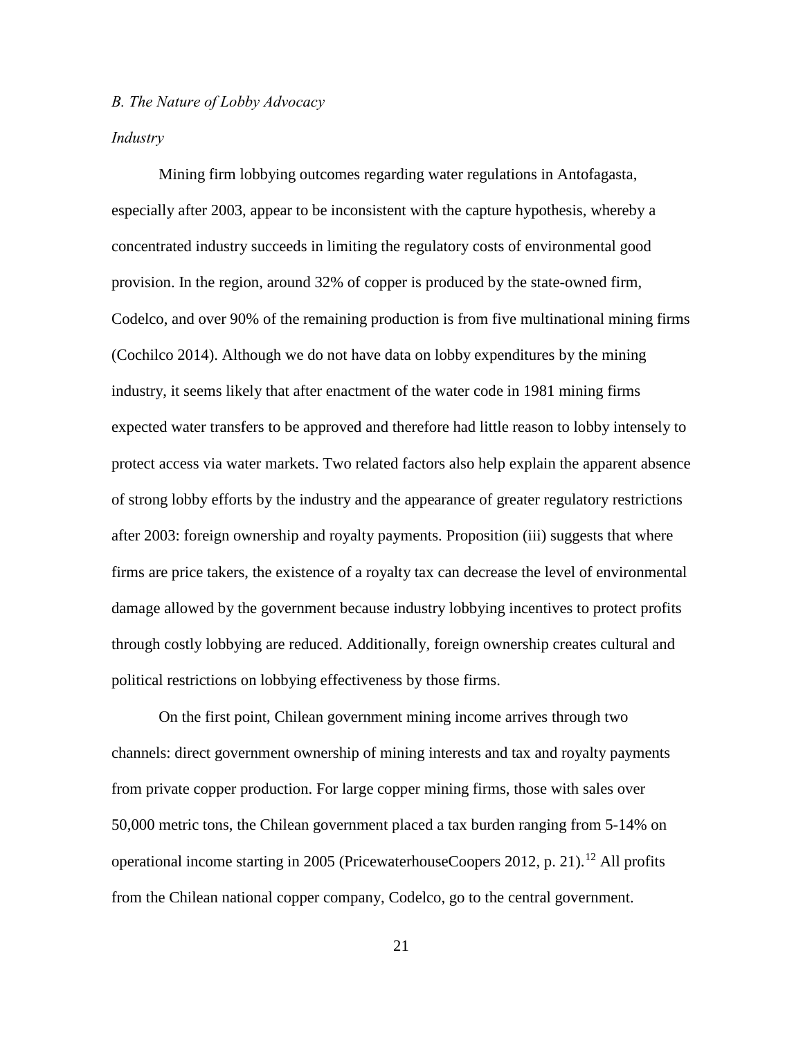### *B. The Nature of Lobby Advocacy*

#### *Industry*

Mining firm lobbying outcomes regarding water regulations in Antofagasta, especially after 2003, appear to be inconsistent with the capture hypothesis, whereby a concentrated industry succeeds in limiting the regulatory costs of environmental good provision. In the region, around 32% of copper is produced by the state-owned firm, Codelco, and over 90% of the remaining production is from five multinational mining firms (Cochilco 2014). Although we do not have data on lobby expenditures by the mining industry, it seems likely that after enactment of the water code in 1981 mining firms expected water transfers to be approved and therefore had little reason to lobby intensely to protect access via water markets. Two related factors also help explain the apparent absence of strong lobby efforts by the industry and the appearance of greater regulatory restrictions after 2003: foreign ownership and royalty payments. Proposition (iii) suggests that where firms are price takers, the existence of a royalty tax can decrease the level of environmental damage allowed by the government because industry lobbying incentives to protect profits through costly lobbying are reduced. Additionally, foreign ownership creates cultural and political restrictions on lobbying effectiveness by those firms.

On the first point, Chilean government mining income arrives through two channels: direct government ownership of mining interests and tax and royalty payments from private copper production. For large copper mining firms, those with sales over 50,000 metric tons, the Chilean government placed a tax burden ranging from 5-14% on operational income starting in 2005 (PricewaterhouseCoopers 2012, p. 21).[12] All profits from the Chilean national copper company, Codelco, go to the central government.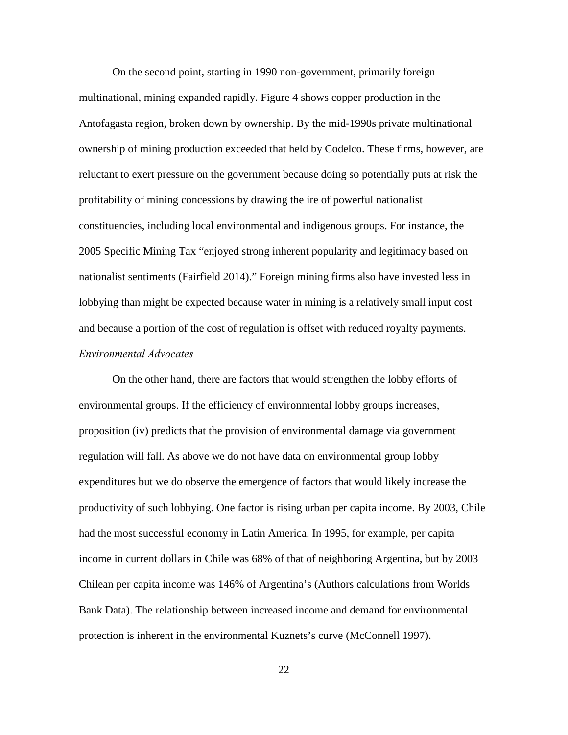On the second point, starting in 1990 non-government, primarily foreign multinational, mining expanded rapidly. Figure 4 shows copper production in the Antofagasta region, broken down by ownership. By the mid-1990s private multinational ownership of mining production exceeded that held by Codelco. These firms, however, are reluctant to exert pressure on the government because doing so potentially puts at risk the profitability of mining concessions by drawing the ire of powerful nationalist constituencies, including local environmental and indigenous groups. For instance, the 2005 Specific Mining Tax "enjoyed strong inherent popularity and legitimacy based on nationalist sentiments (Fairfield 2014)." Foreign mining firms also have invested less in lobbying than might be expected because water in mining is a relatively small input cost and because a portion of the cost of regulation is offset with reduced royalty payments.

*Environmental Advocates*

On the other hand, there are factors that would strengthen the lobby efforts of environmental groups. If the efficiency of environmental lobby groups increases, proposition (iv) predicts that the provision of environmental damage via government regulation will fall. As above we do not have data on environmental group lobby expenditures but we do observe the emergence of factors that would likely increase the productivity of such lobbying. One factor is rising urban per capita income. By 2003, Chile had the most successful economy in Latin America. In 1995, for example, per capita income in current dollars in Chile was 68% of that of neighboring Argentina, but by 2003 Chilean per capita income was 146% of Argentina's (Authors calculations from Worlds Bank Data). The relationship between increased income and demand for environmental protection is inherent in the environmental Kuznets's curve (McConnell 1997).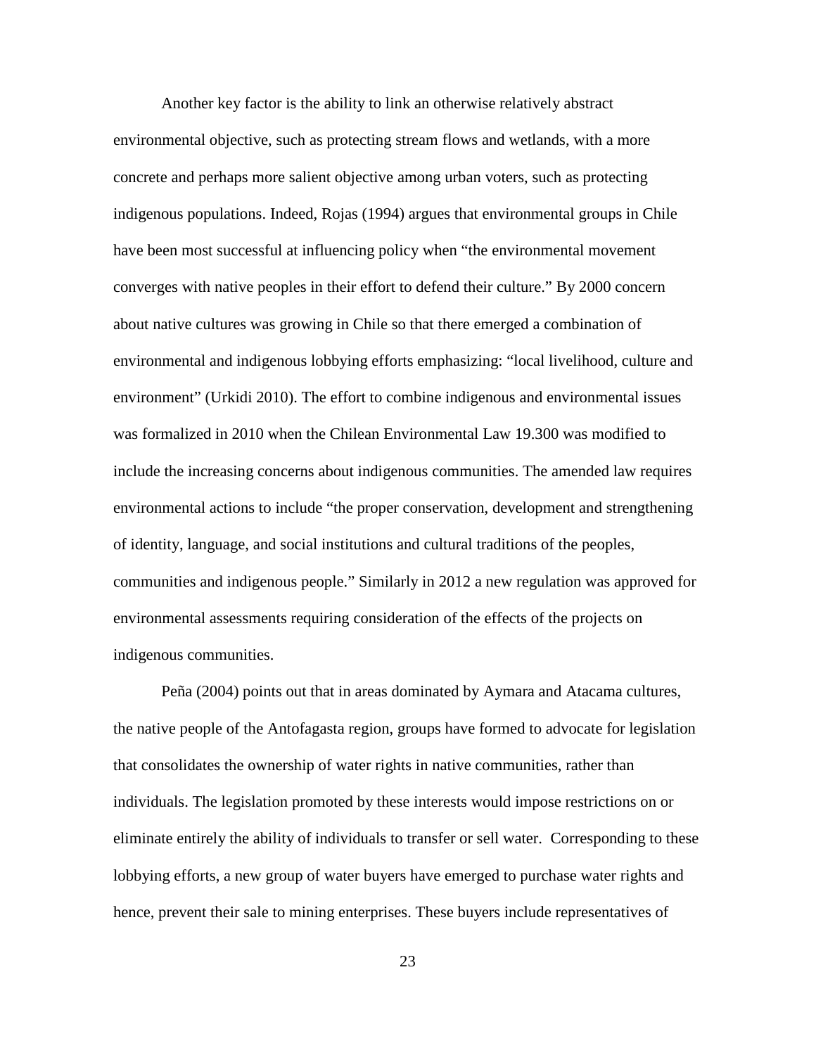Another key factor is the ability to link an otherwise relatively abstract environmental objective, such as protecting stream flows and wetlands, with a more concrete and perhaps more salient objective among urban voters, such as protecting indigenous populations. Indeed, Rojas (1994) argues that environmental groups in Chile have been most successful at influencing policy when "the environmental movement converges with native peoples in their effort to defend their culture." By 2000 concern about native cultures was growing in Chile so that there emerged a combination of environmental and indigenous lobbying efforts emphasizing: "local livelihood, culture and environment" (Urkidi 2010). The effort to combine indigenous and environmental issues was formalized in 2010 when the Chilean Environmental Law 19.300 was modified to include the increasing concerns about indigenous communities. The amended law requires environmental actions to include "the proper conservation, development and strengthening of identity, language, and social institutions and cultural traditions of the peoples, communities and indigenous people." Similarly in 2012 a new regulation was approved for environmental assessments requiring consideration of the effects of the projects on indigenous communities.

Peña (2004) points out that in areas dominated by Aymara and Atacama cultures, the native people of the Antofagasta region, groups have formed to advocate for legislation that consolidates the ownership of water rights in native communities, rather than individuals. The legislation promoted by these interests would impose restrictions on or eliminate entirely the ability of individuals to transfer or sell water. Corresponding to these lobbying efforts, a new group of water buyers have emerged to purchase water rights and hence, prevent their sale to mining enterprises. These buyers include representatives of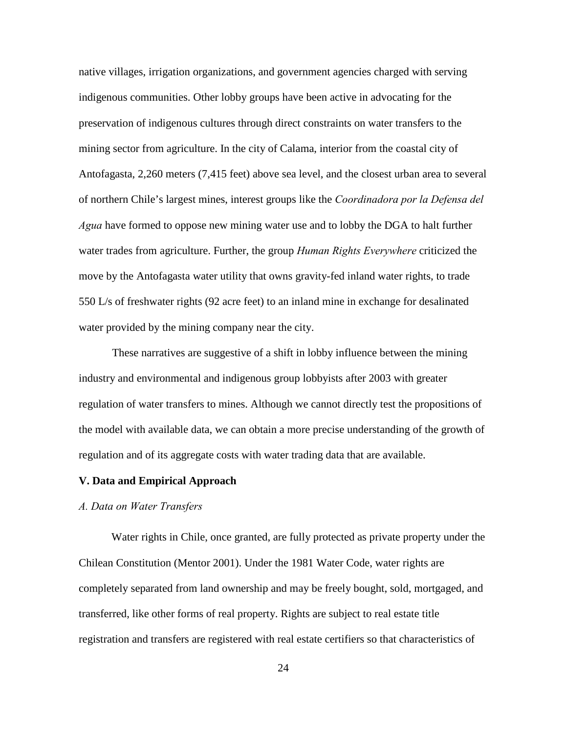native villages, irrigation organizations, and government agencies charged with serving indigenous communities. Other lobby groups have been active in advocating for the preservation of indigenous cultures through direct constraints on water transfers to the mining sector from agriculture. In the city of Calama, interior from the coastal city of Antofagasta, 2,260 meters (7,415 feet) above sea level, and the closest urban area to several of northern Chile's largest mines, interest groups like the *Coordinadora por la Defensa del Agua* have formed to oppose new mining water use and to lobby the DGA to halt further water trades from agriculture. Further, the group *Human Rights Everywhere* criticized the move by the Antofagasta water utility that owns gravity-fed inland water rights, to trade 550 L/s of freshwater rights (92 acre feet) to an inland mine in exchange for desalinated water provided by the mining company near the city.

These narratives are suggestive of a shift in lobby influence between the mining industry and environmental and indigenous group lobbyists after 2003 with greater regulation of water transfers to mines. Although we cannot directly test the propositions of the model with available data, we can obtain a more precise understanding of the growth of regulation and of its aggregate costs with water trading data that are available.

## V. Data and Empirical Approach

### *A. Data on Water Transfers*

Water rights in Chile, once granted, are fully protected as private property under the Chilean Constitution (Mentor 2001). Under the 1981 Water Code, water rights are completely separated from land ownership and may be freely bought, sold, mortgaged, and transferred, like other forms of real property. Rights are subject to real estate title registration and transfers are registered with real estate certifiers so that characteristics of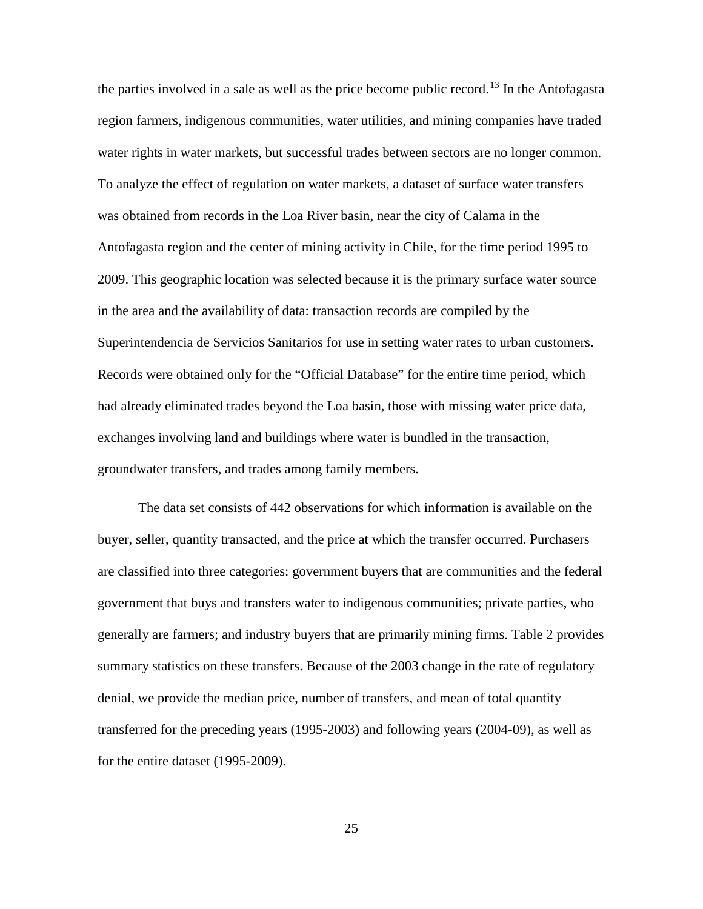the parties involved in a sale as well as the price become public record.[13] In the Antofagasta region farmers, indigenous communities, water utilities, and mining companies have traded water rights in water markets, but successful trades between sectors are no longer common. To analyze the effect of regulation on water markets, a dataset of surface water transfers was obtained from records in the Loa River basin, near the city of Calama in the Antofagasta region and the center of mining activity in Chile, for the time period 1995 to 2009. This geographic location was selected because it is the primary surface water source in the area and the availability of data: transaction records are compiled by the Superintendencia de Servicios Sanitarios for use in setting water rates to urban customers. Records were obtained only for the "Official Database" for the entire time period, which had already eliminated trades beyond the Loa basin, those with missing water price data, exchanges involving land and buildings where water is bundled in the transaction, groundwater transfers, and trades among family members.

The data set consists of 442 observations for which information is available on the buyer, seller, quantity transacted, and the price at which the transfer occurred. Purchasers are classified into three categories: government buyers that are communities and the federal government that buys and transfers water to indigenous communities; private parties, who generally are farmers; and industry buyers that are primarily mining firms. Table 2 provides summary statistics on these transfers. Because of the 2003 change in the rate of regulatory denial, we provide the median price, number of transfers, and mean of total quantity transferred for the preceding years (1995-2003) and following years (2004-09), as well as for the entire dataset (1995-2009).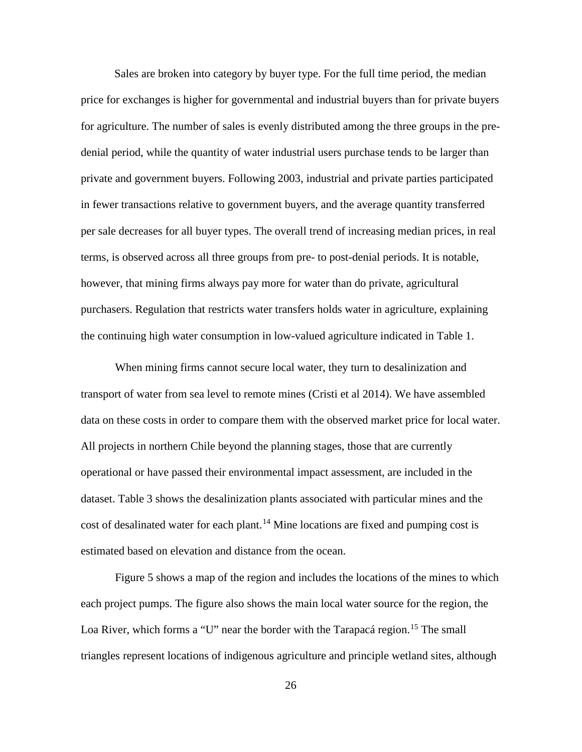Sales are broken into category by buyer type. For the full time period, the median price for exchanges is higher for governmental and industrial buyers than for private buyers for agriculture. The number of sales is evenly distributed among the three groups in the pre-denial period, while the quantity of water industrial users purchase tends to be larger than private and government buyers. Following 2003, industrial and private parties participated in fewer transactions relative to government buyers, and the average quantity transferred per sale decreases for all buyer types. The overall trend of increasing median prices, in real terms, is observed across all three groups from pre- to post-denial periods. It is notable, however, that mining firms always pay more for water than do private, agricultural purchasers. Regulation that restricts water transfers holds water in agriculture, explaining the continuing high water consumption in low-valued agriculture indicated in Table 1.

When mining firms cannot secure local water, they turn to desalinization and transport of water from sea level to remote mines (Cristi et al 2014). We have assembled data on these costs in order to compare them with the observed market price for local water. All projects in northern Chile beyond the planning stages, those that are currently operational or have passed their environmental impact assessment, are included in the dataset. Table 3 shows the desalinization plants associated with particular mines and the cost of desalinated water for each plant.[14] Mine locations are fixed and pumping cost is estimated based on elevation and distance from the ocean.

Figure 5 shows a map of the region and includes the locations of the mines to which each project pumps. The figure also shows the main local water source for the region, the Loa River, which forms a "U" near the border with the Tarapacá region.[15] The small triangles represent locations of indigenous agriculture and principle wetland sites, although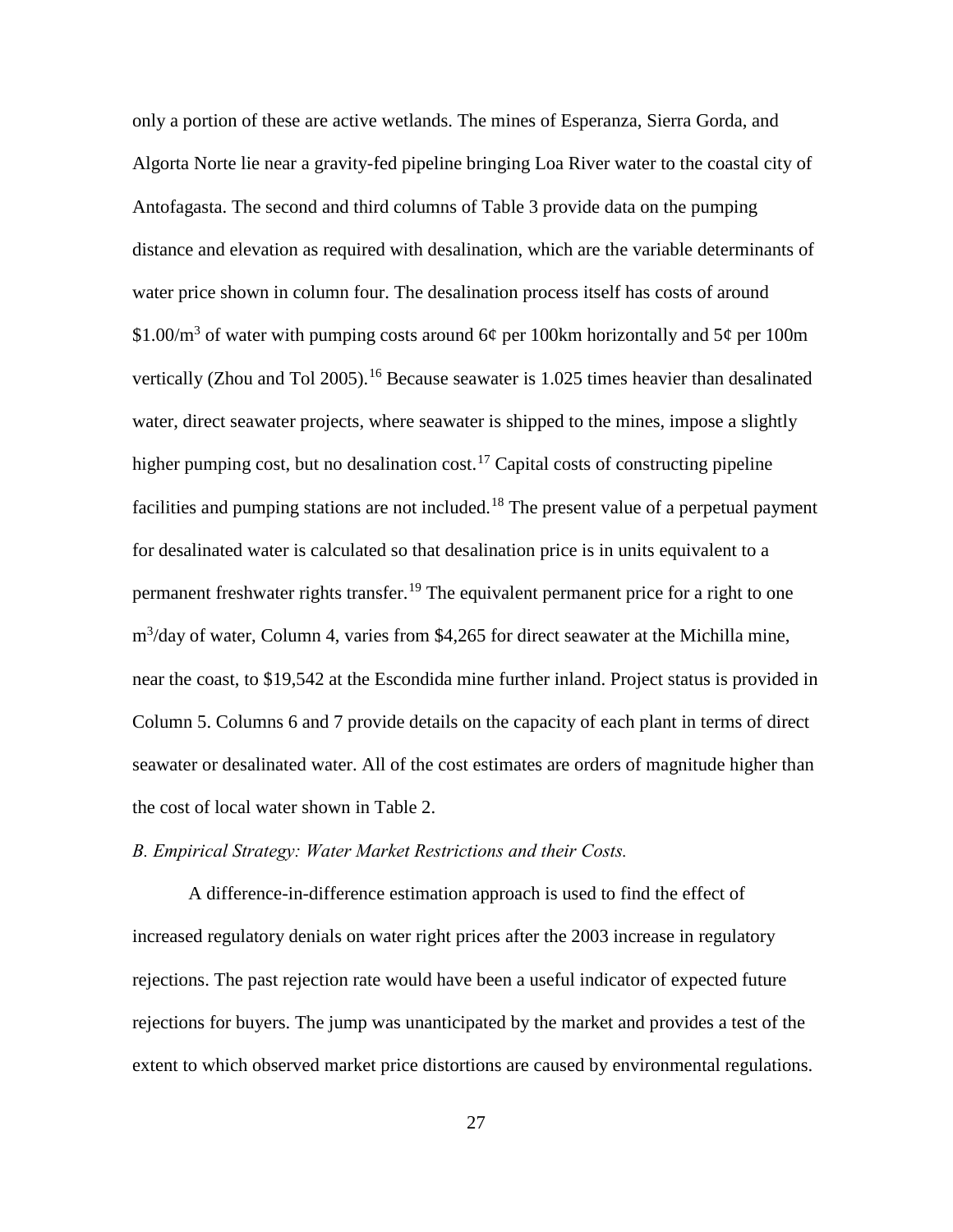only a portion of these are active wetlands. The mines of Esperanza, Sierra Gorda, and Algorta Norte lie near a gravity-fed pipeline bringing Loa River water to the coastal city of Antofagasta. The second and third columns of Table 3 provide data on the pumping distance and elevation as required with desalination, which are the variable determinants of water price shown in column four. The desalination process itself has costs of around $1.00/m$^3$ of water with pumping costs around 6¢ per 100km horizontally and 5¢ per 100m vertically (Zhou and Tol 2005).[16] Because seawater is 1.025 times heavier than desalinated water, direct seawater projects, where seawater is shipped to the mines, impose a slightly higher pumping cost, but no desalination cost.[17] Capital costs of constructing pipeline facilities and pumping stations are not included.[18] The present value of a perpetual payment for desalinated water is calculated so that desalination price is in units equivalent to a permanent freshwater rights transfer.[19] The equivalent permanent price for a right to one m$^3$/day of water, Column 4, varies from $4,265 for direct seawater at the Michilla mine, near the coast, to $19,542 at the Escondida mine further inland. Project status is provided in Column 5. Columns 6 and 7 provide details on the capacity of each plant in terms of direct seawater or desalinated water. All of the cost estimates are orders of magnitude higher than the cost of local water shown in Table 2.

*B. Empirical Strategy: Water Market Restrictions and their Costs.*

A difference-in-difference estimation approach is used to find the effect of increased regulatory denials on water right prices after the 2003 increase in regulatory rejections. The past rejection rate would have been a useful indicator of expected future rejections for buyers. The jump was unanticipated by the market and provides a test of the extent to which observed market price distortions are caused by environmental regulations.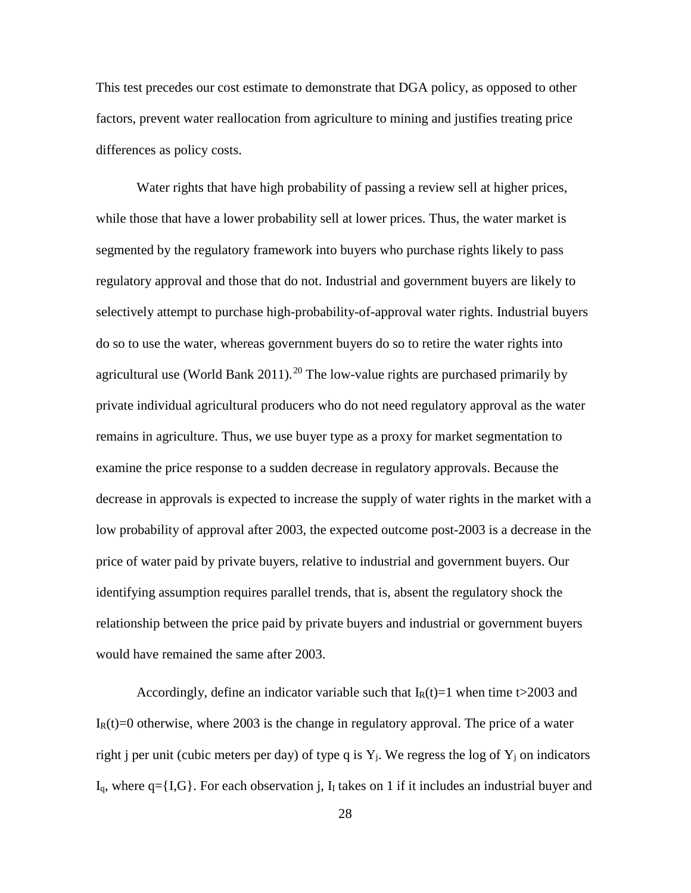This test precedes our cost estimate to demonstrate that DGA policy, as opposed to other factors, prevent water reallocation from agriculture to mining and justifies treating price differences as policy costs.

Water rights that have high probability of passing a review sell at higher prices, while those that have a lower probability sell at lower prices. Thus, the water market is segmented by the regulatory framework into buyers who purchase rights likely to pass regulatory approval and those that do not. Industrial and government buyers are likely to selectively attempt to purchase high-probability-of-approval water rights. Industrial buyers do so to use the water, whereas government buyers do so to retire the water rights into agricultural use (World Bank 2011).[20] The low-value rights are purchased primarily by private individual agricultural producers who do not need regulatory approval as the water remains in agriculture. Thus, we use buyer type as a proxy for market segmentation to examine the price response to a sudden decrease in regulatory approvals. Because the decrease in approvals is expected to increase the supply of water rights in the market with a low probability of approval after 2003, the expected outcome post-2003 is a decrease in the price of water paid by private buyers, relative to industrial and government buyers. Our identifying assumption requires parallel trends, that is, absent the regulatory shock the relationship between the price paid by private buyers and industrial or government buyers would have remained the same after 2003.

Accordingly, define an indicator variable such that $I_R(t)=1$ when time $t>2003$ and $I_R(t)=0$ otherwise, where 2003 is the change in regulatory approval. The price of a water right j per unit (cubic meters per day) of type q is $Y_j$. We regress the log of $Y_j$ on indicators $I_q$, where $q=\{I,G\}$. For each observation j, $I_I$ takes on 1 if it includes an industrial buyer and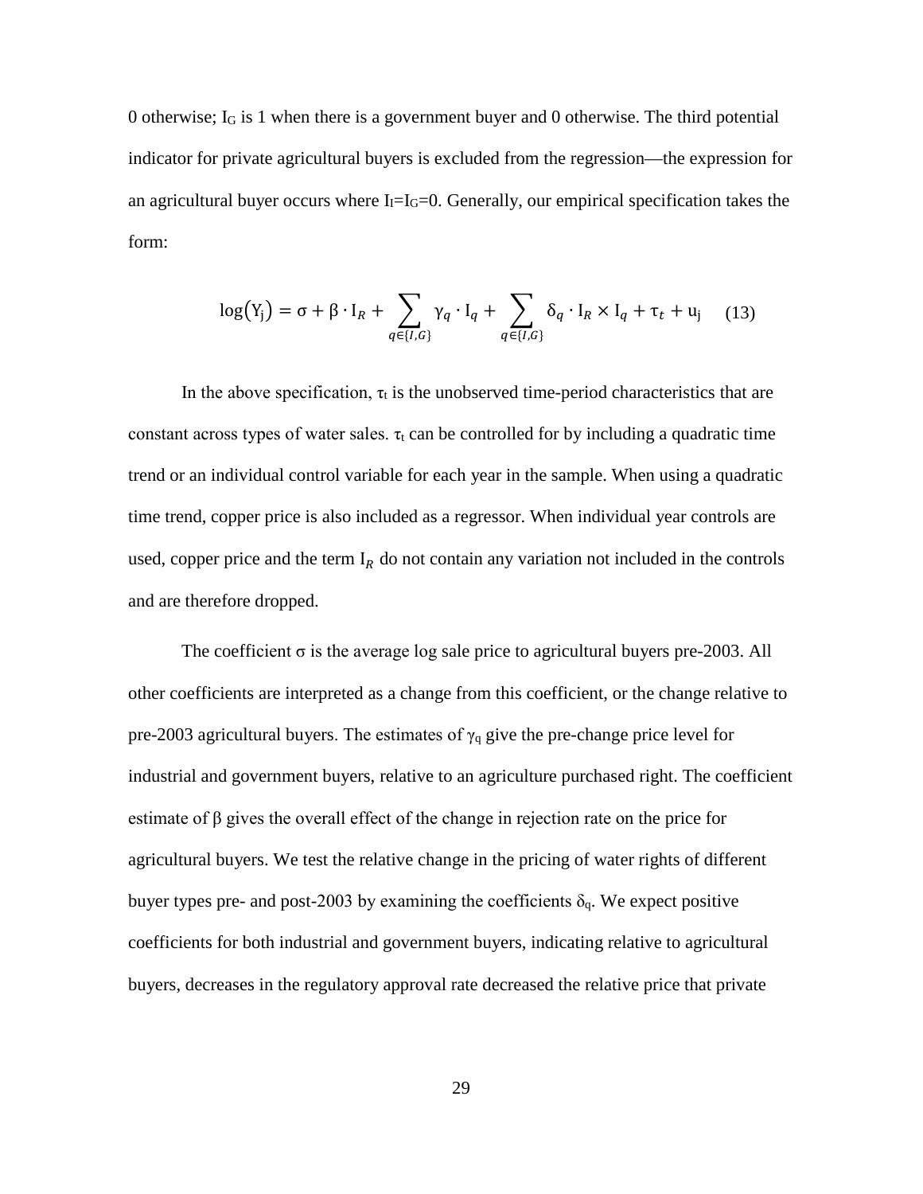0 otherwise; $I_G$ is 1 when there is a government buyer and 0 otherwise. The third potential indicator for private agricultural buyers is excluded from the regression—the expression for an agricultural buyer occurs where $I_I = I_G = 0$. Generally, our empirical specification takes the form:

$$\log(Y_j) = \sigma + \beta \cdot I_R + \sum_{q \in \{I,G\}} \gamma_q \cdot I_q + \sum_{q \in \{I,G\}} \delta_q \cdot I_R \times I_q + \tau_t + u_j \quad (13)$$

In the above specification, $\tau_t$ is the unobserved time-period characteristics that are constant across types of water sales. $\tau_t$ can be controlled for by including a quadratic time trend or an individual control variable for each year in the sample. When using a quadratic time trend, copper price is also included as a regressor. When individual year controls are used, copper price and the term $I_R$ do not contain any variation not included in the controls and are therefore dropped.

The coefficient $\sigma$ is the average log sale price to agricultural buyers pre-2003. All other coefficients are interpreted as a change from this coefficient, or the change relative to pre-2003 agricultural buyers. The estimates of $\gamma_q$ give the pre-change price level for industrial and government buyers, relative to an agriculture purchased right. The coefficient estimate of $\beta$ gives the overall effect of the change in rejection rate on the price for agricultural buyers. We test the relative change in the pricing of water rights of different buyer types pre- and post-2003 by examining the coefficients $\delta_q$. We expect positive coefficients for both industrial and government buyers, indicating relative to agricultural buyers, decreases in the regulatory approval rate decreased the relative price that private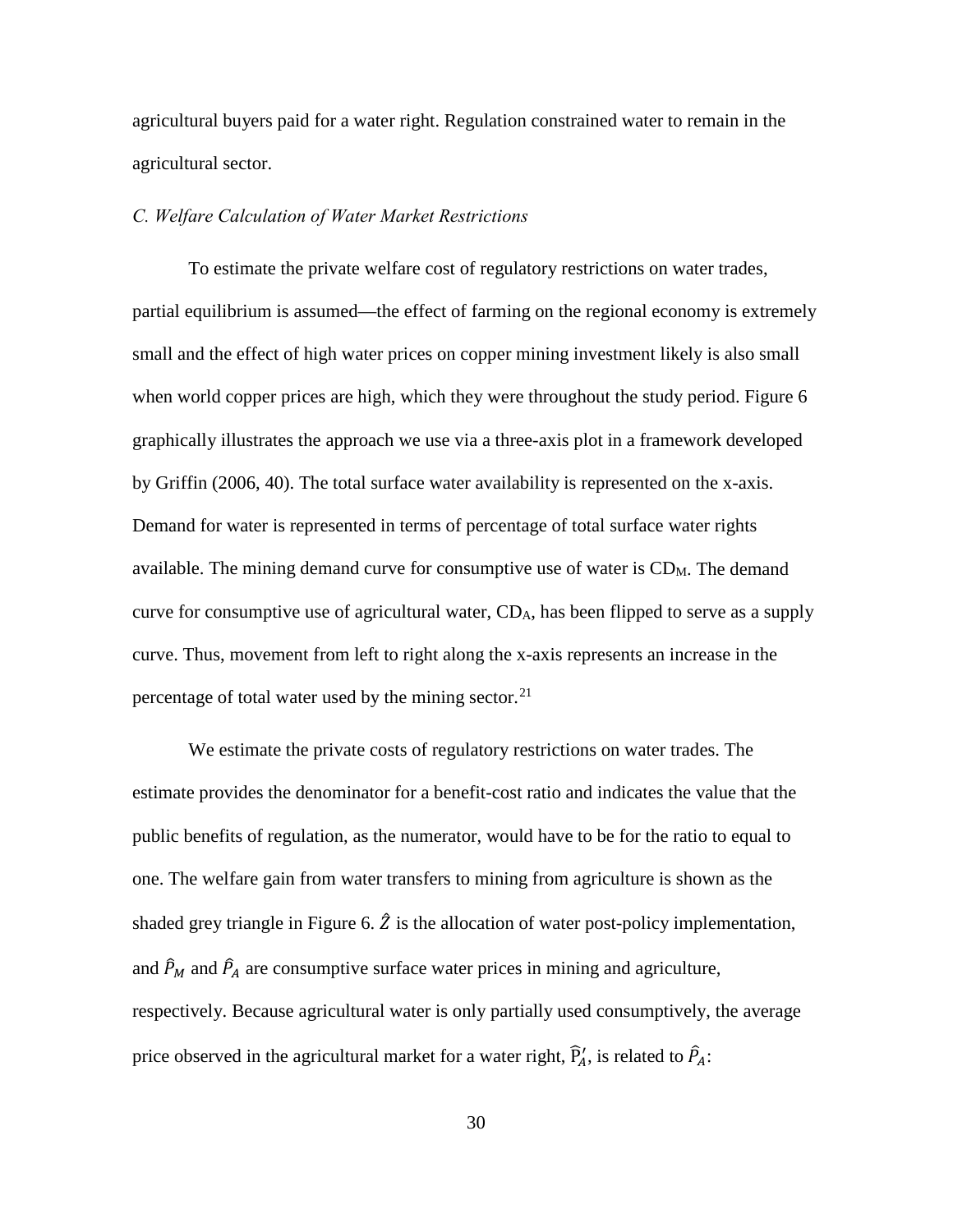agricultural buyers paid for a water right. Regulation constrained water to remain in the agricultural sector.

### *C. Welfare Calculation of Water Market Restrictions*

To estimate the private welfare cost of regulatory restrictions on water trades, partial equilibrium is assumed—the effect of farming on the regional economy is extremely small and the effect of high water prices on copper mining investment likely is also small when world copper prices are high, which they were throughout the study period. Figure 6 graphically illustrates the approach we use via a three-axis plot in a framework developed by Griffin (2006, 40). The total surface water availability is represented on the x-axis. Demand for water is represented in terms of percentage of total surface water rights available. The mining demand curve for consumptive use of water is $CD_M$. The demand curve for consumptive use of agricultural water, $CD_A$, has been flipped to serve as a supply curve. Thus, movement from left to right along the x-axis represents an increase in the percentage of total water used by the mining sector.[21]

We estimate the private costs of regulatory restrictions on water trades. The estimate provides the denominator for a benefit-cost ratio and indicates the value that the public benefits of regulation, as the numerator, would have to be for the ratio to equal to one. The welfare gain from water transfers to mining from agriculture is shown as the shaded grey triangle in Figure 6. $\hat{Z}$ is the allocation of water post-policy implementation, and $\hat{P}_M$ and $\hat{P}_A$ are consumptive surface water prices in mining and agriculture, respectively. Because agricultural water is only partially used consumptively, the average price observed in the agricultural market for a water right, $\hat{P}_A'$, is related to $\hat{P}_A$: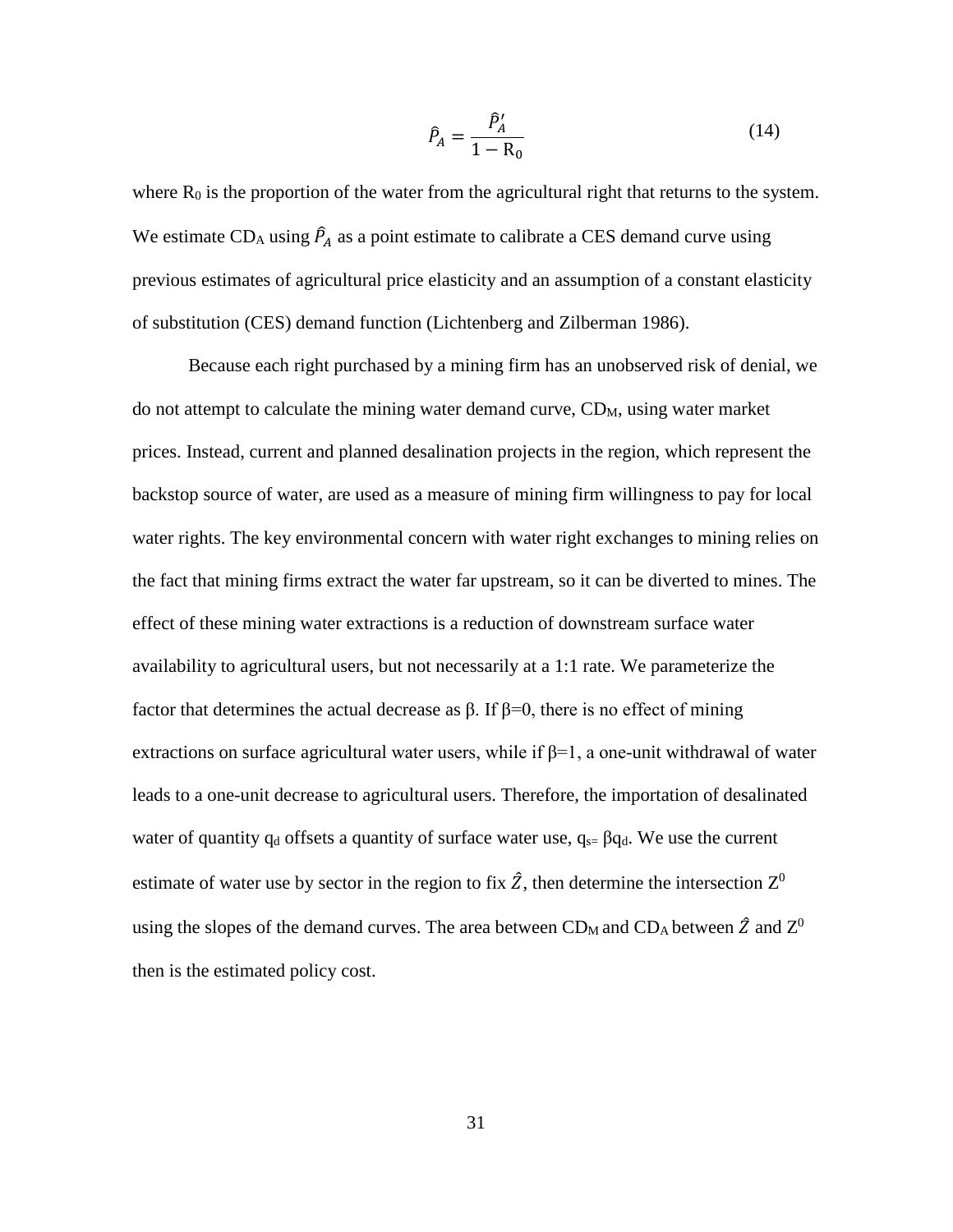$$\hat{P}_A = \frac{\hat{P}'_A}{1 - R_0} \tag{14}$$

where $R_0$ is the proportion of the water from the agricultural right that returns to the system. We estimate $CD_A$ using $\hat{P}_A$ as a point estimate to calibrate a CES demand curve using previous estimates of agricultural price elasticity and an assumption of a constant elasticity of substitution (CES) demand function (Lichtenberg and Zilberman 1986).

Because each right purchased by a mining firm has an unobserved risk of denial, we do not attempt to calculate the mining water demand curve, $CD_M$, using water market prices. Instead, current and planned desalination projects in the region, which represent the backstop source of water, are used as a measure of mining firm willingness to pay for local water rights. The key environmental concern with water right exchanges to mining relies on the fact that mining firms extract the water far upstream, so it can be diverted to mines. The effect of these mining water extractions is a reduction of downstream surface water availability to agricultural users, but not necessarily at a 1:1 rate. We parameterize the factor that determines the actual decrease as β. If β=0, there is no effect of mining extractions on surface agricultural water users, while if β=1, a one-unit withdrawal of water leads to a one-unit decrease to agricultural users. Therefore, the importation of desalinated water of quantity $q_d$ offsets a quantity of surface water use, $q_s = \beta q_d$. We use the current estimate of water use by sector in the region to fix $\hat{Z}$, then determine the intersection $Z^0$ using the slopes of the demand curves. The area between $CD_M$ and $CD_A$ between $\hat{Z}$ and $Z^0$ then is the estimated policy cost.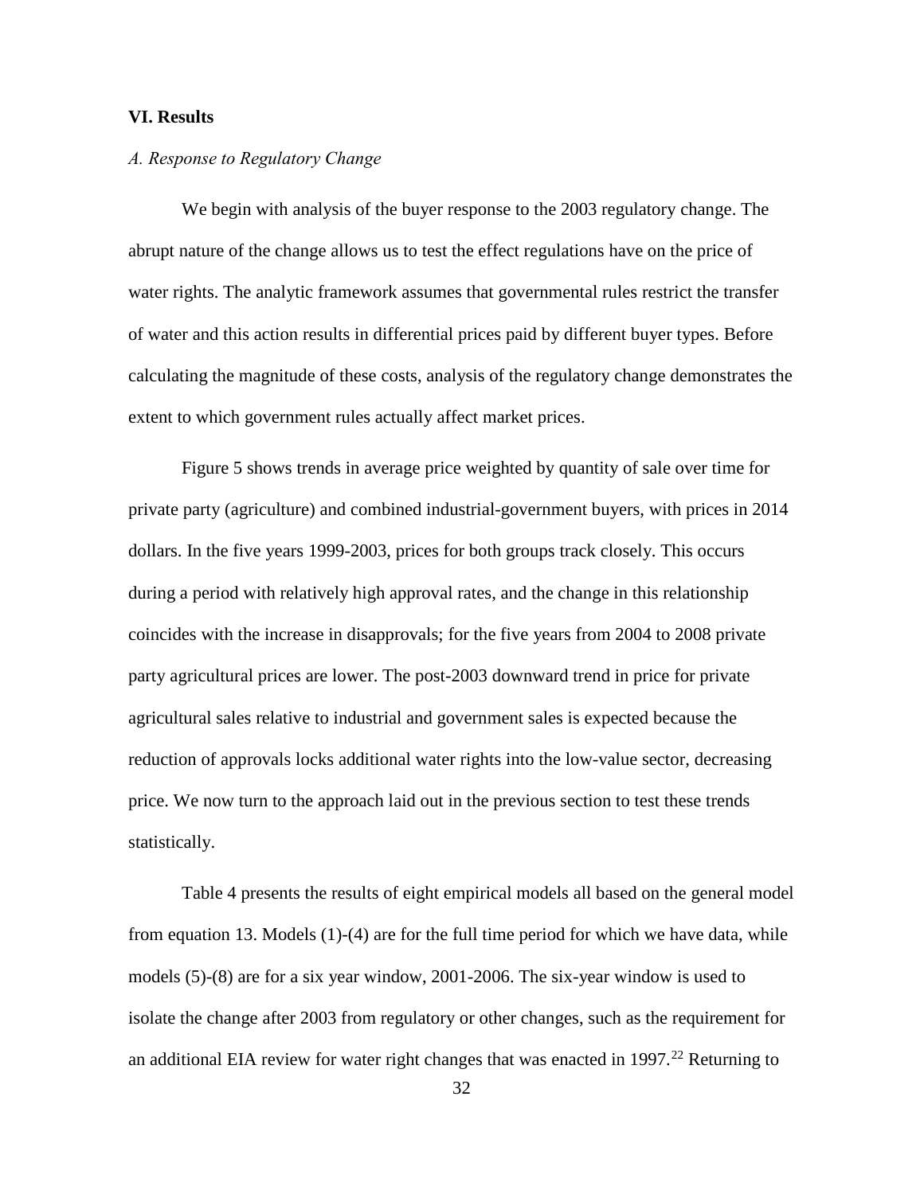## VI. Results

### *A. Response to Regulatory Change*

We begin with analysis of the buyer response to the 2003 regulatory change. The abrupt nature of the change allows us to test the effect regulations have on the price of water rights. The analytic framework assumes that governmental rules restrict the transfer of water and this action results in differential prices paid by different buyer types. Before calculating the magnitude of these costs, analysis of the regulatory change demonstrates the extent to which government rules actually affect market prices.

Figure 5 shows trends in average price weighted by quantity of sale over time for private party (agriculture) and combined industrial-government buyers, with prices in 2014 dollars. In the five years 1999-2003, prices for both groups track closely. This occurs during a period with relatively high approval rates, and the change in this relationship coincides with the increase in disapprovals; for the five years from 2004 to 2008 private party agricultural prices are lower. The post-2003 downward trend in price for private agricultural sales relative to industrial and government sales is expected because the reduction of approvals locks additional water rights into the low-value sector, decreasing price. We now turn to the approach laid out in the previous section to test these trends statistically.

Table 4 presents the results of eight empirical models all based on the general model from equation 13. Models (1)-(4) are for the full time period for which we have data, while models (5)-(8) are for a six year window, 2001-2006. The six-year window is used to isolate the change after 2003 from regulatory or other changes, such as the requirement for an additional EIA review for water right changes that was enacted in 1997.[22] Returning to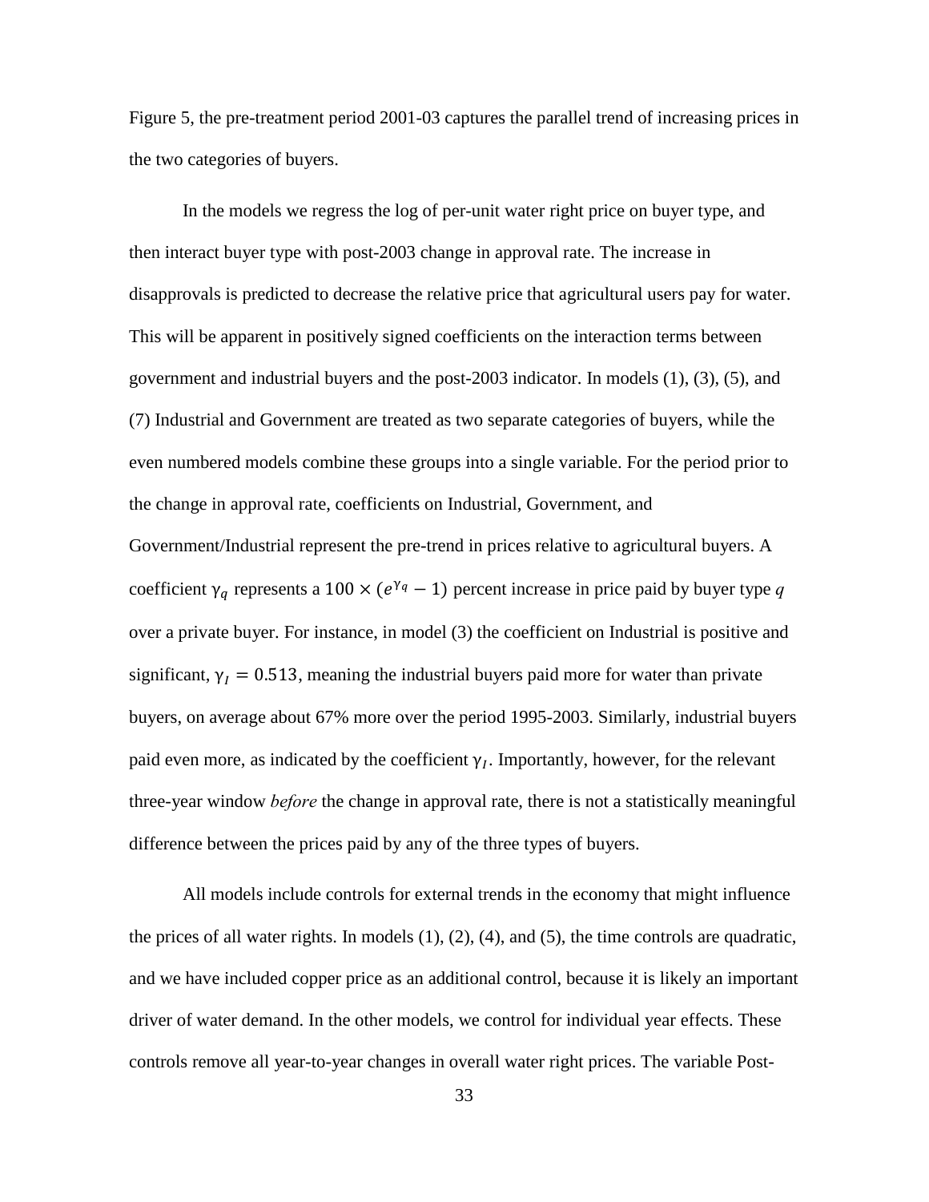Figure 5, the pre-treatment period 2001-03 captures the parallel trend of increasing prices in the two categories of buyers.

In the models we regress the log of per-unit water right price on buyer type, and then interact buyer type with post-2003 change in approval rate. The increase in disapprovals is predicted to decrease the relative price that agricultural users pay for water. This will be apparent in positively signed coefficients on the interaction terms between government and industrial buyers and the post-2003 indicator. In models (1), (3), (5), and (7) Industrial and Government are treated as two separate categories of buyers, while the even numbered models combine these groups into a single variable. For the period prior to the change in approval rate, coefficients on Industrial, Government, and Government/Industrial represent the pre-trend in prices relative to agricultural buyers. A coefficient $\gamma_q$ represents a $100 \times (e^{\gamma_q} - 1)$ percent increase in price paid by buyer type $q$ over a private buyer. For instance, in model (3) the coefficient on Industrial is positive and significant, $\gamma_I = 0.513$, meaning the industrial buyers paid more for water than private buyers, on average about 67% more over the period 1995-2003. Similarly, industrial buyers paid even more, as indicated by the coefficient $\gamma_I$. Importantly, however, for the relevant three-year window *before* the change in approval rate, there is not a statistically meaningful difference between the prices paid by any of the three types of buyers.

All models include controls for external trends in the economy that might influence the prices of all water rights. In models (1), (2), (4), and (5), the time controls are quadratic, and we have included copper price as an additional control, because it is likely an important driver of water demand. In the other models, we control for individual year effects. These controls remove all year-to-year changes in overall water right prices. The variable Post-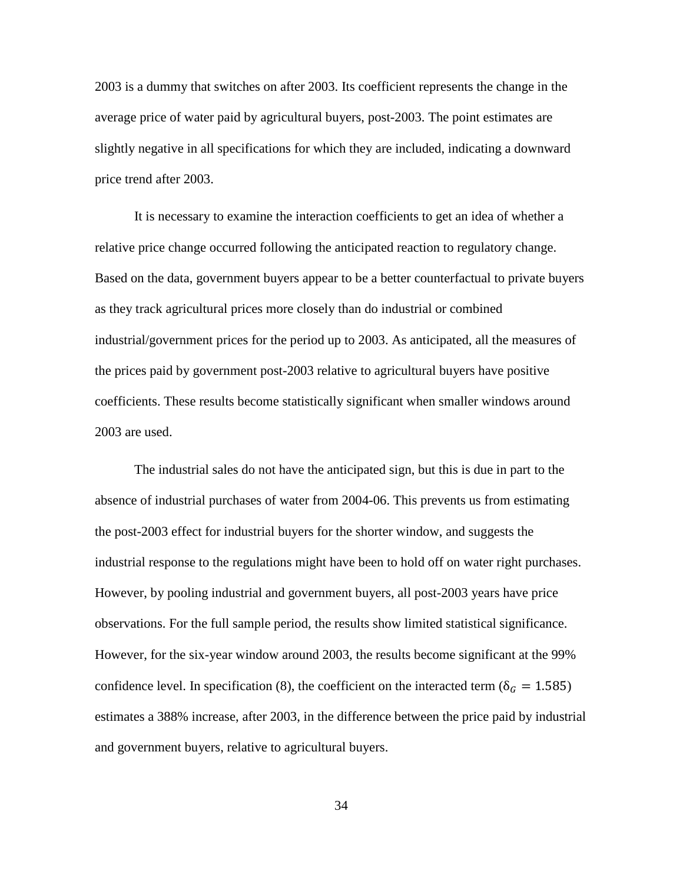2003 is a dummy that switches on after 2003. Its coefficient represents the change in the average price of water paid by agricultural buyers, post-2003. The point estimates are slightly negative in all specifications for which they are included, indicating a downward price trend after 2003.

It is necessary to examine the interaction coefficients to get an idea of whether a relative price change occurred following the anticipated reaction to regulatory change. Based on the data, government buyers appear to be a better counterfactual to private buyers as they track agricultural prices more closely than do industrial or combined industrial/government prices for the period up to 2003. As anticipated, all the measures of the prices paid by government post-2003 relative to agricultural buyers have positive coefficients. These results become statistically significant when smaller windows around 2003 are used.

The industrial sales do not have the anticipated sign, but this is due in part to the absence of industrial purchases of water from 2004-06. This prevents us from estimating the post-2003 effect for industrial buyers for the shorter window, and suggests the industrial response to the regulations might have been to hold off on water right purchases. However, by pooling industrial and government buyers, all post-2003 years have price observations. For the full sample period, the results show limited statistical significance. However, for the six-year window around 2003, the results become significant at the 99% confidence level. In specification (8), the coefficient on the interacted term ($\delta_G = 1.585$) estimates a 388% increase, after 2003, in the difference between the price paid by industrial and government buyers, relative to agricultural buyers.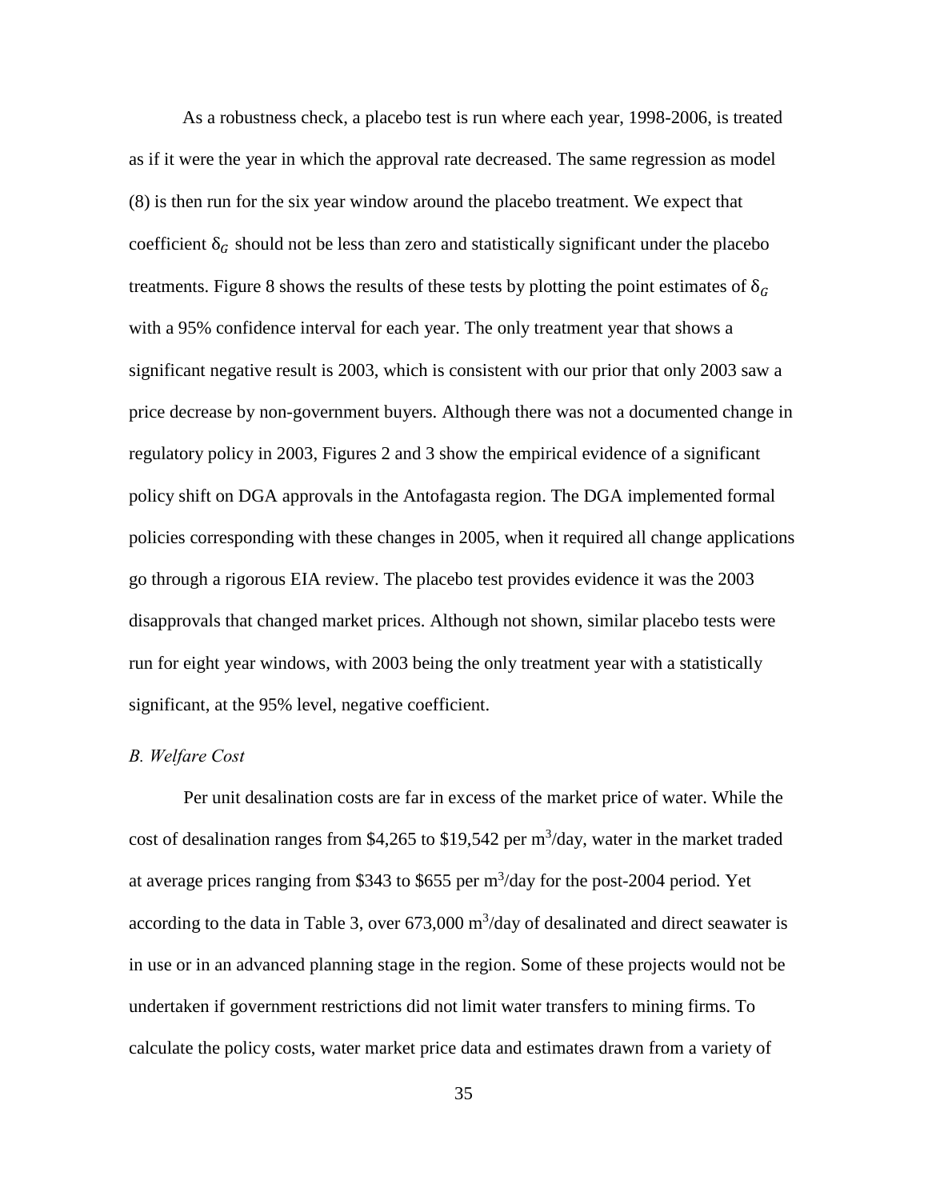As a robustness check, a placebo test is run where each year, 1998-2006, is treated as if it were the year in which the approval rate decreased. The same regression as model (8) is then run for the six year window around the placebo treatment. We expect that coefficient $\delta_G$ should not be less than zero and statistically significant under the placebo treatments. Figure 8 shows the results of these tests by plotting the point estimates of $\delta_G$ with a 95% confidence interval for each year. The only treatment year that shows a significant negative result is 2003, which is consistent with our prior that only 2003 saw a price decrease by non-government buyers. Although there was not a documented change in regulatory policy in 2003, Figures 2 and 3 show the empirical evidence of a significant policy shift on DGA approvals in the Antofagasta region. The DGA implemented formal policies corresponding with these changes in 2005, when it required all change applications go through a rigorous EIA review. The placebo test provides evidence it was the 2003 disapprovals that changed market prices. Although not shown, similar placebo tests were run for eight year windows, with 2003 being the only treatment year with a statistically significant, at the 95% level, negative coefficient.

### *B. Welfare Cost*

Per unit desalination costs are far in excess of the market price of water. While the cost of desalination ranges from \$4,265 to \$19,542 per $m^3$/day, water in the market traded at average prices ranging from \$343 to \$655 per $m^3$/day for the post-2004 period. Yet according to the data in Table 3, over 673,000 $m^3$/day of desalinated and direct seawater is in use or in an advanced planning stage in the region. Some of these projects would not be undertaken if government restrictions did not limit water transfers to mining firms. To calculate the policy costs, water market price data and estimates drawn from a variety of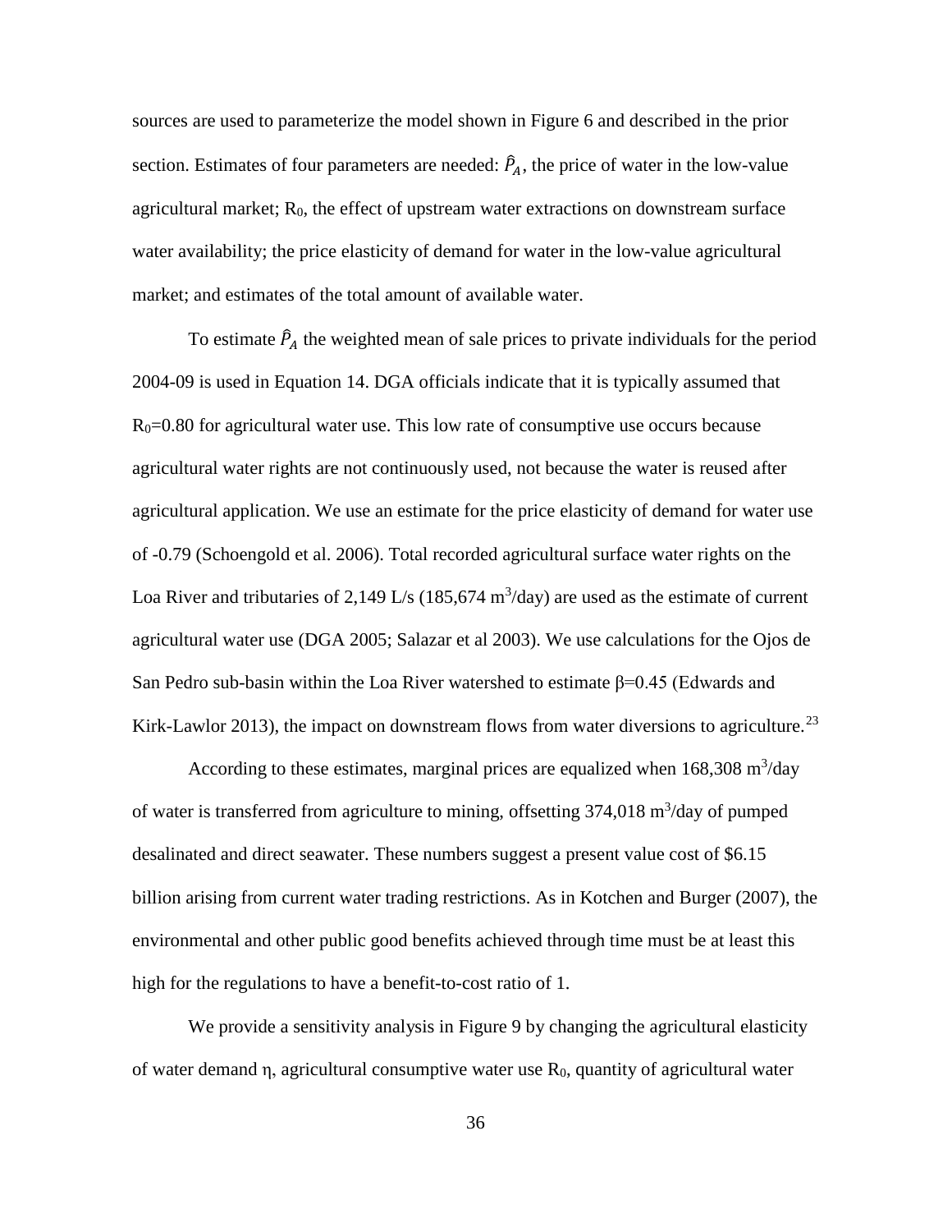sources are used to parameterize the model shown in Figure 6 and described in the prior section. Estimates of four parameters are needed: $\hat{P}_A$, the price of water in the low-value agricultural market; $R_0$, the effect of upstream water extractions on downstream surface water availability; the price elasticity of demand for water in the low-value agricultural market; and estimates of the total amount of available water.

To estimate $\hat{P}_A$ the weighted mean of sale prices to private individuals for the period 2004-09 is used in Equation 14. DGA officials indicate that it is typically assumed that $R_0$=0.80 for agricultural water use. This low rate of consumptive use occurs because agricultural water rights are not continuously used, not because the water is reused after agricultural application. We use an estimate for the price elasticity of demand for water use of -0.79 (Schoengold et al. 2006). Total recorded agricultural surface water rights on the Loa River and tributaries of 2,149 L/s (185,674 $m^3$/day) are used as the estimate of current agricultural water use (DGA 2005; Salazar et al 2003). We use calculations for the Ojos de San Pedro sub-basin within the Loa River watershed to estimate $\beta$=0.45 (Edwards and Kirk-Lawlor 2013), the impact on downstream flows from water diversions to agriculture.[23]

According to these estimates, marginal prices are equalized when 168,308 $m^3$/day of water is transferred from agriculture to mining, offsetting 374,018 $m^3$/day of pumped desalinated and direct seawater. These numbers suggest a present value cost of \$6.15 billion arising from current water trading restrictions. As in Kotchen and Burger (2007), the environmental and other public good benefits achieved through time must be at least this high for the regulations to have a benefit-to-cost ratio of 1.

We provide a sensitivity analysis in Figure 9 by changing the agricultural elasticity of water demand $\eta$, agricultural consumptive water use $R_0$, quantity of agricultural water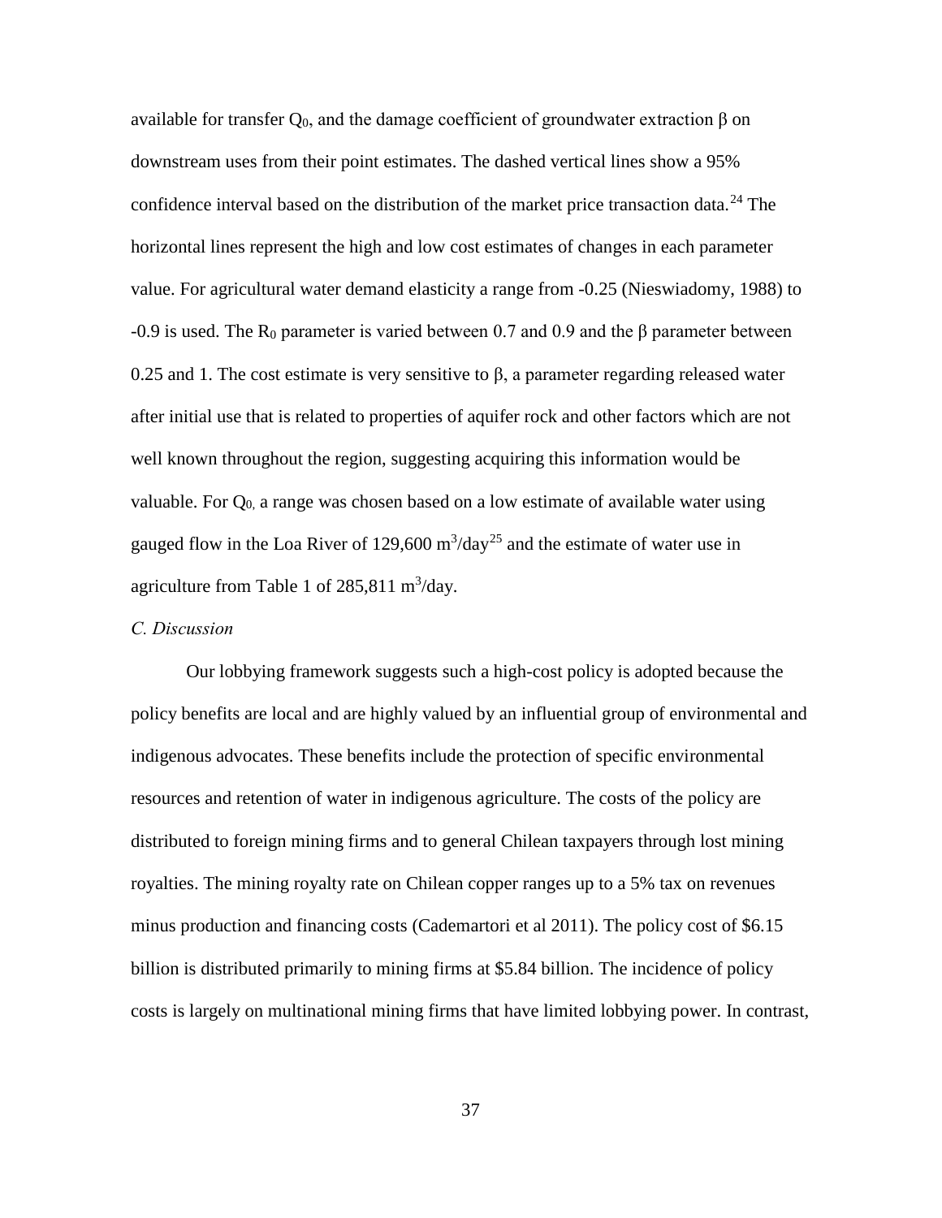available for transfer $Q_0$, and the damage coefficient of groundwater extraction $\beta$ on downstream uses from their point estimates. The dashed vertical lines show a 95% confidence interval based on the distribution of the market price transaction data.[24] The horizontal lines represent the high and low cost estimates of changes in each parameter value. For agricultural water demand elasticity a range from -0.25 (Nieswiadomy, 1988) to -0.9 is used. The $R_0$ parameter is varied between 0.7 and 0.9 and the $\beta$ parameter between 0.25 and 1. The cost estimate is very sensitive to $\beta$, a parameter regarding released water after initial use that is related to properties of aquifer rock and other factors which are not well known throughout the region, suggesting acquiring this information would be valuable. For $Q_0$, a range was chosen based on a low estimate of available water using gauged flow in the Loa River of 129,600 $m^3$/day[25] and the estimate of water use in agriculture from Table 1 of 285,811 $m^3$/day.

*C. Discussion*

Our lobbying framework suggests such a high-cost policy is adopted because the policy benefits are local and are highly valued by an influential group of environmental and indigenous advocates. These benefits include the protection of specific environmental resources and retention of water in indigenous agriculture. The costs of the policy are distributed to foreign mining firms and to general Chilean taxpayers through lost mining royalties. The mining royalty rate on Chilean copper ranges up to a 5% tax on revenues minus production and financing costs (Cademartori et al 2011). The policy cost of \$6.15 billion is distributed primarily to mining firms at \$5.84 billion. The incidence of policy costs is largely on multinational mining firms that have limited lobbying power. In contrast,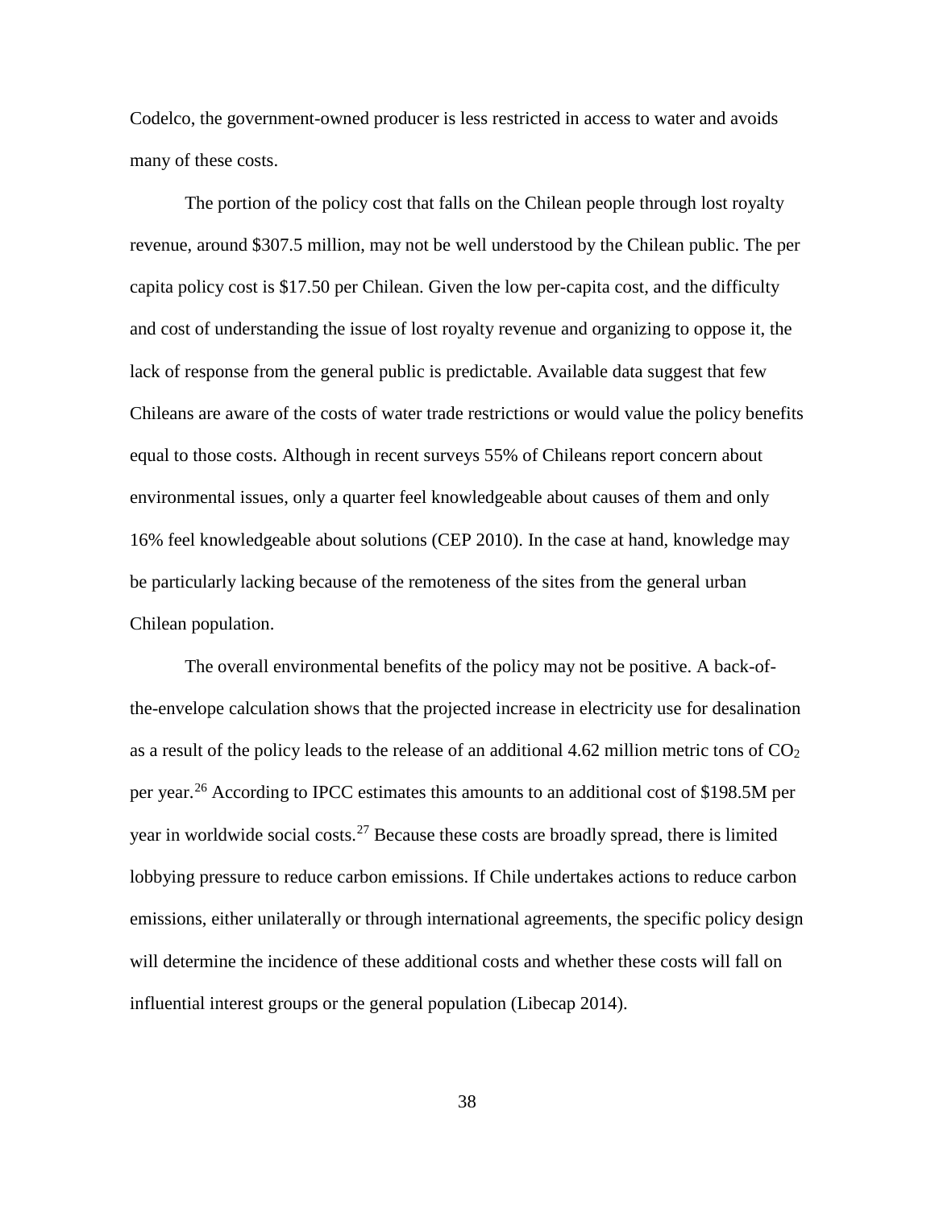Codelco, the government-owned producer is less restricted in access to water and avoids many of these costs.

The portion of the policy cost that falls on the Chilean people through lost royalty revenue, around $307.5 million, may not be well understood by the Chilean public. The per capita policy cost is $17.50 per Chilean. Given the low per-capita cost, and the difficulty and cost of understanding the issue of lost royalty revenue and organizing to oppose it, the lack of response from the general public is predictable. Available data suggest that few Chileans are aware of the costs of water trade restrictions or would value the policy benefits equal to those costs. Although in recent surveys 55% of Chileans report concern about environmental issues, only a quarter feel knowledgeable about causes of them and only 16% feel knowledgeable about solutions (CEP 2010). In the case at hand, knowledge may be particularly lacking because of the remoteness of the sites from the general urban Chilean population.

The overall environmental benefits of the policy may not be positive. A back-of-the-envelope calculation shows that the projected increase in electricity use for desalination as a result of the policy leads to the release of an additional 4.62 million metric tons of $CO_2$ per year.[26] According to IPCC estimates this amounts to an additional cost of $198.5M per year in worldwide social costs.[27] Because these costs are broadly spread, there is limited lobbying pressure to reduce carbon emissions. If Chile undertakes actions to reduce carbon emissions, either unilaterally or through international agreements, the specific policy design will determine the incidence of these additional costs and whether these costs will fall on influential interest groups or the general population (Libecap 2014).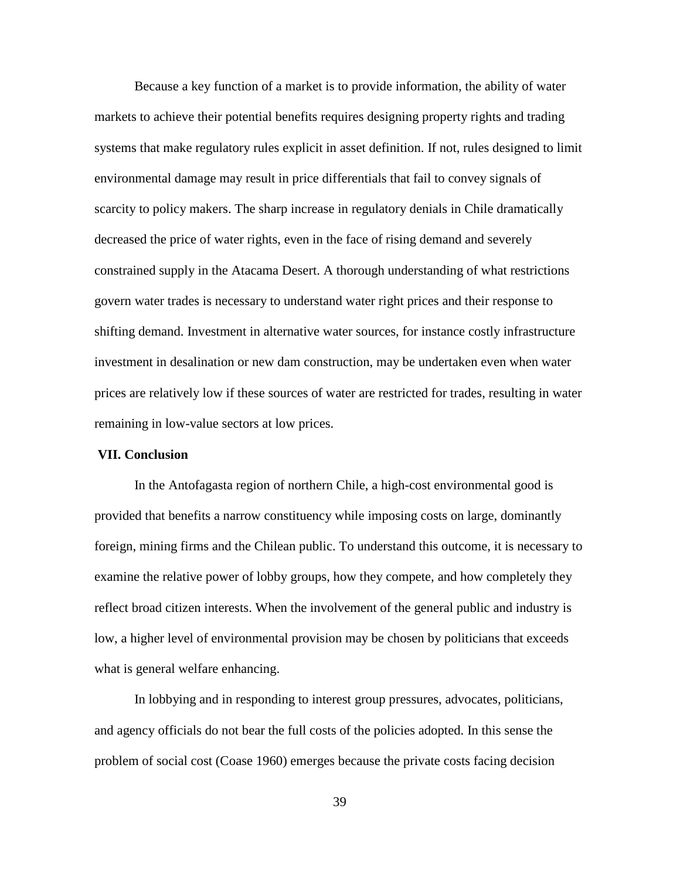Because a key function of a market is to provide information, the ability of water markets to achieve their potential benefits requires designing property rights and trading systems that make regulatory rules explicit in asset definition. If not, rules designed to limit environmental damage may result in price differentials that fail to convey signals of scarcity to policy makers. The sharp increase in regulatory denials in Chile dramatically decreased the price of water rights, even in the face of rising demand and severely constrained supply in the Atacama Desert. A thorough understanding of what restrictions govern water trades is necessary to understand water right prices and their response to shifting demand. Investment in alternative water sources, for instance costly infrastructure investment in desalination or new dam construction, may be undertaken even when water prices are relatively low if these sources of water are restricted for trades, resulting in water remaining in low-value sectors at low prices.

## VII. Conclusion

In the Antofagasta region of northern Chile, a high-cost environmental good is provided that benefits a narrow constituency while imposing costs on large, dominantly foreign, mining firms and the Chilean public. To understand this outcome, it is necessary to examine the relative power of lobby groups, how they compete, and how completely they reflect broad citizen interests. When the involvement of the general public and industry is low, a higher level of environmental provision may be chosen by politicians that exceeds what is general welfare enhancing.

In lobbying and in responding to interest group pressures, advocates, politicians, and agency officials do not bear the full costs of the policies adopted. In this sense the problem of social cost (Coase 1960) emerges because the private costs facing decision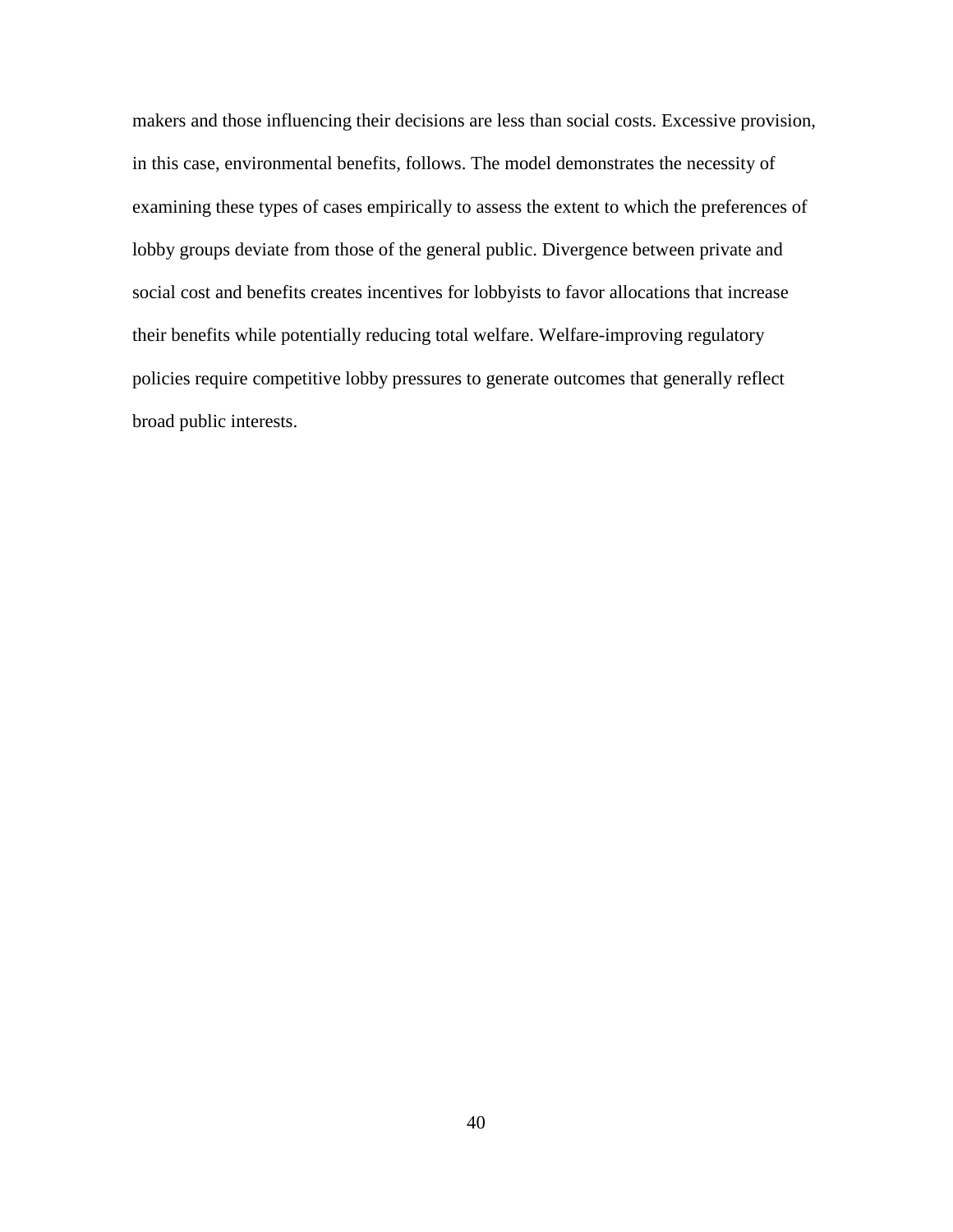makers and those influencing their decisions are less than social costs. Excessive provision, in this case, environmental benefits, follows. The model demonstrates the necessity of examining these types of cases empirically to assess the extent to which the preferences of lobby groups deviate from those of the general public. Divergence between private and social cost and benefits creates incentives for lobbyists to favor allocations that increase their benefits while potentially reducing total welfare. Welfare-improving regulatory policies require competitive lobby pressures to generate outcomes that generally reflect broad public interests.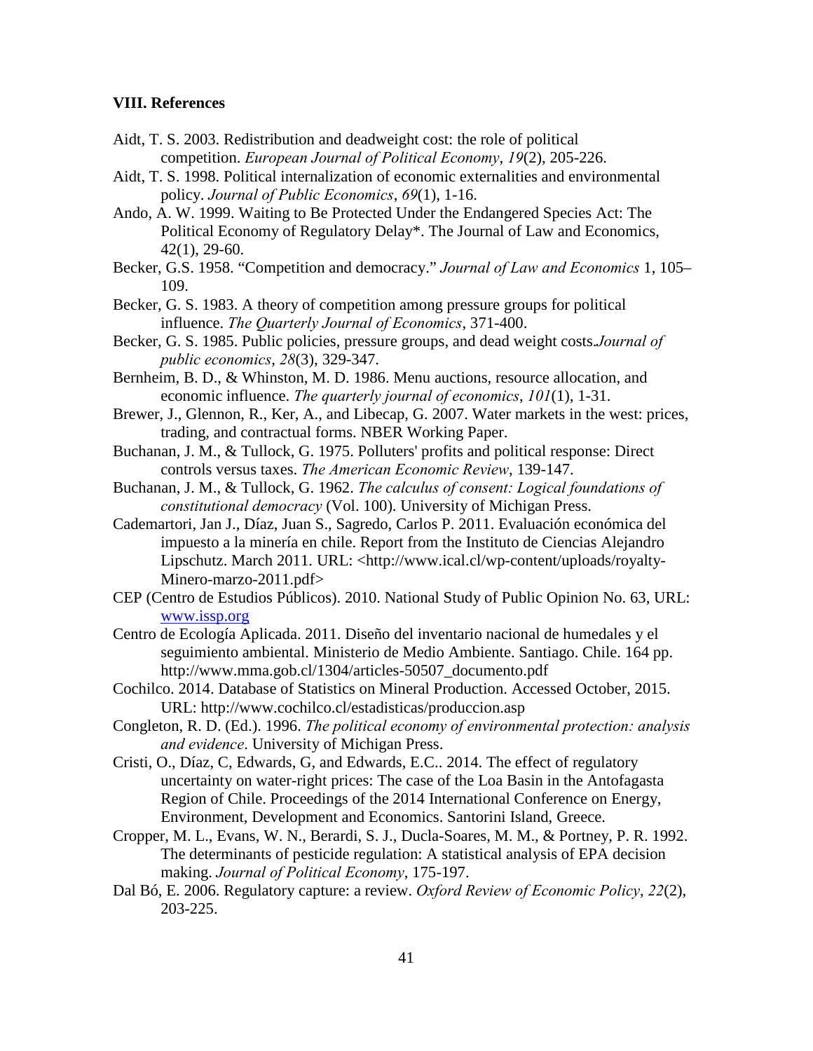### VIII. References

Aidt, T. S. 2003. Redistribution and deadweight cost: the role of political competition. *European Journal of Political Economy*, *19*(2), 205-226.

Aidt, T. S. 1998. Political internalization of economic externalities and environmental policy. *Journal of Public Economics*, *69*(1), 1-16.

Ando, A. W. 1999. Waiting to Be Protected Under the Endangered Species Act: The Political Economy of Regulatory Delay*. The Journal of Law and Economics, 42(1), 29-60.

Becker, G.S. 1958. "Competition and democracy." *Journal of Law and Economics* 1, 105–109.

Becker, G. S. 1983. A theory of competition among pressure groups for political influence. *The Quarterly Journal of Economics*, 371-400.

Becker, G. S. 1985. Public policies, pressure groups, and dead weight costs.*Journal of public economics*, *28*(3), 329-347.

Bernheim, B. D., & Whinston, M. D. 1986. Menu auctions, resource allocation, and economic influence. *The quarterly journal of economics*, *101*(1), 1-31.

Brewer, J., Glennon, R., Ker, A., and Libecap, G. 2007. Water markets in the west: prices, trading, and contractual forms. NBER Working Paper.

Buchanan, J. M., & Tullock, G. 1975. Polluters' profits and political response: Direct controls versus taxes. *The American Economic Review*, 139-147.

Buchanan, J. M., & Tullock, G. 1962. *The calculus of consent: Logical foundations of constitutional democracy* (Vol. 100). University of Michigan Press.

Cademartori, Jan J., Díaz, Juan S., Sagredo, Carlos P. 2011. Evaluación económica del impuesto a la minería en chile. Report from the Instituto de Ciencias Alejandro Lipschutz. March 2011. URL: <http://www.ical.cl/wp-content/uploads/royalty-Minero-marzo-2011.pdf>

CEP (Centro de Estudios Públicos). 2010. National Study of Public Opinion No. 63, URL: www.issp.org

Centro de Ecología Aplicada. 2011. Diseño del inventario nacional de humedales y el seguimiento ambiental. Ministerio de Medio Ambiente. Santiago. Chile. 164 pp. http://www.mma.gob.cl/1304/articles-50507_documento.pdf

Cochilco. 2014. Database of Statistics on Mineral Production. Accessed October, 2015. URL: http://www.cochilco.cl/estadisticas/produccion.asp

Congleton, R. D. (Ed.). 1996. *The political economy of environmental protection: analysis and evidence*. University of Michigan Press.

Cristi, O., Díaz, C, Edwards, G, and Edwards, E.C.. 2014. The effect of regulatory uncertainty on water-right prices: The case of the Loa Basin in the Antofagasta Region of Chile. Proceedings of the 2014 International Conference on Energy, Environment, Development and Economics. Santorini Island, Greece.

Cropper, M. L., Evans, W. N., Berardi, S. J., Ducla-Soares, M. M., & Portney, P. R. 1992. The determinants of pesticide regulation: A statistical analysis of EPA decision making. *Journal of Political Economy*, 175-197.

Dal Bó, E. 2006. Regulatory capture: a review. *Oxford Review of Economic Policy*, *22*(2), 203-225.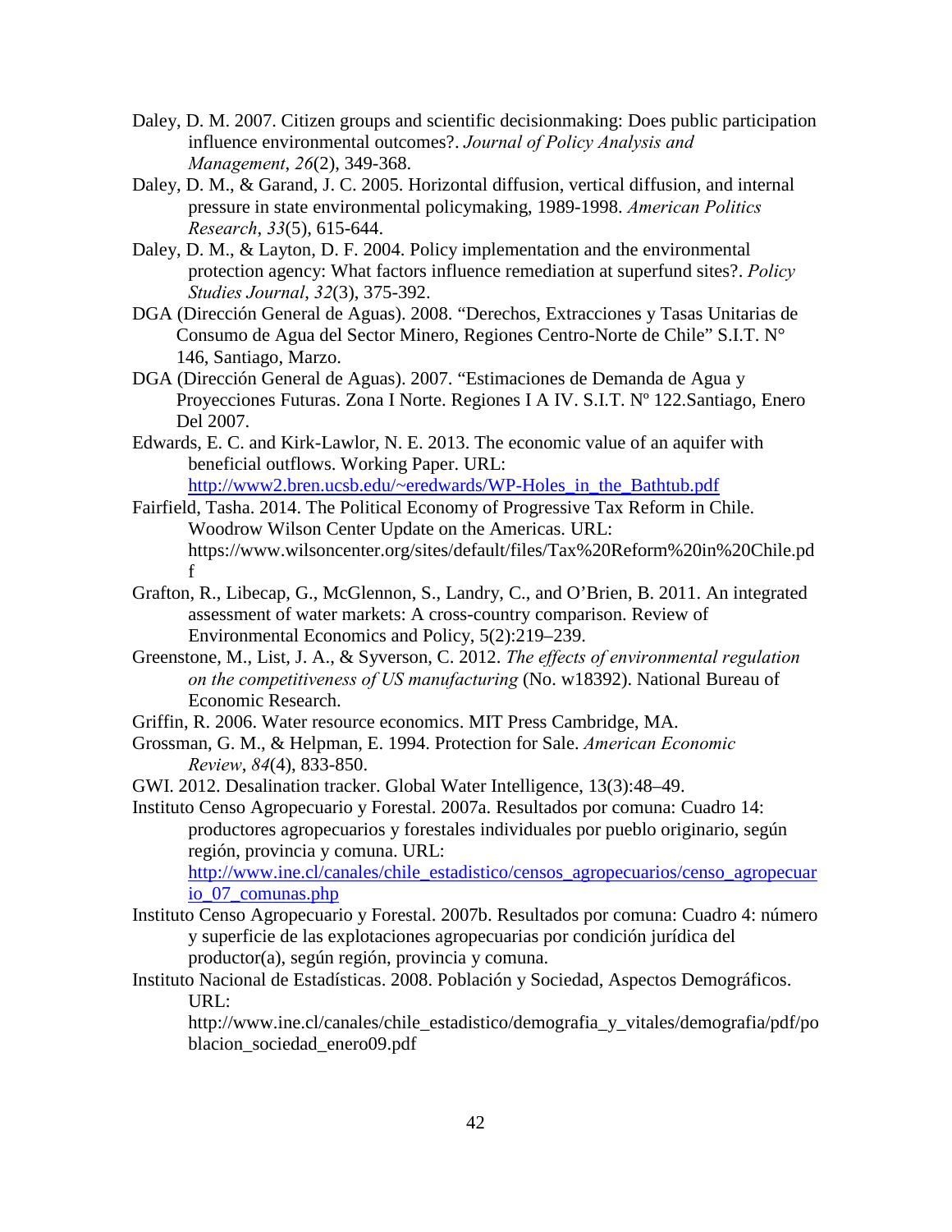Daley, D. M. 2007. Citizen groups and scientific decisionmaking: Does public participation influence environmental outcomes?. *Journal of Policy Analysis and Management*, *26*(2), 349-368.

Daley, D. M., & Garand, J. C. 2005. Horizontal diffusion, vertical diffusion, and internal pressure in state environmental policymaking, 1989-1998. *American Politics Research*, *33*(5), 615-644.

Daley, D. M., & Layton, D. F. 2004. Policy implementation and the environmental protection agency: What factors influence remediation at superfund sites?. *Policy Studies Journal*, *32*(3), 375-392.

DGA (Dirección General de Aguas). 2008. "Derechos, Extracciones y Tasas Unitarias de Consumo de Agua del Sector Minero, Regiones Centro-Norte de Chile" S.I.T. N° 146, Santiago, Marzo.

DGA (Dirección General de Aguas). 2007. "Estimaciones de Demanda de Agua y Proyecciones Futuras. Zona I Norte. Regiones I A IV. S.I.T. Nº 122.Santiago, Enero Del 2007.

Edwards, E. C. and Kirk-Lawlor, N. E. 2013. The economic value of an aquifer with beneficial outflows. Working Paper. URL: http://www2.bren.ucsb.edu/~eredwards/WP-Holes_in_the_Bathtub.pdf

Fairfield, Tasha. 2014. The Political Economy of Progressive Tax Reform in Chile. Woodrow Wilson Center Update on the Americas. URL: https://www.wilsoncenter.org/sites/default/files/Tax%20Reform%20in%20Chile.pdf

Grafton, R., Libecap, G., McGlennon, S., Landry, C., and O'Brien, B. 2011. An integrated assessment of water markets: A cross-country comparison. Review of Environmental Economics and Policy, 5(2):219–239.

Greenstone, M., List, J. A., & Syverson, C. 2012. *The effects of environmental regulation on the competitiveness of US manufacturing* (No. w18392). National Bureau of Economic Research.

Griffin, R. 2006. Water resource economics. MIT Press Cambridge, MA.

Grossman, G. M., & Helpman, E. 1994. Protection for Sale. *American Economic Review*, *84*(4), 833-850.

GWI. 2012. Desalination tracker. Global Water Intelligence, 13(3):48–49.

Instituto Censo Agropecuario y Forestal. 2007a. Resultados por comuna: Cuadro 14: productores agropecuarios y forestales individuales por pueblo originario, según región, provincia y comuna. URL: http://www.ine.cl/canales/chile_estadistico/censos_agropecuarios/censo_agropecuario_07_comunas.php

Instituto Censo Agropecuario y Forestal. 2007b. Resultados por comuna: Cuadro 4: número y superficie de las explotaciones agropecuarias por condición jurídica del productor(a), según región, provincia y comuna.

Instituto Nacional de Estadísticas. 2008. Población y Sociedad, Aspectos Demográficos. URL: http://www.ine.cl/canales/chile_estadistico/demografia_y_vitales/demografia/pdf/poblacion_sociedad_enero09.pdf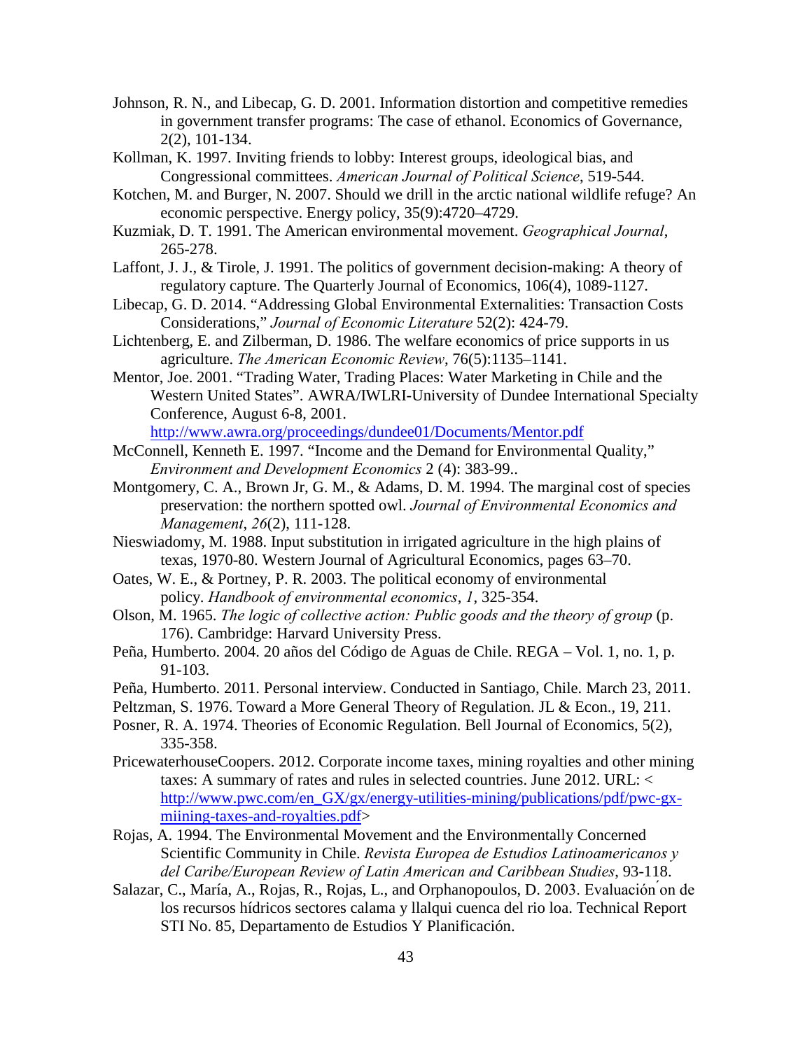Johnson, R. N., and Libecap, G. D. 2001. Information distortion and competitive remedies in government transfer programs: The case of ethanol. Economics of Governance, 2(2), 101-134.

Kollman, K. 1997. Inviting friends to lobby: Interest groups, ideological bias, and Congressional committees. *American Journal of Political Science*, 519-544.

Kotchen, M. and Burger, N. 2007. Should we drill in the arctic national wildlife refuge? An economic perspective. Energy policy, 35(9):4720–4729.

Kuzmiak, D. T. 1991. The American environmental movement. *Geographical Journal*, 265-278.

Laffont, J. J., & Tirole, J. 1991. The politics of government decision-making: A theory of regulatory capture. The Quarterly Journal of Economics, 106(4), 1089-1127.

Libecap, G. D. 2014. "Addressing Global Environmental Externalities: Transaction Costs Considerations," *Journal of Economic Literature* 52(2): 424-79.

Lichtenberg, E. and Zilberman, D. 1986. The welfare economics of price supports in us agriculture. *The American Economic Review*, 76(5):1135–1141.

Mentor, Joe. 2001. "Trading Water, Trading Places: Water Marketing in Chile and the Western United States". AWRA/IWLRI-University of Dundee International Specialty Conference, August 6-8, 2001. http://www.awra.org/proceedings/dundee01/Documents/Mentor.pdf

McConnell, Kenneth E. 1997. "Income and the Demand for Environmental Quality," *Environment and Development Economics* 2 (4): 383-99..

Montgomery, C. A., Brown Jr, G. M., & Adams, D. M. 1994. The marginal cost of species preservation: the northern spotted owl. *Journal of Environmental Economics and Management*, *26*(2), 111-128.

Nieswiadomy, M. 1988. Input substitution in irrigated agriculture in the high plains of texas, 1970-80. Western Journal of Agricultural Economics, pages 63–70.

Oates, W. E., & Portney, P. R. 2003. The political economy of environmental policy. *Handbook of environmental economics*, *1*, 325-354.

Olson, M. 1965. *The logic of collective action: Public goods and the theory of group* (p. 176). Cambridge: Harvard University Press.

Peña, Humberto. 2004. 20 años del Código de Aguas de Chile. REGA – Vol. 1, no. 1, p. 91-103.

Peña, Humberto. 2011. Personal interview. Conducted in Santiago, Chile. March 23, 2011.

Peltzman, S. 1976. Toward a More General Theory of Regulation. JL & Econ., 19, 211.

Posner, R. A. 1974. Theories of Economic Regulation. Bell Journal of Economics, 5(2), 335-358.

PricewaterhouseCoopers. 2012. Corporate income taxes, mining royalties and other mining taxes: A summary of rates and rules in selected countries. June 2012. URL: < http://www.pwc.com/en_GX/gx/energy-utilities-mining/publications/pdf/pwc-gx-miining-taxes-and-royalties.pdf>

Rojas, A. 1994. The Environmental Movement and the Environmentally Concerned Scientific Community in Chile. *Revista Europea de Estudios Latinoamericanos y del Caribe/European Review of Latin American and Caribbean Studies*, 93-118.

Salazar, C., María, A., Rojas, R., Rojas, L., and Orphanopoulos, D. 2003. Evaluación on de los recursos hídricos sectores calama y llalqui cuenca del rio loa. Technical Report STI No. 85, Departamento de Estudios Y Planificación.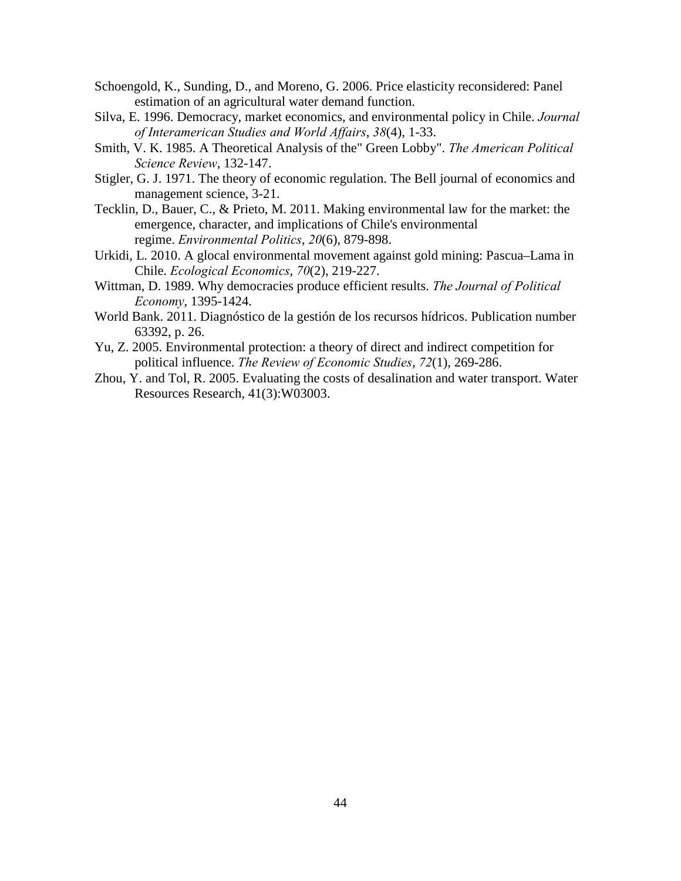Schoengold, K., Sunding, D., and Moreno, G. 2006. Price elasticity reconsidered: Panel estimation of an agricultural water demand function.

Silva, E. 1996. Democracy, market economics, and environmental policy in Chile. *Journal of Interamerican Studies and World Affairs*, *38*(4), 1-33.

Smith, V. K. 1985. A Theoretical Analysis of the" Green Lobby". *The American Political Science Review*, 132-147.

Stigler, G. J. 1971. The theory of economic regulation. The Bell journal of economics and management science, 3-21.

Tecklin, D., Bauer, C., & Prieto, M. 2011. Making environmental law for the market: the emergence, character, and implications of Chile's environmental regime. *Environmental Politics*, *20*(6), 879-898.

Urkidi, L. 2010. A glocal environmental movement against gold mining: Pascua–Lama in Chile. *Ecological Economics*, *70*(2), 219-227.

Wittman, D. 1989. Why democracies produce efficient results. *The Journal of Political Economy*, 1395-1424.

World Bank. 2011. Diagnóstico de la gestión de los recursos hídricos. Publication number 63392, p. 26.

Yu, Z. 2005. Environmental protection: a theory of direct and indirect competition for political influence. *The Review of Economic Studies*, *72*(1), 269-286.

Zhou, Y. and Tol, R. 2005. Evaluating the costs of desalination and water transport. Water Resources Research, 41(3):W03003.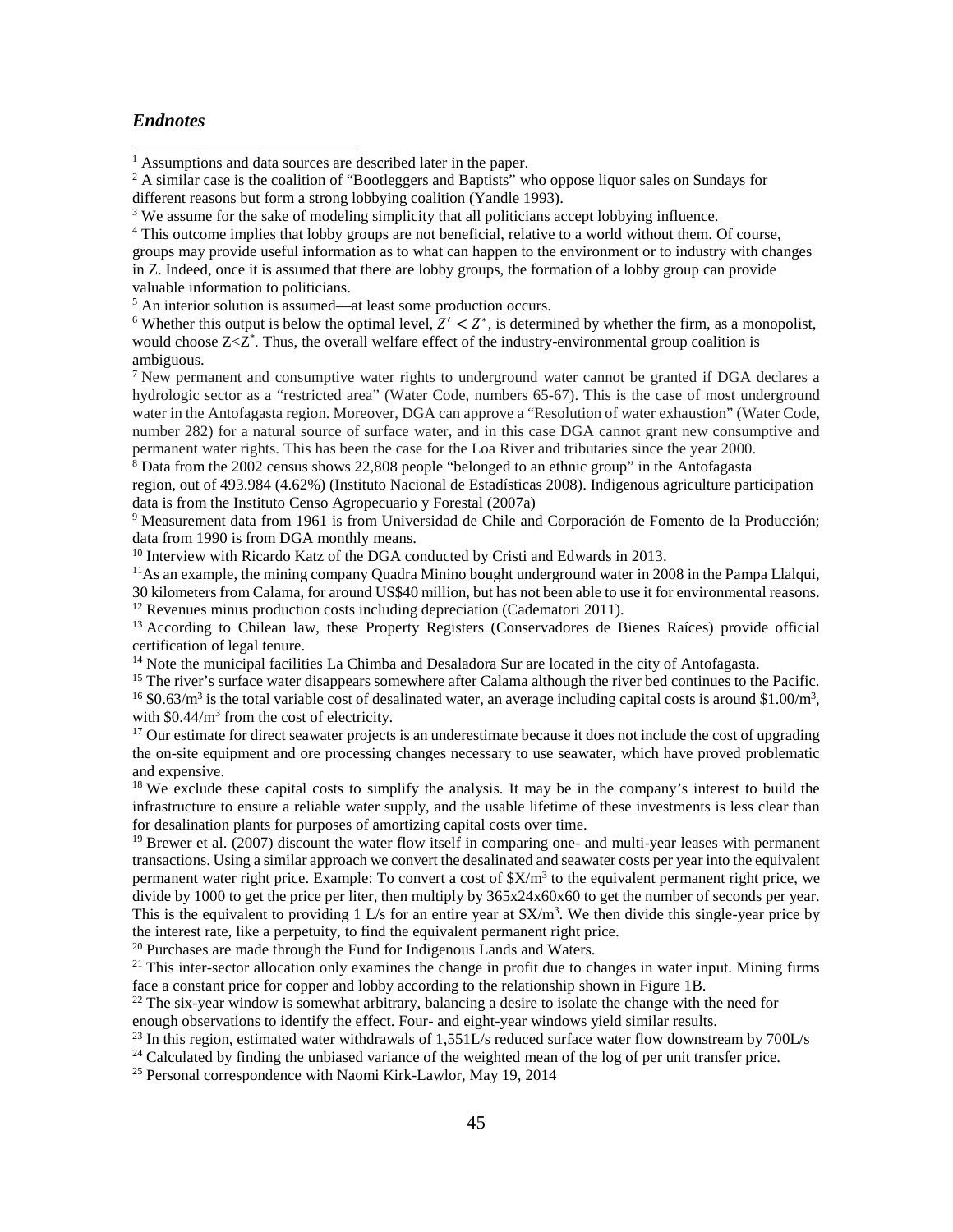### *Endnotes*

[1] Assumptions and data sources are described later in the paper.

[2] A similar case is the coalition of "Bootleggers and Baptists" who oppose liquor sales on Sundays for different reasons but form a strong lobbying coalition (Yandle 1993).

[3] We assume for the sake of modeling simplicity that all politicians accept lobbying influence.

[4] This outcome implies that lobby groups are not beneficial, relative to a world without them. Of course, groups may provide useful information as to what can happen to the environment or to industry with changes in Z. Indeed, once it is assumed that there are lobby groups, the formation of a lobby group can provide valuable information to politicians.

[5] An interior solution is assumed—at least some production occurs.

[6] Whether this output is below the optimal level, $Z' < Z^*$, is determined by whether the firm, as a monopolist, would choose $Z<Z^*$. Thus, the overall welfare effect of the industry-environmental group coalition is ambiguous.

[7] New permanent and consumptive water rights to underground water cannot be granted if DGA declares a hydrologic sector as a "restricted area" (Water Code, numbers 65-67). This is the case of most underground water in the Antofagasta region. Moreover, DGA can approve a "Resolution of water exhaustion" (Water Code, number 282) for a natural source of surface water, and in this case DGA cannot grant new consumptive and permanent water rights. This has been the case for the Loa River and tributaries since the year 2000.

[8] Data from the 2002 census shows 22,808 people "belonged to an ethnic group" in the Antofagasta region, out of 493.984 (4.62%) (Instituto Nacional de Estadísticas 2008). Indigenous agriculture participation data is from the Instituto Censo Agropecuario y Forestal (2007a)

[9] Measurement data from 1961 is from Universidad de Chile and Corporación de Fomento de la Producción; data from 1990 is from DGA monthly means.

[10] Interview with Ricardo Katz of the DGA conducted by Cristi and Edwards in 2013.

[11] As an example, the mining company Quadra Minino bought underground water in 2008 in the Pampa Llalqui, 30 kilometers from Calama, for around US$40 million, but has not been able to use it for environmental reasons.

[12] Revenues minus production costs including depreciation (Cadematori 2011).

[13] According to Chilean law, these Property Registers (Conservadores de Bienes Raíces) provide official certification of legal tenure.

[14] Note the municipal facilities La Chimba and Desaladora Sur are located in the city of Antofagasta.

[15] The river's surface water disappears somewhere after Calama although the river bed continues to the Pacific.

[16] $0.63/m$^3$ is the total variable cost of desalinated water, an average including capital costs is around $1.00/m$^3$, with $0.44/m$^3$ from the cost of electricity.

[17] Our estimate for direct seawater projects is an underestimate because it does not include the cost of upgrading the on-site equipment and ore processing changes necessary to use seawater, which have proved problematic and expensive.

[18] We exclude these capital costs to simplify the analysis. It may be in the company's interest to build the infrastructure to ensure a reliable water supply, and the usable lifetime of these investments is less clear than for desalination plants for purposes of amortizing capital costs over time.

[19] Brewer et al. (2007) discount the water flow itself in comparing one- and multi-year leases with permanent transactions. Using a similar approach we convert the desalinated and seawater costs per year into the equivalent permanent water right price. Example: To convert a cost of $X/m$^3$ to the equivalent permanent right price, we divide by 1000 to get the price per liter, then multiply by 365x24x60x60 to get the number of seconds per year. This is the equivalent to providing 1 L/s for an entire year at $X/m$^3$. We then divide this single-year price by the interest rate, like a perpetuity, to find the equivalent permanent right price.

[20] Purchases are made through the Fund for Indigenous Lands and Waters.

[21] This inter-sector allocation only examines the change in profit due to changes in water input. Mining firms face a constant price for copper and lobby according to the relationship shown in Figure 1B.

[22] The six-year window is somewhat arbitrary, balancing a desire to isolate the change with the need for enough observations to identify the effect. Four- and eight-year windows yield similar results.

[23] In this region, estimated water withdrawals of 1,551L/s reduced surface water flow downstream by 700L/s

[24] Calculated by finding the unbiased variance of the weighted mean of the log of per unit transfer price.

[25] Personal correspondence with Naomi Kirk-Lawlor, May 19, 2014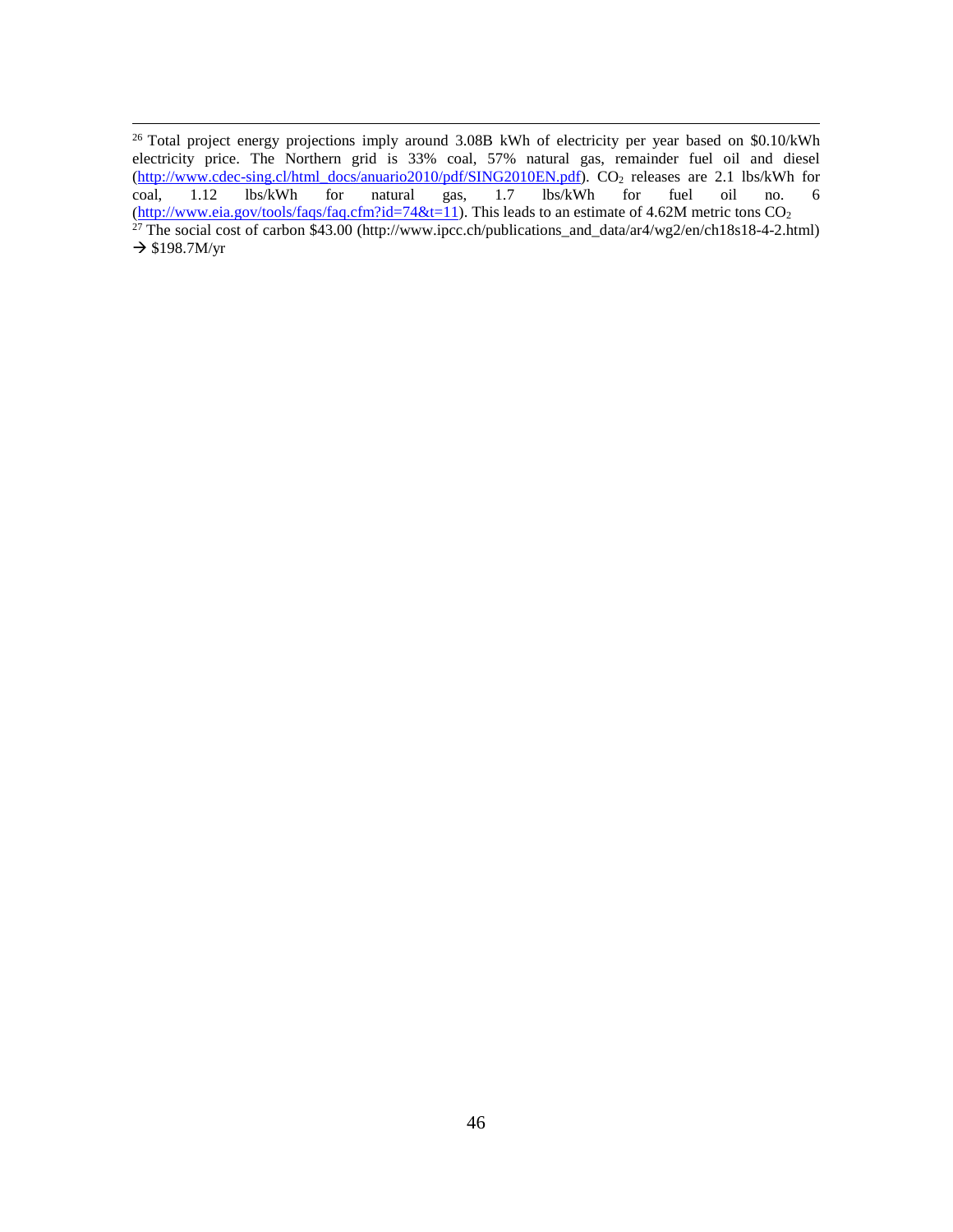[26] Total project energy projections imply around 3.08B kWh of electricity per year based on \$0.10/kWh electricity price. The Northern grid is 33% coal, 57% natural gas, remainder fuel oil and diesel (http://www.cdec-sing.cl/html_docs/anuario2010/pdf/SING2010EN.pdf). $CO_2$ releases are 2.1 lbs/kWh for coal, 1.12 lbs/kWh for natural gas, 1.7 lbs/kWh for fuel oil no. 6 (http://www.eia.gov/tools/faqs/faq.cfm?id=74&t=11). This leads to an estimate of 4.62M metric tons $CO_2$

[27] The social cost of carbon \$43.00 (http://www.ipcc.ch/publications_and_data/ar4/wg2/en/ch18s18-4-2.html) → \$198.7M/yr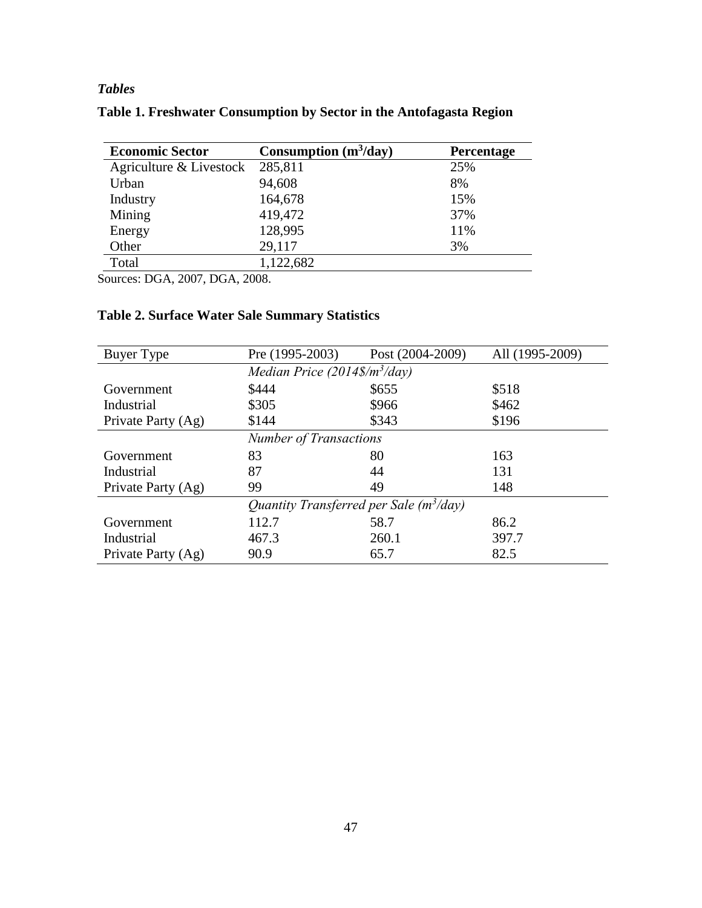***Tables***

**Table 1. Freshwater Consumption by Sector in the Antofagasta Region**

| **Economic Sector** | **Consumption ($m^3$/day)** | **Percentage** |
| --- | --- | --- |
| Agriculture & Livestock | 285,811 | 25% |
| Urban | 94,608 | 8% |
| Industry | 164,678 | 15% |
| Mining | 419,472 | 37% |
| Energy | 128,995 | 11% |
| Other | 29,117 | 3% |
| Total | 1,122,682 | |

Sources: DGA, 2007, DGA, 2008.

**Table 2. Surface Water Sale Summary Statistics**

| Buyer Type | Pre (1995-2003) | Post (2004-2009) | All (1995-2009) |
| --- | --- | --- | --- |
| | *Median Price (2014$/$m^3$/day)* | | |
| Government | $444 | $655 | $518 |
| Industrial | $305 | $966 | $462 |
| Private Party (Ag) | $144 | $343 | $196 |
| | *Number of Transactions* | | |
| Government | 83 | 80 | 163 |
| Industrial | 87 | 44 | 131 |
| Private Party (Ag) | 99 | 49 | 148 |
| | *Quantity Transferred per Sale ($m^3$/day)* | | |
| Government | 112.7 | 58.7 | 86.2 |
| Industrial | 467.3 | 260.1 | 397.7 |
| Private Party (Ag) | 90.9 | 65.7 | 82.5 |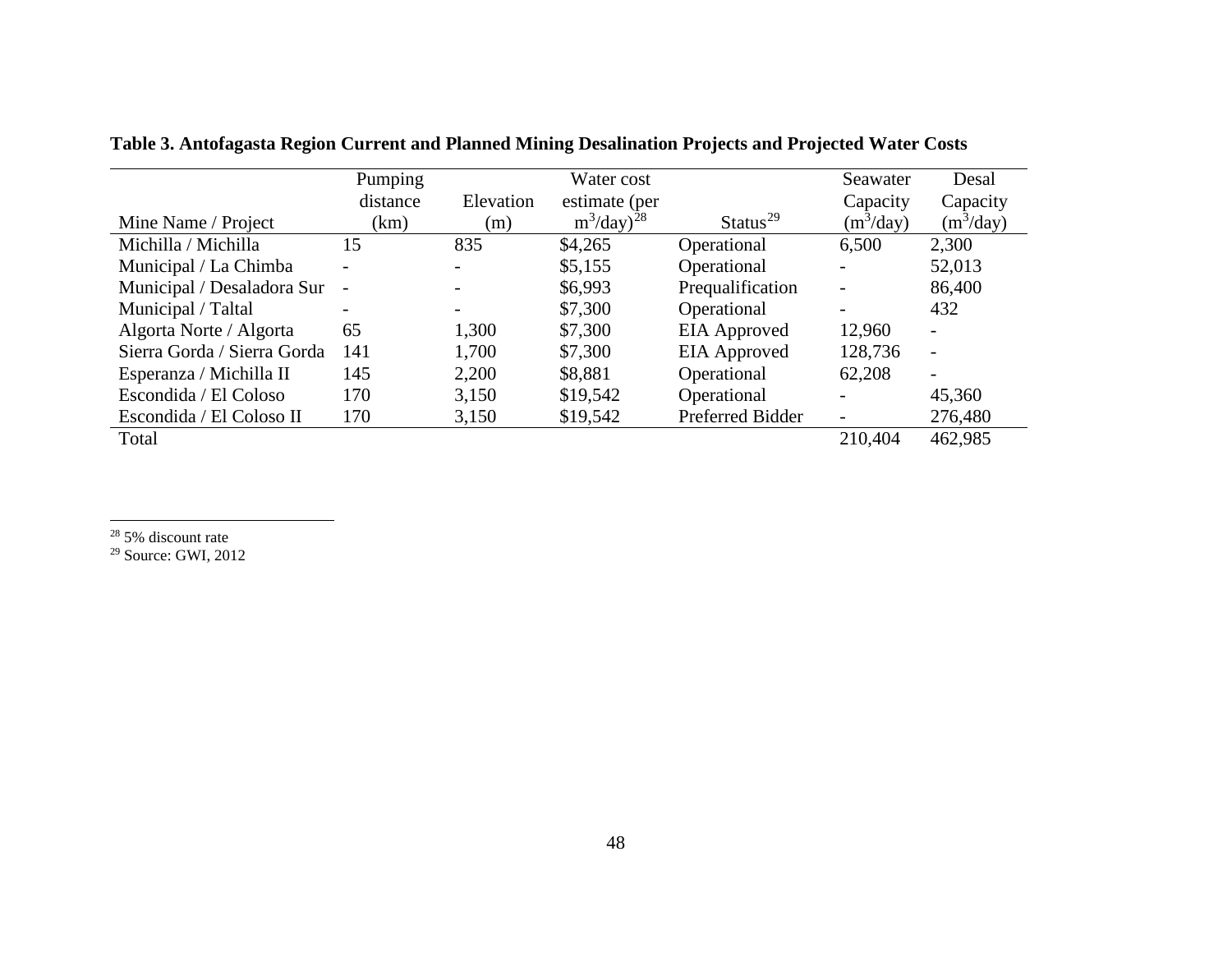**Table 3. Antofagasta Region Current and Planned Mining Desalination Projects and Projected Water Costs**

| Mine Name / Project | Pumping distance (km) | Elevation (m) | Water cost estimate (per $m^3$/day)[28] | Status[29] | Seawater Capacity ($m^3$/day) | Desal Capacity ($m^3$/day) |
|---|---|---|---|---|---|---|
| Michilla / Michilla | 15 | 835 | \$4,265 | Operational | 6,500 | 2,300 |
| Municipal / La Chimba | - | - | \$5,155 | Operational | - | 52,013 |
| Municipal / Desaladora Sur | - | - | \$6,993 | Prequalification | - | 86,400 |
| Municipal / Taltal | - | - | \$7,300 | Operational | - | 432 |
| Algorta Norte / Algorta | 65 | 1,300 | \$7,300 | EIA Approved | 12,960 | - |
| Sierra Gorda / Sierra Gorda | 141 | 1,700 | \$7,300 | EIA Approved | 128,736 | - |
| Esperanza / Michilla II | 145 | 2,200 | \$8,881 | Operational | 62,208 | - |
| Escondida / El Coloso | 170 | 3,150 | \$19,542 | Operational | - | 45,360 |
| Escondida / El Coloso II | 170 | 3,150 | \$19,542 | Preferred Bidder | - | 276,480 |
| Total | | | | | 210,404 | 462,985 |

[28] 5% discount rate

[29] Source: GWI, 2012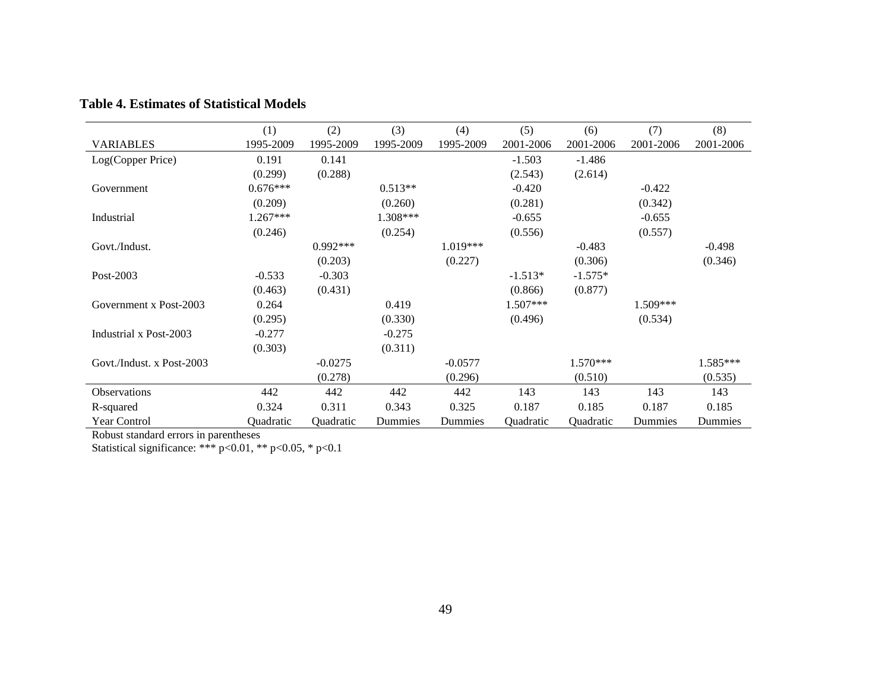**Table 4. Estimates of Statistical Models**

| VARIABLES | (1)<br>1995-2009 | (2)<br>1995-2009 | (3)<br>1995-2009 | (4)<br>1995-2009 | (5)<br>2001-2006 | (6)<br>2001-2006 | (7)<br>2001-2006 | (8)<br>2001-2006 |
|---|---|---|---|---|---|---|---|---|
| Log(Copper Price) | 0.191 | 0.141 | | | -1.503 | -1.486 | | |
| | (0.299) | (0.288) | | | (2.543) | (2.614) | | |
| Government | 0.676*** | | 0.513** | | -0.420 | | -0.422 | |
| | (0.209) | | (0.260) | | (0.281) | | (0.342) | |
| Industrial | 1.267*** | | 1.308*** | | -0.655 | | -0.655 | |
| | (0.246) | | (0.254) | | (0.556) | | (0.557) | |
| Govt./Indust. | | 0.992*** | | 1.019*** | | -0.483 | | -0.498 |
| | | (0.203) | | (0.227) | | (0.306) | | (0.346) |
| Post-2003 | -0.533 | -0.303 | | | -1.513* | -1.575* | | |
| | (0.463) | (0.431) | | | (0.866) | (0.877) | | |
| Government x Post-2003 | 0.264 | | 0.419 | | 1.507*** | | 1.509*** | |
| | (0.295) | | (0.330) | | (0.496) | | (0.534) | |
| Industrial x Post-2003 | -0.277 | | -0.275 | | | | | |
| | (0.303) | | (0.311) | | | | | |
| Govt./Indust. x Post-2003 | | -0.0275 | | -0.0577 | | 1.570*** | | 1.585*** |
| | | (0.278) | | (0.296) | | (0.510) | | (0.535) |
| Observations | 442 | 442 | 442 | 442 | 143 | 143 | 143 | 143 |
| R-squared | 0.324 | 0.311 | 0.343 | 0.325 | 0.187 | 0.185 | 0.187 | 0.185 |
| Year Control | Quadratic | Quadratic | Dummies | Dummies | Quadratic | Quadratic | Dummies | Dummies |

Robust standard errors in parentheses
Statistical significance: *** $p<0.01$, ** $p<0.05$, * $p<0.1$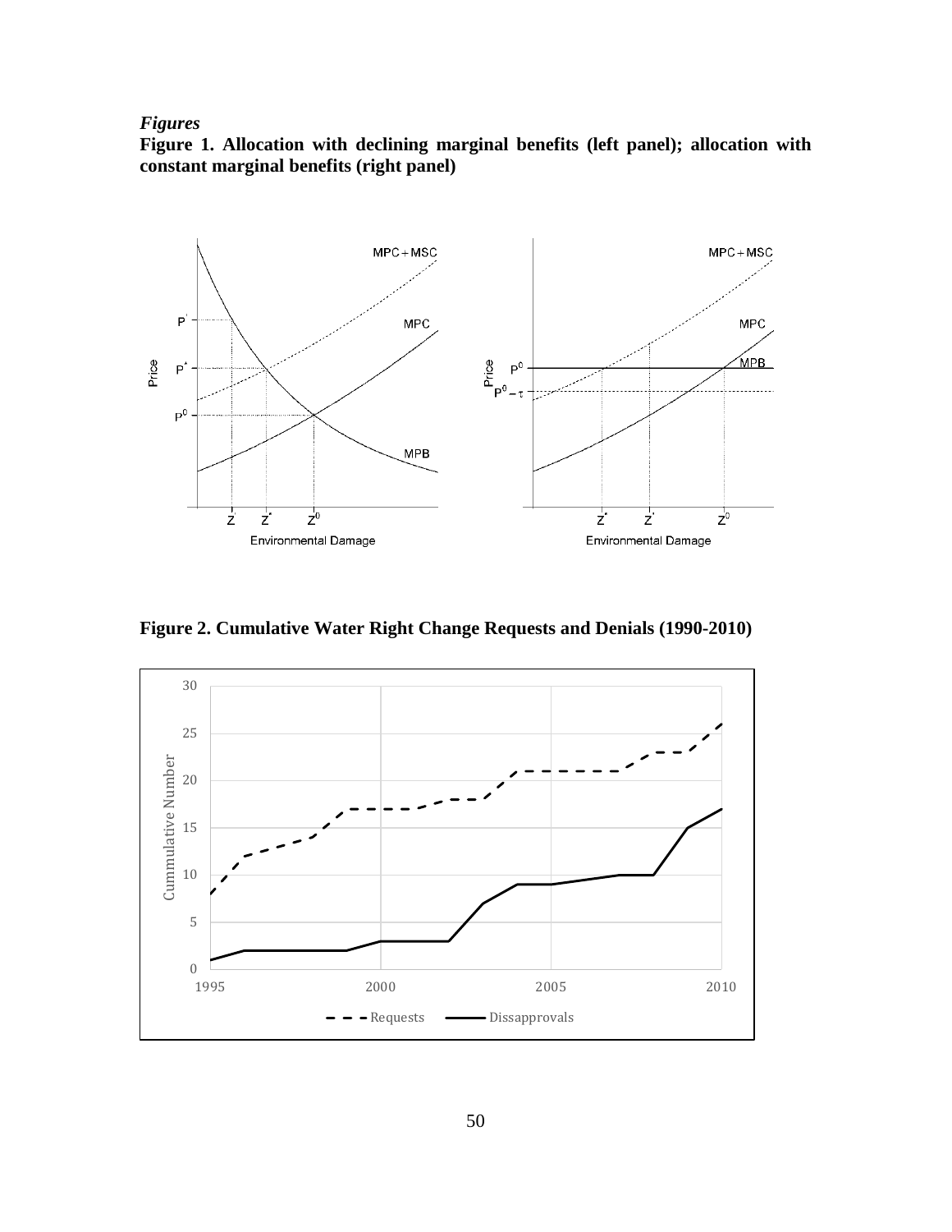***Figures***

**Figure 1. Allocation with declining marginal benefits (left panel); allocation with constant marginal benefits (right panel)**

**Figure 2. Cumulative Water Right Change Requests and Denials (1990-2010)**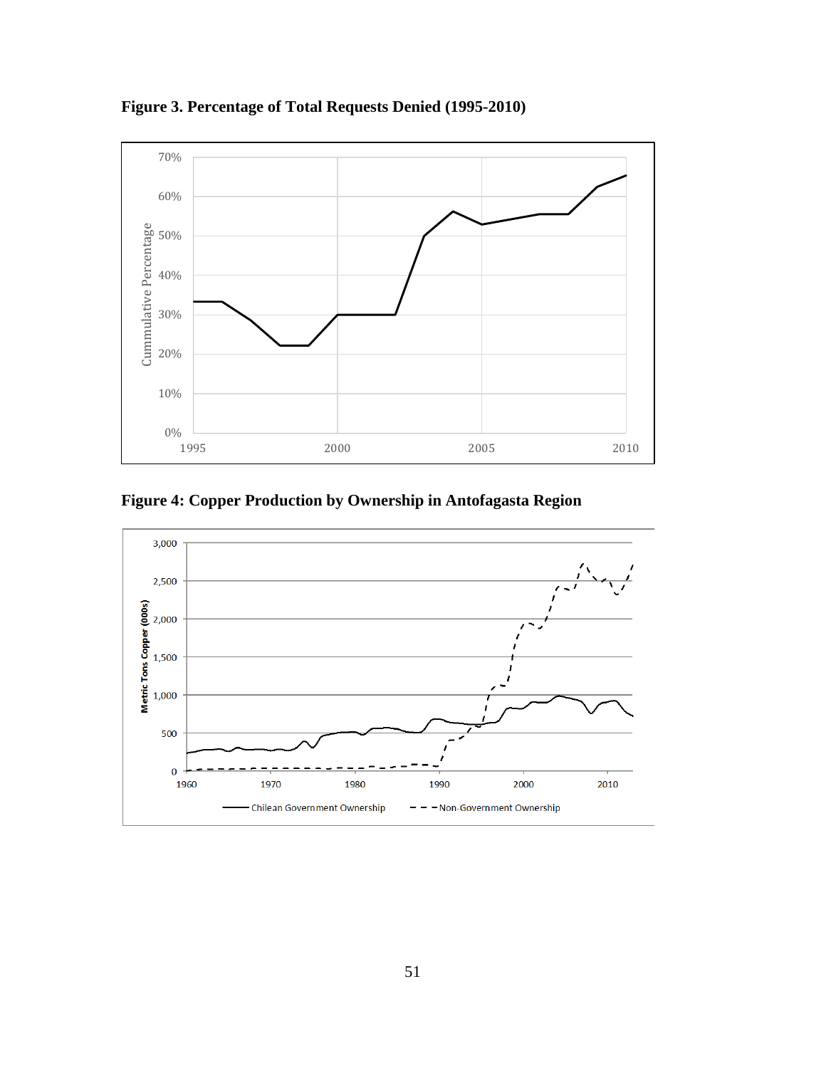**Figure 3. Percentage of Total Requests Denied (1995-2010)**

**Figure 4: Copper Production by Ownership in Antofagasta Region**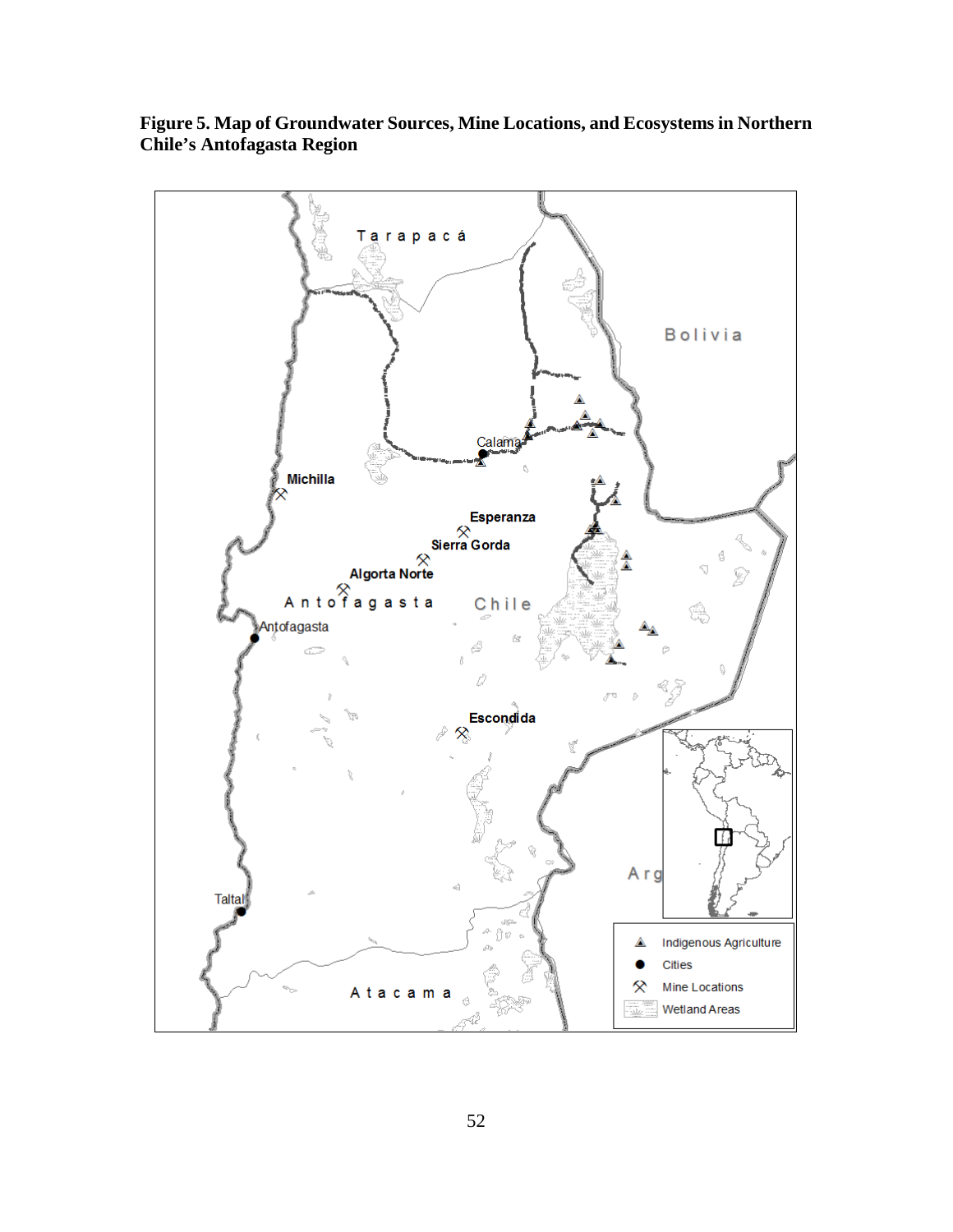**Figure 5. Map of Groundwater Sources, Mine Locations, and Ecosystems in Northern Chile's Antofagasta Region**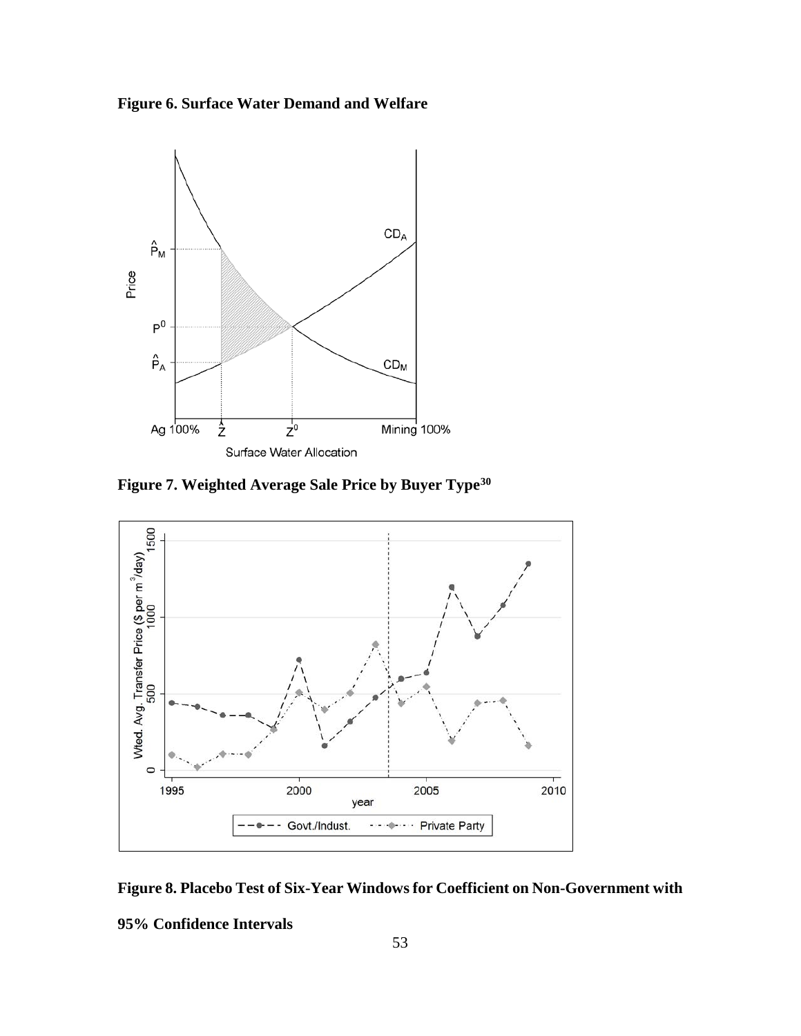**Figure 6. Surface Water Demand and Welfare**

**Figure 7. Weighted Average Sale Price by Buyer Type[30]**

**Figure 8. Placebo Test of Six-Year Windows for Coefficient on Non-Government with 95% Confidence Intervals**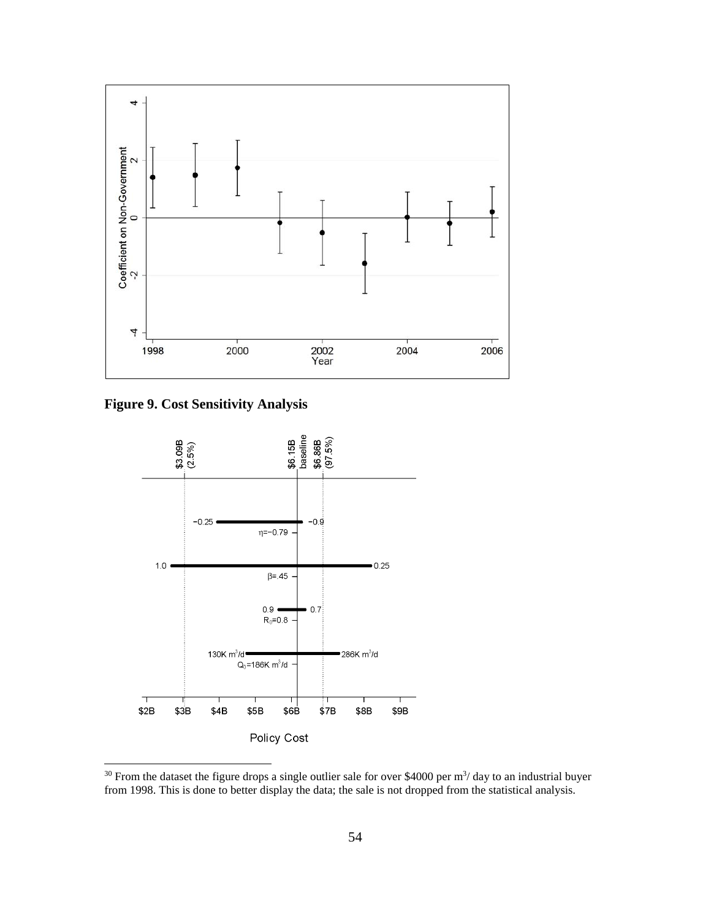Coefficient on Non-Government

4

2

0

-2

-4

1998

2000

2002

Year

2004

2006

**Figure 9. Cost Sensitivity Analysis**

\$3.09B (2.5%)

\$6.15B baseline

\$6.86B (97.5%)

−0.25

−0.9

η=−0.79

1.0

0.25

β=.45

0.9

0.7

$R_0$=0.8

130K $m^3$/d

286K $m^3$/d

$Q_0$=186K $m^3$/d

\$2B

\$3B

\$4B

\$5B

\$6B

\$7B

\$8B

\$9B

Policy Cost

[30] From the dataset the figure drops a single outlier sale for over \$4000 per $m^3$/ day to an industrial buyer from 1998. This is done to better display the data; the sale is not dropped from the statistical analysis.